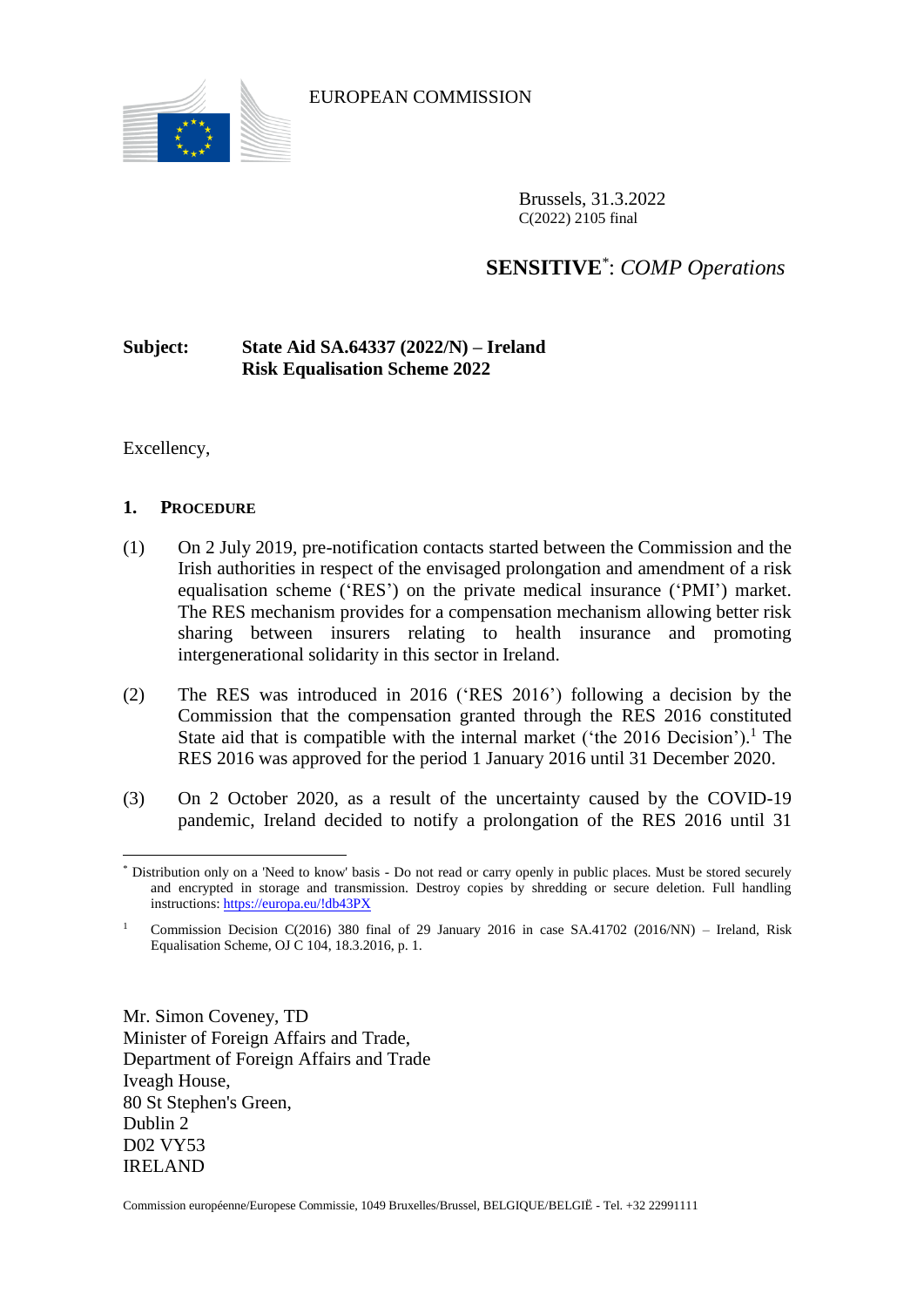EUROPEAN COMMISSION

Brussels, 31.3.2022
C(2022) 2105 final

**SENSITIVE**[*]: *COMP Operations*

**Subject: State Aid SA.64337 (2022/N) – Ireland**
**Risk Equalisation Scheme 2022**

Excellency,

## 1. PROCEDURE

(1) On 2 July 2019, pre-notification contacts started between the Commission and the Irish authorities in respect of the envisaged prolongation and amendment of a risk equalisation scheme ('RES') on the private medical insurance ('PMI') market. The RES mechanism provides for a compensation mechanism allowing better risk sharing between insurers relating to health insurance and promoting intergenerational solidarity in this sector in Ireland.

(2) The RES was introduced in 2016 ('RES 2016') following a decision by the Commission that the compensation granted through the RES 2016 constituted State aid that is compatible with the internal market ('the 2016 Decision').[1] The RES 2016 was approved for the period 1 January 2016 until 31 December 2020.

(3) On 2 October 2020, as a result of the uncertainty caused by the COVID-19 pandemic, Ireland decided to notify a prolongation of the RES 2016 until 31

---

[*] Distribution only on a 'Need to know' basis - Do not read or carry openly in public places. Must be stored securely and encrypted in storage and transmission. Destroy copies by shredding or secure deletion. Full handling instructions: https://europa.eu/!db43PX

[1] Commission Decision C(2016) 380 final of 29 January 2016 in case SA.41702 (2016/NN) – Ireland, Risk Equalisation Scheme, OJ C 104, 18.3.2016, p. 1.

Mr. Simon Coveney, TD
Minister of Foreign Affairs and Trade,
Department of Foreign Affairs and Trade
Iveagh House,
80 St Stephen's Green,
Dublin 2
D02 VY53
IRELAND

Commission européenne/Europese Commissie, 1049 Bruxelles/Brussel, BELGIQUE/BELGIË - Tel. +32 22991111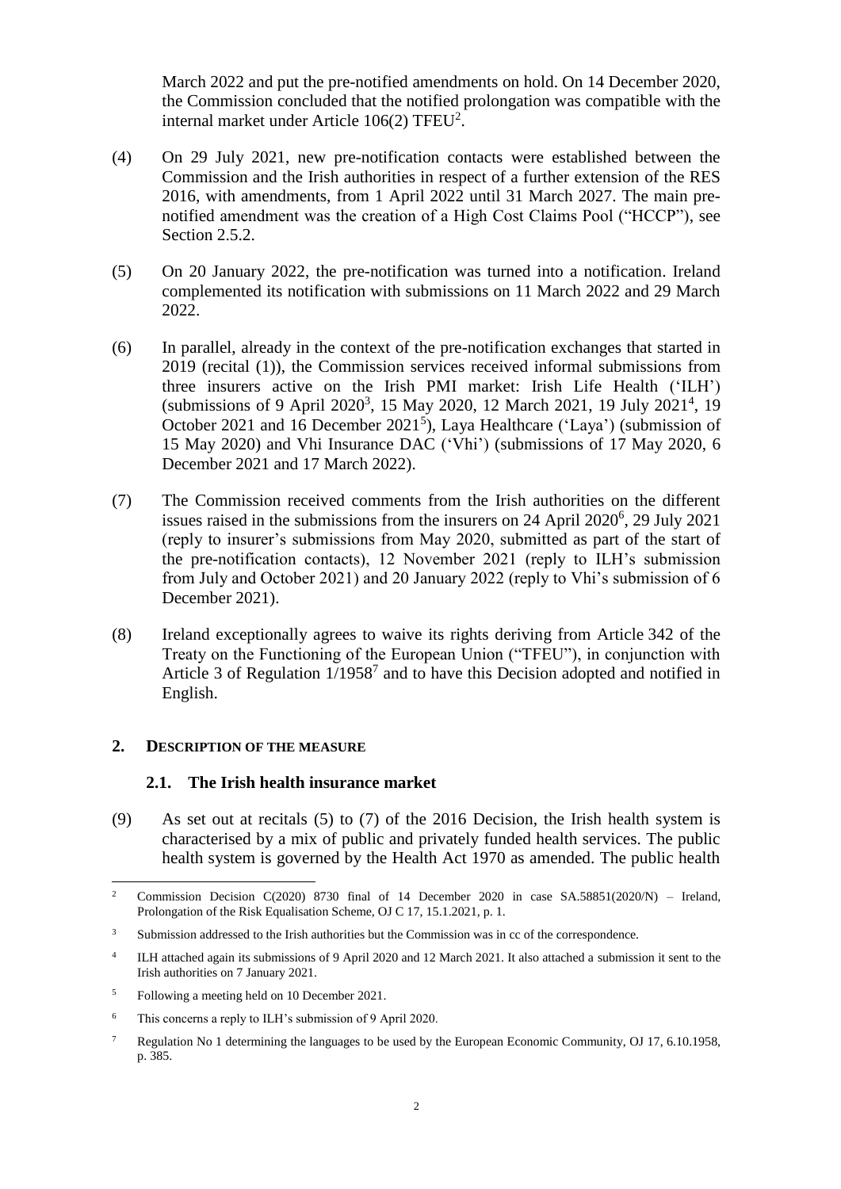March 2022 and put the pre-notified amendments on hold. On 14 December 2020, the Commission concluded that the notified prolongation was compatible with the internal market under Article 106(2) TFEU[2].

(4) On 29 July 2021, new pre-notification contacts were established between the Commission and the Irish authorities in respect of a further extension of the RES 2016, with amendments, from 1 April 2022 until 31 March 2027. The main pre-notified amendment was the creation of a High Cost Claims Pool ("HCCP"), see Section 2.5.2.

(5) On 20 January 2022, the pre-notification was turned into a notification. Ireland complemented its notification with submissions on 11 March 2022 and 29 March 2022.

(6) In parallel, already in the context of the pre-notification exchanges that started in 2019 (recital (1)), the Commission services received informal submissions from three insurers active on the Irish PMI market: Irish Life Health ('ILH') (submissions of 9 April 2020[3], 15 May 2020, 12 March 2021, 19 July 2021[4], 19 October 2021 and 16 December 2021[5]), Laya Healthcare ('Laya') (submission of 15 May 2020) and Vhi Insurance DAC ('Vhi') (submissions of 17 May 2020, 6 December 2021 and 17 March 2022).

(7) The Commission received comments from the Irish authorities on the different issues raised in the submissions from the insurers on 24 April 2020[6], 29 July 2021 (reply to insurer's submissions from May 2020, submitted as part of the start of the pre-notification contacts), 12 November 2021 (reply to ILH's submission from July and October 2021) and 20 January 2022 (reply to Vhi's submission of 6 December 2021).

(8) Ireland exceptionally agrees to waive its rights deriving from Article 342 of the Treaty on the Functioning of the European Union ("TFEU"), in conjunction with Article 3 of Regulation 1/1958[7] and to have this Decision adopted and notified in English.

## 2. DESCRIPTION OF THE MEASURE

### 2.1. The Irish health insurance market

(9) As set out at recitals (5) to (7) of the 2016 Decision, the Irish health system is characterised by a mix of public and privately funded health services. The public health system is governed by the Health Act 1970 as amended. The public health

---

[2] Commission Decision C(2020) 8730 final of 14 December 2020 in case SA.58851(2020/N) – Ireland, Prolongation of the Risk Equalisation Scheme, OJ C 17, 15.1.2021, p. 1.

[3] Submission addressed to the Irish authorities but the Commission was in cc of the correspondence.

[4] ILH attached again its submissions of 9 April 2020 and 12 March 2021. It also attached a submission it sent to the Irish authorities on 7 January 2021.

[5] Following a meeting held on 10 December 2021.

[6] This concerns a reply to ILH's submission of 9 April 2020.

[7] Regulation No 1 determining the languages to be used by the European Economic Community, OJ 17, 6.10.1958, p. 385.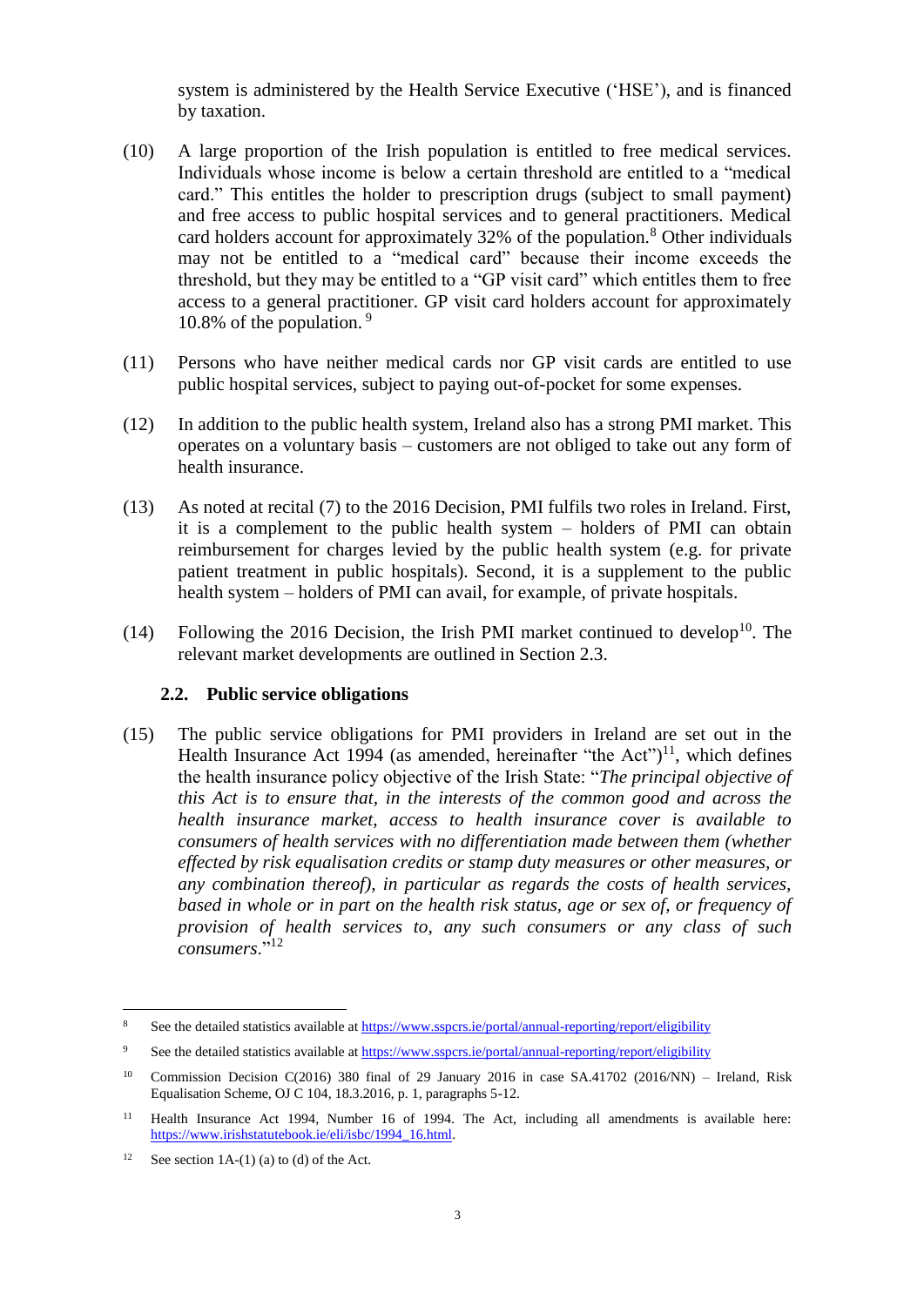system is administered by the Health Service Executive ('HSE'), and is financed by taxation.

(10) A large proportion of the Irish population is entitled to free medical services. Individuals whose income is below a certain threshold are entitled to a "medical card." This entitles the holder to prescription drugs (subject to small payment) and free access to public hospital services and to general practitioners. Medical card holders account for approximately 32% of the population.[8] Other individuals may not be entitled to a "medical card" because their income exceeds the threshold, but they may be entitled to a "GP visit card" which entitles them to free access to a general practitioner. GP visit card holders account for approximately 10.8% of the population. [9]

(11) Persons who have neither medical cards nor GP visit cards are entitled to use public hospital services, subject to paying out-of-pocket for some expenses.

(12) In addition to the public health system, Ireland also has a strong PMI market. This operates on a voluntary basis – customers are not obliged to take out any form of health insurance.

(13) As noted at recital (7) to the 2016 Decision, PMI fulfils two roles in Ireland. First, it is a complement to the public health system – holders of PMI can obtain reimbursement for charges levied by the public health system (e.g. for private patient treatment in public hospitals). Second, it is a supplement to the public health system – holders of PMI can avail, for example, of private hospitals.

(14) Following the 2016 Decision, the Irish PMI market continued to develop[10]. The relevant market developments are outlined in Section 2.3.

### 2.2. Public service obligations

(15) The public service obligations for PMI providers in Ireland are set out in the Health Insurance Act 1994 (as amended, hereinafter "the Act")[11], which defines the health insurance policy objective of the Irish State: "*The principal objective of this Act is to ensure that, in the interests of the common good and across the health insurance market, access to health insurance cover is available to consumers of health services with no differentiation made between them (whether effected by risk equalisation credits or stamp duty measures or other measures, or any combination thereof), in particular as regards the costs of health services, based in whole or in part on the health risk status, age or sex of, or frequency of provision of health services to, any such consumers or any class of such consumers*."[12]

---

[8] See the detailed statistics available at https://www.sspcrs.ie/portal/annual-reporting/report/eligibility

[9] See the detailed statistics available at https://www.sspcrs.ie/portal/annual-reporting/report/eligibility

[10] Commission Decision C(2016) 380 final of 29 January 2016 in case SA.41702 (2016/NN) – Ireland, Risk Equalisation Scheme, OJ C 104, 18.3.2016, p. 1, paragraphs 5-12.

[11] Health Insurance Act 1994, Number 16 of 1994. The Act, including all amendments is available here: https://www.irishstatutebook.ie/eli/isbc/1994_16.html.

[12] See section 1A-(1) (a) to (d) of the Act.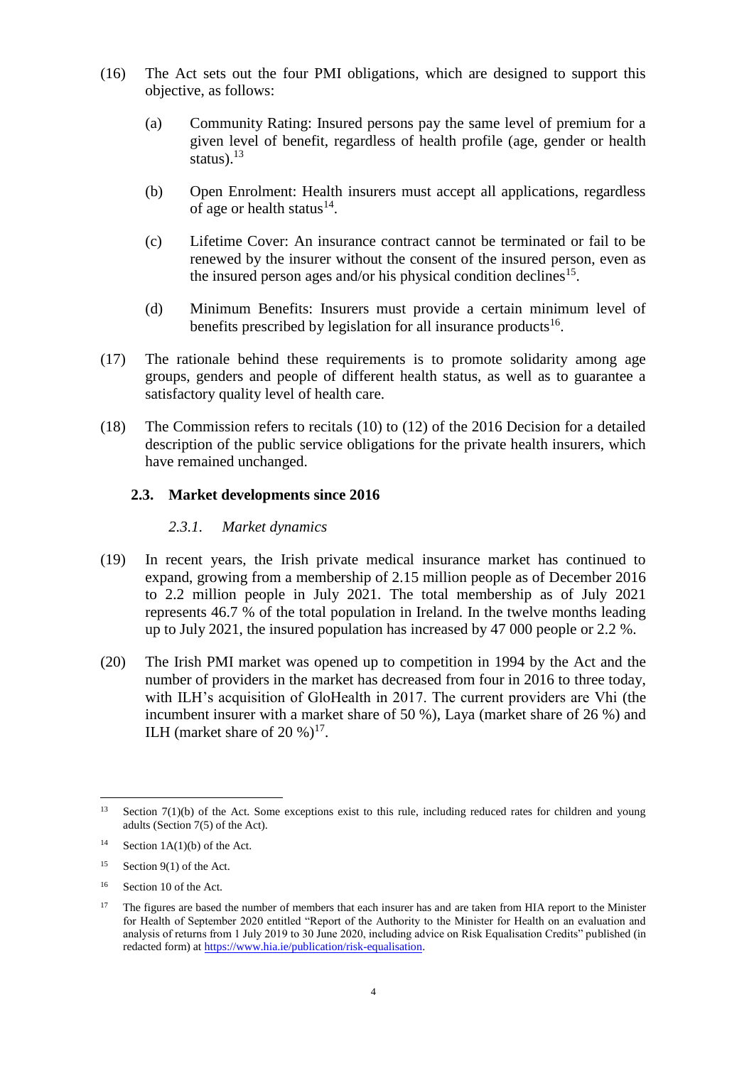(16) The Act sets out the four PMI obligations, which are designed to support this objective, as follows:

(a) Community Rating: Insured persons pay the same level of premium for a given level of benefit, regardless of health profile (age, gender or health status).[13]

(b) Open Enrolment: Health insurers must accept all applications, regardless of age or health status[14].

(c) Lifetime Cover: An insurance contract cannot be terminated or fail to be renewed by the insurer without the consent of the insured person, even as the insured person ages and/or his physical condition declines[15].

(d) Minimum Benefits: Insurers must provide a certain minimum level of benefits prescribed by legislation for all insurance products[16].

(17) The rationale behind these requirements is to promote solidarity among age groups, genders and people of different health status, as well as to guarantee a satisfactory quality level of health care.

(18) The Commission refers to recitals (10) to (12) of the 2016 Decision for a detailed description of the public service obligations for the private health insurers, which have remained unchanged.

### 2.3. Market developments since 2016

#### *2.3.1. Market dynamics*

(19) In recent years, the Irish private medical insurance market has continued to expand, growing from a membership of 2.15 million people as of December 2016 to 2.2 million people in July 2021. The total membership as of July 2021 represents 46.7 % of the total population in Ireland. In the twelve months leading up to July 2021, the insured population has increased by 47 000 people or 2.2 %.

(20) The Irish PMI market was opened up to competition in 1994 by the Act and the number of providers in the market has decreased from four in 2016 to three today, with ILH's acquisition of GloHealth in 2017. The current providers are Vhi (the incumbent insurer with a market share of 50 %), Laya (market share of 26 %) and ILH (market share of 20 %)[17].

---

[13] Section 7(1)(b) of the Act. Some exceptions exist to this rule, including reduced rates for children and young adults (Section 7(5) of the Act).

[14] Section 1A(1)(b) of the Act.

[15] Section 9(1) of the Act.

[16] Section 10 of the Act.

[17] The figures are based the number of members that each insurer has and are taken from HIA report to the Minister for Health of September 2020 entitled "Report of the Authority to the Minister for Health on an evaluation and analysis of returns from 1 July 2019 to 30 June 2020, including advice on Risk Equalisation Credits" published (in redacted form) at https://www.hia.ie/publication/risk-equalisation.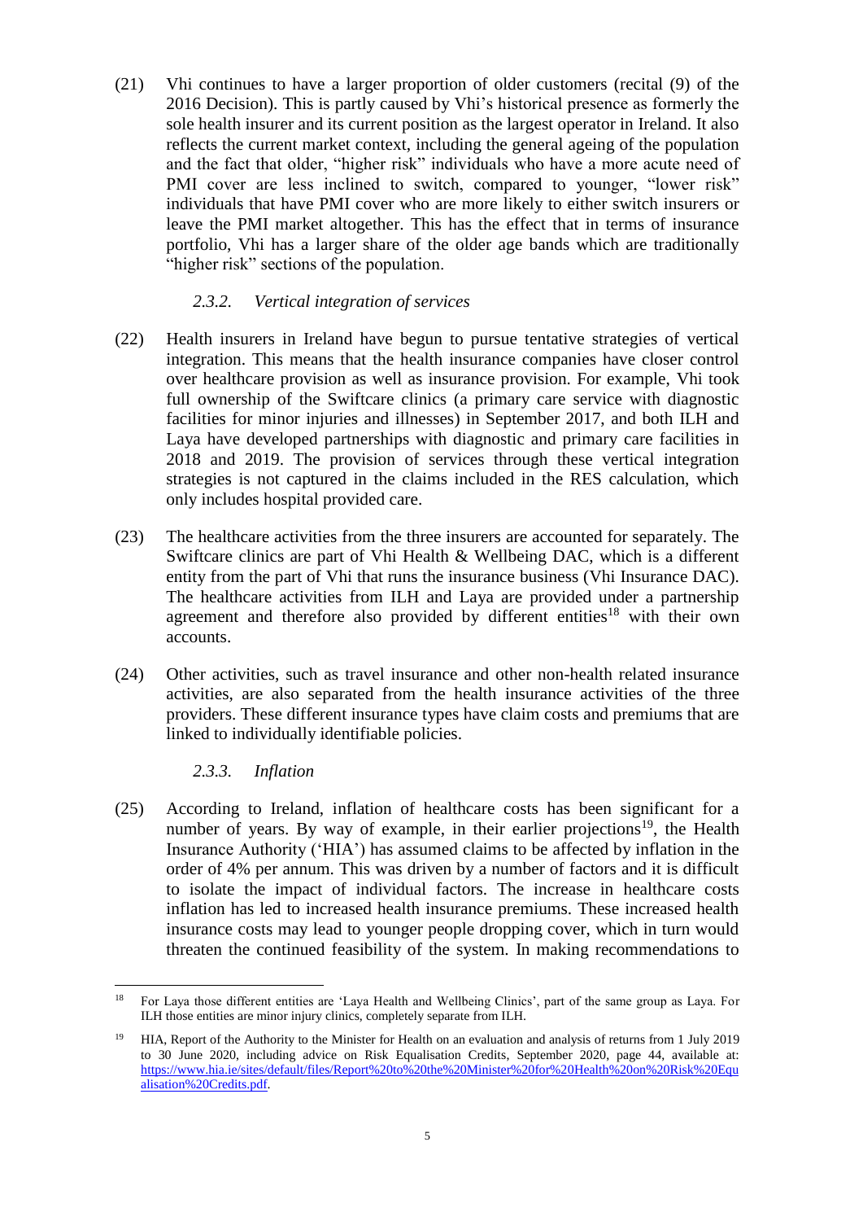(21) Vhi continues to have a larger proportion of older customers (recital (9) of the 2016 Decision). This is partly caused by Vhi's historical presence as formerly the sole health insurer and its current position as the largest operator in Ireland. It also reflects the current market context, including the general ageing of the population and the fact that older, "higher risk" individuals who have a more acute need of PMI cover are less inclined to switch, compared to younger, "lower risk" individuals that have PMI cover who are more likely to either switch insurers or leave the PMI market altogether. This has the effect that in terms of insurance portfolio, Vhi has a larger share of the older age bands which are traditionally "higher risk" sections of the population.

### *2.3.2. Vertical integration of services*

(22) Health insurers in Ireland have begun to pursue tentative strategies of vertical integration. This means that the health insurance companies have closer control over healthcare provision as well as insurance provision. For example, Vhi took full ownership of the Swiftcare clinics (a primary care service with diagnostic facilities for minor injuries and illnesses) in September 2017, and both ILH and Laya have developed partnerships with diagnostic and primary care facilities in 2018 and 2019. The provision of services through these vertical integration strategies is not captured in the claims included in the RES calculation, which only includes hospital provided care.

(23) The healthcare activities from the three insurers are accounted for separately. The Swiftcare clinics are part of Vhi Health & Wellbeing DAC, which is a different entity from the part of Vhi that runs the insurance business (Vhi Insurance DAC). The healthcare activities from ILH and Laya are provided under a partnership agreement and therefore also provided by different entities[18] with their own accounts.

(24) Other activities, such as travel insurance and other non-health related insurance activities, are also separated from the health insurance activities of the three providers. These different insurance types have claim costs and premiums that are linked to individually identifiable policies.

### *2.3.3. Inflation*

(25) According to Ireland, inflation of healthcare costs has been significant for a number of years. By way of example, in their earlier projections[19], the Health Insurance Authority ('HIA') has assumed claims to be affected by inflation in the order of 4% per annum. This was driven by a number of factors and it is difficult to isolate the impact of individual factors. The increase in healthcare costs inflation has led to increased health insurance premiums. These increased health insurance costs may lead to younger people dropping cover, which in turn would threaten the continued feasibility of the system. In making recommendations to

---

[18] For Laya those different entities are 'Laya Health and Wellbeing Clinics', part of the same group as Laya. For ILH those entities are minor injury clinics, completely separate from ILH.

[19] HIA, Report of the Authority to the Minister for Health on an evaluation and analysis of returns from 1 July 2019 to 30 June 2020, including advice on Risk Equalisation Credits, September 2020, page 44, available at: https://www.hia.ie/sites/default/files/Report%20to%20the%20Minister%20for%20Health%20on%20Risk%20Equalisation%20Credits.pdf.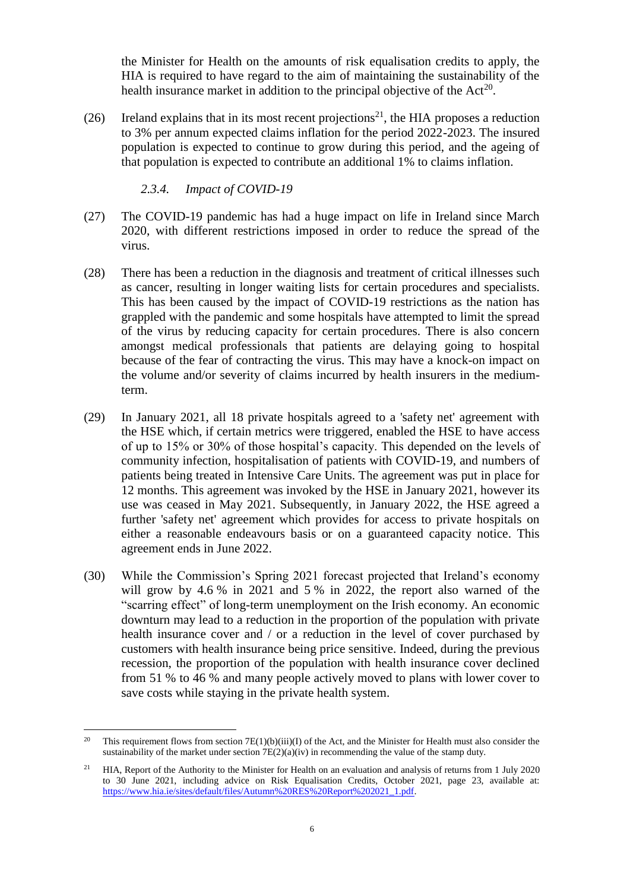the Minister for Health on the amounts of risk equalisation credits to apply, the HIA is required to have regard to the aim of maintaining the sustainability of the health insurance market in addition to the principal objective of the Act[20].

(26) Ireland explains that in its most recent projections[21], the HIA proposes a reduction to 3% per annum expected claims inflation for the period 2022-2023. The insured population is expected to continue to grow during this period, and the ageing of that population is expected to contribute an additional 1% to claims inflation.

#### *2.3.4. Impact of COVID-19*

(27) The COVID-19 pandemic has had a huge impact on life in Ireland since March 2020, with different restrictions imposed in order to reduce the spread of the virus.

(28) There has been a reduction in the diagnosis and treatment of critical illnesses such as cancer, resulting in longer waiting lists for certain procedures and specialists. This has been caused by the impact of COVID-19 restrictions as the nation has grappled with the pandemic and some hospitals have attempted to limit the spread of the virus by reducing capacity for certain procedures. There is also concern amongst medical professionals that patients are delaying going to hospital because of the fear of contracting the virus. This may have a knock-on impact on the volume and/or severity of claims incurred by health insurers in the medium-term.

(29) In January 2021, all 18 private hospitals agreed to a 'safety net' agreement with the HSE which, if certain metrics were triggered, enabled the HSE to have access of up to 15% or 30% of those hospital's capacity. This depended on the levels of community infection, hospitalisation of patients with COVID-19, and numbers of patients being treated in Intensive Care Units. The agreement was put in place for 12 months. This agreement was invoked by the HSE in January 2021, however its use was ceased in May 2021. Subsequently, in January 2022, the HSE agreed a further 'safety net' agreement which provides for access to private hospitals on either a reasonable endeavours basis or on a guaranteed capacity notice. This agreement ends in June 2022.

(30) While the Commission's Spring 2021 forecast projected that Ireland's economy will grow by 4.6 % in 2021 and 5 % in 2022, the report also warned of the "scarring effect" of long-term unemployment on the Irish economy. An economic downturn may lead to a reduction in the proportion of the population with private health insurance cover and / or a reduction in the level of cover purchased by customers with health insurance being price sensitive. Indeed, during the previous recession, the proportion of the population with health insurance cover declined from 51 % to 46 % and many people actively moved to plans with lower cover to save costs while staying in the private health system.

---

[20] This requirement flows from section 7E(1)(b)(iii)(I) of the Act, and the Minister for Health must also consider the sustainability of the market under section 7E(2)(a)(iv) in recommending the value of the stamp duty.

[21] HIA, Report of the Authority to the Minister for Health on an evaluation and analysis of returns from 1 July 2020 to 30 June 2021, including advice on Risk Equalisation Credits, October 2021, page 23, available at: https://www.hia.ie/sites/default/files/Autumn%20RES%20Report%202021_1.pdf.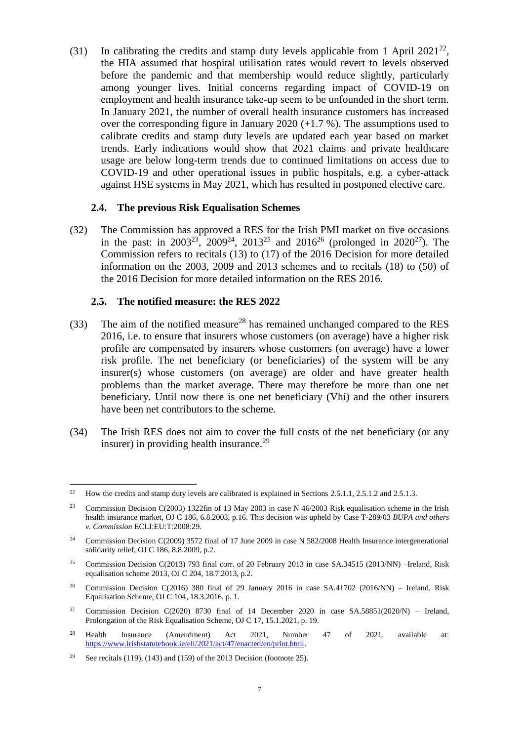(31) In calibrating the credits and stamp duty levels applicable from 1 April 2021[22], the HIA assumed that hospital utilisation rates would revert to levels observed before the pandemic and that membership would reduce slightly, particularly among younger lives. Initial concerns regarding impact of COVID-19 on employment and health insurance take-up seem to be unfounded in the short term. In January 2021, the number of overall health insurance customers has increased over the corresponding figure in January 2020 (+1.7 %). The assumptions used to calibrate credits and stamp duty levels are updated each year based on market trends. Early indications would show that 2021 claims and private healthcare usage are below long-term trends due to continued limitations on access due to COVID-19 and other operational issues in public hospitals, e.g. a cyber-attack against HSE systems in May 2021, which has resulted in postponed elective care.

### 2.4. The previous Risk Equalisation Schemes

(32) The Commission has approved a RES for the Irish PMI market on five occasions in the past: in 2003[23], 2009[24], 2013[25] and 2016[26] (prolonged in 2020[27]). The Commission refers to recitals (13) to (17) of the 2016 Decision for more detailed information on the 2003, 2009 and 2013 schemes and to recitals (18) to (50) of the 2016 Decision for more detailed information on the RES 2016.

### 2.5. The notified measure: the RES 2022

(33) The aim of the notified measure[28] has remained unchanged compared to the RES 2016, i.e. to ensure that insurers whose customers (on average) have a higher risk profile are compensated by insurers whose customers (on average) have a lower risk profile. The net beneficiary (or beneficiaries) of the system will be any insurer(s) whose customers (on average) are older and have greater health problems than the market average. There may therefore be more than one net beneficiary. Until now there is one net beneficiary (Vhi) and the other insurers have been net contributors to the scheme.

(34) The Irish RES does not aim to cover the full costs of the net beneficiary (or any insurer) in providing health insurance.[29]

---

[22] How the credits and stamp duty levels are calibrated is explained in Sections 2.5.1.1, 2.5.1.2 and 2.5.1.3.

[23] Commission Decision C(2003) 1322fin of 13 May 2003 in case N 46/2003 Risk equalisation scheme in the Irish health insurance market, OJ C 186, 6.8.2003, p.16. This decision was upheld by Case T-289/03 *BUPA and others v. Commission* ECLI:EU:T:2008:29.

[24] Commission Decision C(2009) 3572 final of 17 June 2009 in case N 582/2008 Health Insurance intergenerational solidarity relief, OJ C 186, 8.8.2009, p.2.

[25] Commission Decision C(2013) 793 final corr. of 20 February 2013 in case SA.34515 (2013/NN) –Ireland, Risk equalisation scheme 2013, OJ C 204, 18.7.2013, p.2.

[26] Commission Decision C(2016) 380 final of 29 January 2016 in case SA.41702 (2016/NN) – Ireland, Risk Equalisation Scheme, OJ C 104, 18.3.2016, p. 1.

[27] Commission Decision C(2020) 8730 final of 14 December 2020 in case SA.58851(2020/N) – Ireland, Prolongation of the Risk Equalisation Scheme, OJ C 17, 15.1.2021, p. 19.

[28] Health Insurance (Amendment) Act 2021, Number 47 of 2021, available at: https://www.irishstatutebook.ie/eli/2021/act/47/enacted/en/print.html.

[29] See recitals (119), (143) and (159) of the 2013 Decision (footnote 25).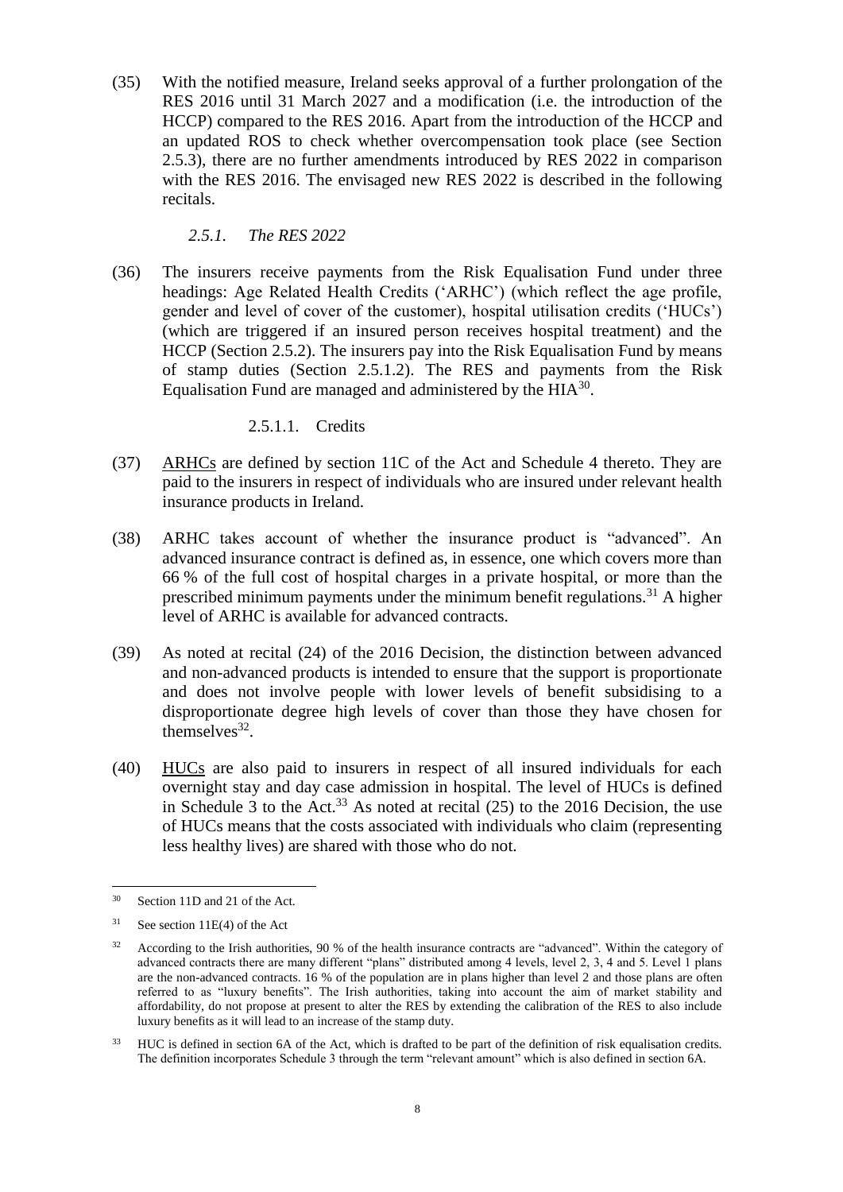(35) With the notified measure, Ireland seeks approval of a further prolongation of the RES 2016 until 31 March 2027 and a modification (i.e. the introduction of the HCCP) compared to the RES 2016. Apart from the introduction of the HCCP and an updated ROS to check whether overcompensation took place (see Section 2.5.3), there are no further amendments introduced by RES 2022 in comparison with the RES 2016. The envisaged new RES 2022 is described in the following recitals.

### *2.5.1. The RES 2022*

(36) The insurers receive payments from the Risk Equalisation Fund under three headings: Age Related Health Credits ('ARHC') (which reflect the age profile, gender and level of cover of the customer), hospital utilisation credits ('HUCs') (which are triggered if an insured person receives hospital treatment) and the HCCP (Section 2.5.2). The insurers pay into the Risk Equalisation Fund by means of stamp duties (Section 2.5.1.2). The RES and payments from the Risk Equalisation Fund are managed and administered by the HIA[30].

#### 2.5.1.1. Credits

(37) ARHCs are defined by section 11C of the Act and Schedule 4 thereto. They are paid to the insurers in respect of individuals who are insured under relevant health insurance products in Ireland.

(38) ARHC takes account of whether the insurance product is "advanced". An advanced insurance contract is defined as, in essence, one which covers more than 66 % of the full cost of hospital charges in a private hospital, or more than the prescribed minimum payments under the minimum benefit regulations.[31] A higher level of ARHC is available for advanced contracts.

(39) As noted at recital (24) of the 2016 Decision, the distinction between advanced and non-advanced products is intended to ensure that the support is proportionate and does not involve people with lower levels of benefit subsidising to a disproportionate degree high levels of cover than those they have chosen for themselves[32].

(40) HUCs are also paid to insurers in respect of all insured individuals for each overnight stay and day case admission in hospital. The level of HUCs is defined in Schedule 3 to the Act.[33] As noted at recital (25) to the 2016 Decision, the use of HUCs means that the costs associated with individuals who claim (representing less healthy lives) are shared with those who do not.

---

[30] Section 11D and 21 of the Act.

[31] See section 11E(4) of the Act

[32] According to the Irish authorities, 90 % of the health insurance contracts are "advanced". Within the category of advanced contracts there are many different "plans" distributed among 4 levels, level 2, 3, 4 and 5. Level 1 plans are the non-advanced contracts. 16 % of the population are in plans higher than level 2 and those plans are often referred to as "luxury benefits". The Irish authorities, taking into account the aim of market stability and affordability, do not propose at present to alter the RES by extending the calibration of the RES to also include luxury benefits as it will lead to an increase of the stamp duty.

[33] HUC is defined in section 6A of the Act, which is drafted to be part of the definition of risk equalisation credits. The definition incorporates Schedule 3 through the term "relevant amount" which is also defined in section 6A.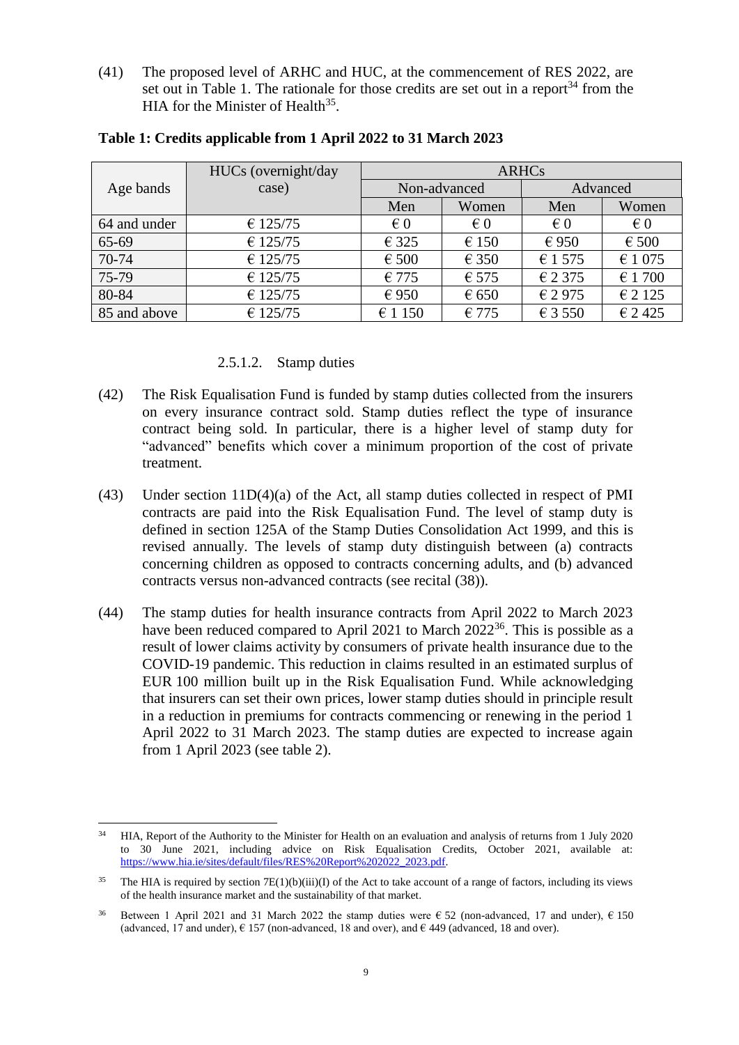(41) The proposed level of ARHC and HUC, at the commencement of RES 2022, are set out in Table 1. The rationale for those credits are set out in a report[34] from the HIA for the Minister of Health[35].

**Table 1: Credits applicable from 1 April 2022 to 31 March 2023**

| Age bands | HUCs (overnight/day case) | ARHCs | | | |
|---|---|---|---|---|---|
| | | Non-advanced | | Advanced | |
| | | Men | Women | Men | Women |
| 64 and under | € 125/75 | € 0 | € 0 | € 0 | € 0 |
| 65-69 | € 125/75 | € 325 | € 150 | € 950 | € 500 |
| 70-74 | € 125/75 | € 500 | € 350 | € 1 575 | € 1 075 |
| 75-79 | € 125/75 | € 775 | € 575 | € 2 375 | € 1 700 |
| 80-84 | € 125/75 | € 950 | € 650 | € 2 975 | € 2 125 |
| 85 and above | € 125/75 | € 1 150 | € 775 | € 3 550 | € 2 425 |

#### 2.5.1.2. Stamp duties

(42) The Risk Equalisation Fund is funded by stamp duties collected from the insurers on every insurance contract sold. Stamp duties reflect the type of insurance contract being sold. In particular, there is a higher level of stamp duty for "advanced" benefits which cover a minimum proportion of the cost of private treatment.

(43) Under section 11D(4)(a) of the Act, all stamp duties collected in respect of PMI contracts are paid into the Risk Equalisation Fund. The level of stamp duty is defined in section 125A of the Stamp Duties Consolidation Act 1999, and this is revised annually. The levels of stamp duty distinguish between (a) contracts concerning children as opposed to contracts concerning adults, and (b) advanced contracts versus non-advanced contracts (see recital (38)).

(44) The stamp duties for health insurance contracts from April 2022 to March 2023 have been reduced compared to April 2021 to March 2022[36]. This is possible as a result of lower claims activity by consumers of private health insurance due to the COVID-19 pandemic. This reduction in claims resulted in an estimated surplus of EUR 100 million built up in the Risk Equalisation Fund. While acknowledging that insurers can set their own prices, lower stamp duties should in principle result in a reduction in premiums for contracts commencing or renewing in the period 1 April 2022 to 31 March 2023. The stamp duties are expected to increase again from 1 April 2023 (see table 2).

---

[34] HIA, Report of the Authority to the Minister for Health on an evaluation and analysis of returns from 1 July 2020 to 30 June 2021, including advice on Risk Equalisation Credits, October 2021, available at: https://www.hia.ie/sites/default/files/RES%20Report%202022_2023.pdf.

[35] The HIA is required by section 7E(1)(b)(iii)(I) of the Act to take account of a range of factors, including its views of the health insurance market and the sustainability of that market.

[36] Between 1 April 2021 and 31 March 2022 the stamp duties were € 52 (non-advanced, 17 and under), € 150 (advanced, 17 and under), € 157 (non-advanced, 18 and over), and € 449 (advanced, 18 and over).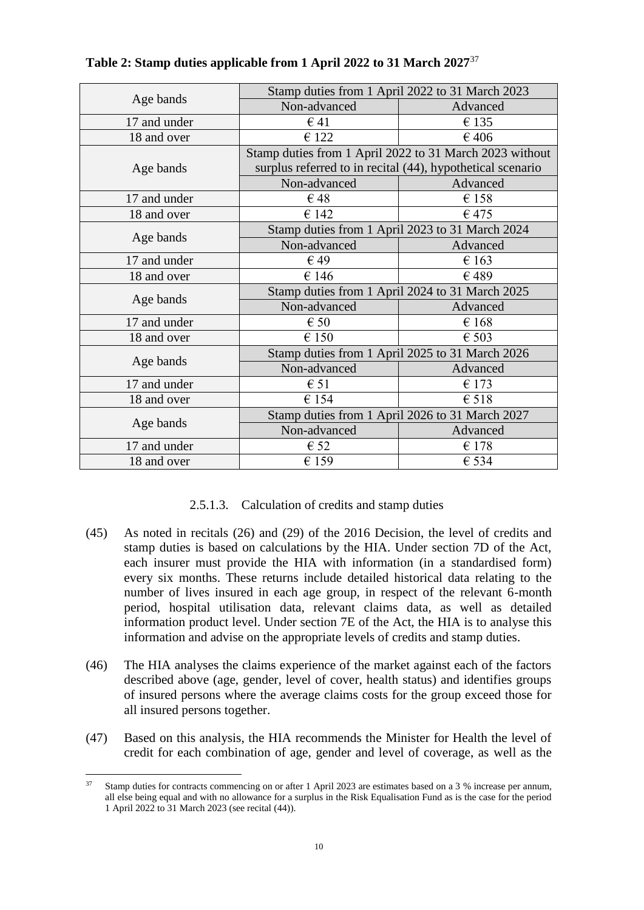**Table 2: Stamp duties applicable from 1 April 2022 to 31 March 2027**[37]

| Age bands | Stamp duties from 1 April 2022 to 31 March 2023 | |
|---|---|---|
| | Non-advanced | Advanced |
| 17 and under | € 41 | € 135 |
| 18 and over | € 122 | € 406 |
| Age bands | Stamp duties from 1 April 2022 to 31 March 2023 without surplus referred to in recital (44), hypothetical scenario | |
| | Non-advanced | Advanced |
| 17 and under | € 48 | € 158 |
| 18 and over | € 142 | € 475 |
| Age bands | Stamp duties from 1 April 2023 to 31 March 2024 | |
| | Non-advanced | Advanced |
| 17 and under | € 49 | € 163 |
| 18 and over | € 146 | € 489 |
| Age bands | Stamp duties from 1 April 2024 to 31 March 2025 | |
| | Non-advanced | Advanced |
| 17 and under | € 50 | € 168 |
| 18 and over | € 150 | € 503 |
| Age bands | Stamp duties from 1 April 2025 to 31 March 2026 | |
| | Non-advanced | Advanced |
| 17 and under | € 51 | € 173 |
| 18 and over | € 154 | € 518 |
| Age bands | Stamp duties from 1 April 2026 to 31 March 2027 | |
| | Non-advanced | Advanced |
| 17 and under | € 52 | € 178 |
| 18 and over | € 159 | € 534 |

2.5.1.3. Calculation of credits and stamp duties

(45) As noted in recitals (26) and (29) of the 2016 Decision, the level of credits and stamp duties is based on calculations by the HIA. Under section 7D of the Act, each insurer must provide the HIA with information (in a standardised form) every six months. These returns include detailed historical data relating to the number of lives insured in each age group, in respect of the relevant 6-month period, hospital utilisation data, relevant claims data, as well as detailed information product level. Under section 7E of the Act, the HIA is to analyse this information and advise on the appropriate levels of credits and stamp duties.

(46) The HIA analyses the claims experience of the market against each of the factors described above (age, gender, level of cover, health status) and identifies groups of insured persons where the average claims costs for the group exceed those for all insured persons together.

(47) Based on this analysis, the HIA recommends the Minister for Health the level of credit for each combination of age, gender and level of coverage, as well as the

[37] Stamp duties for contracts commencing on or after 1 April 2023 are estimates based on a 3 % increase per annum, all else being equal and with no allowance for a surplus in the Risk Equalisation Fund as is the case for the period 1 April 2022 to 31 March 2023 (see recital (44)).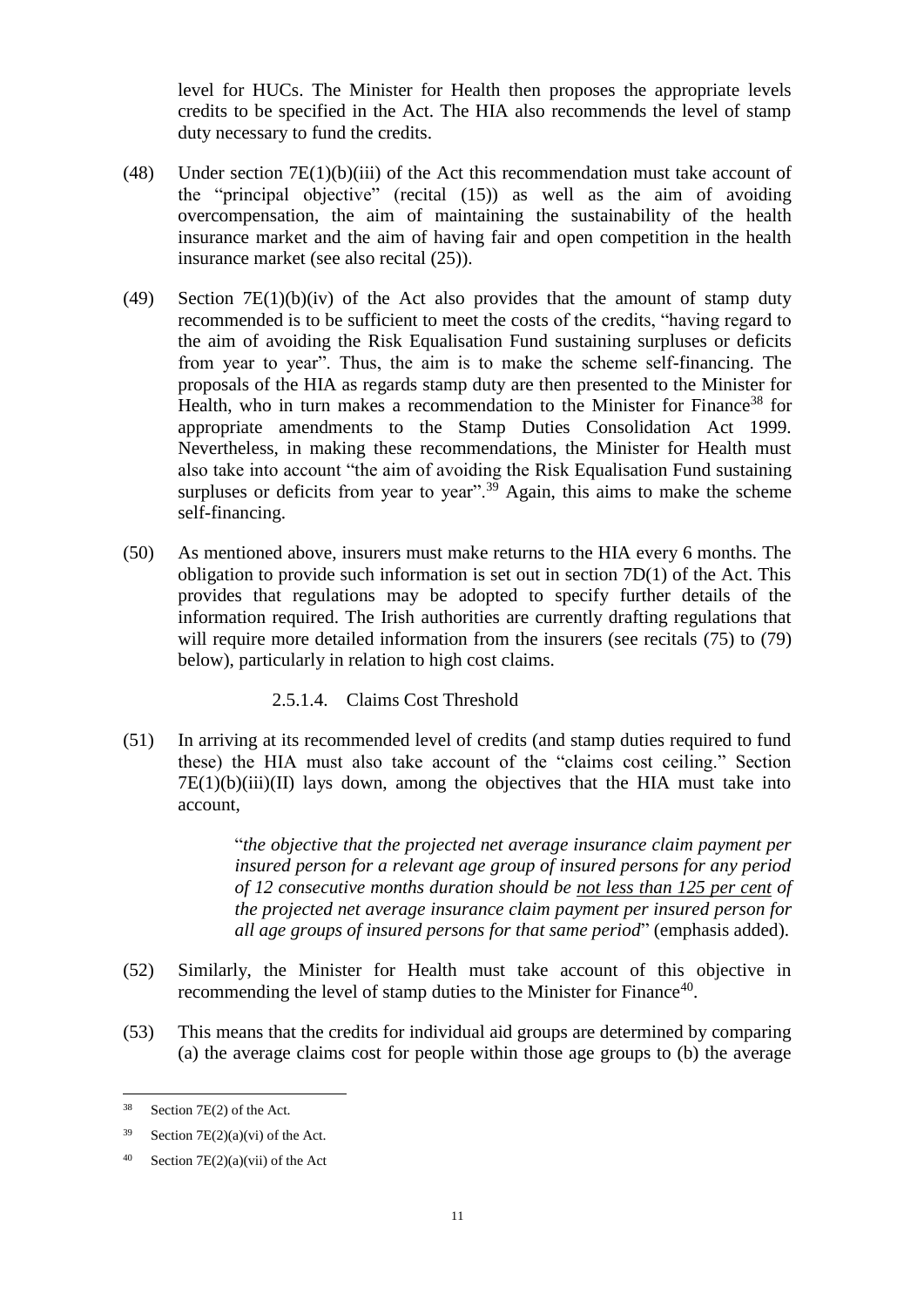level for HUCs. The Minister for Health then proposes the appropriate levels credits to be specified in the Act. The HIA also recommends the level of stamp duty necessary to fund the credits.

(48) Under section 7E(1)(b)(iii) of the Act this recommendation must take account of the "principal objective" (recital (15)) as well as the aim of avoiding overcompensation, the aim of maintaining the sustainability of the health insurance market and the aim of having fair and open competition in the health insurance market (see also recital (25)).

(49) Section 7E(1)(b)(iv) of the Act also provides that the amount of stamp duty recommended is to be sufficient to meet the costs of the credits, "having regard to the aim of avoiding the Risk Equalisation Fund sustaining surpluses or deficits from year to year". Thus, the aim is to make the scheme self-financing. The proposals of the HIA as regards stamp duty are then presented to the Minister for Health, who in turn makes a recommendation to the Minister for Finance[38] for appropriate amendments to the Stamp Duties Consolidation Act 1999. Nevertheless, in making these recommendations, the Minister for Health must also take into account "the aim of avoiding the Risk Equalisation Fund sustaining surpluses or deficits from year to year".[39] Again, this aims to make the scheme self-financing.

(50) As mentioned above, insurers must make returns to the HIA every 6 months. The obligation to provide such information is set out in section 7D(1) of the Act. This provides that regulations may be adopted to specify further details of the information required. The Irish authorities are currently drafting regulations that will require more detailed information from the insurers (see recitals (75) to (79) below), particularly in relation to high cost claims.

#### 2.5.1.4. Claims Cost Threshold

(51) In arriving at its recommended level of credits (and stamp duties required to fund these) the HIA must also take account of the "claims cost ceiling." Section 7E(1)(b)(iii)(II) lays down, among the objectives that the HIA must take into account,

> "*the objective that the projected net average insurance claim payment per insured person for a relevant age group of insured persons for any period of 12 consecutive months duration should be <u>not less than 125 per cent</u> of the projected net average insurance claim payment per insured person for all age groups of insured persons for that same period*" (emphasis added).

(52) Similarly, the Minister for Health must take account of this objective in recommending the level of stamp duties to the Minister for Finance[40].

(53) This means that the credits for individual aid groups are determined by comparing (a) the average claims cost for people within those age groups to (b) the average

---

[38] Section 7E(2) of the Act.

[39] Section 7E(2)(a)(vi) of the Act.

[40] Section 7E(2)(a)(vii) of the Act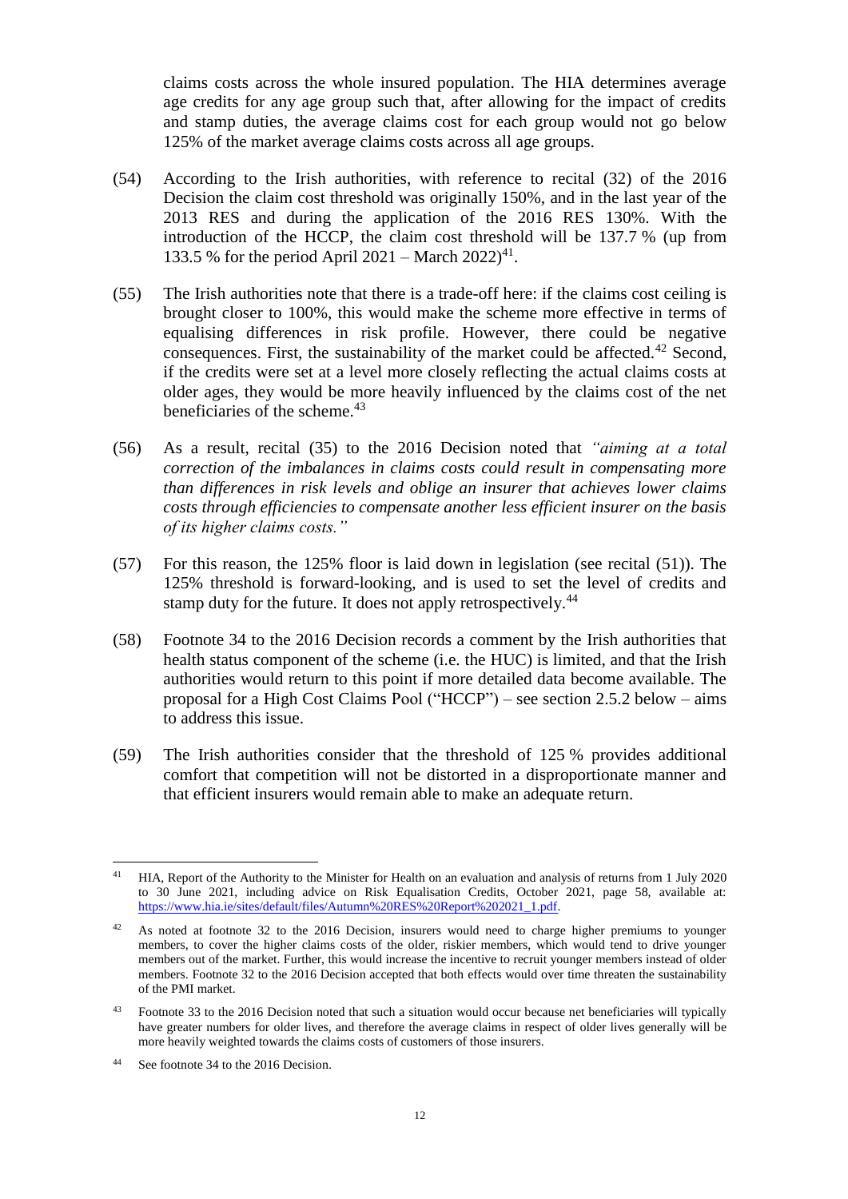claims costs across the whole insured population. The HIA determines average age credits for any age group such that, after allowing for the impact of credits and stamp duties, the average claims cost for each group would not go below 125% of the market average claims costs across all age groups.

(54) According to the Irish authorities, with reference to recital (32) of the 2016 Decision the claim cost threshold was originally 150%, and in the last year of the 2013 RES and during the application of the 2016 RES 130%. With the introduction of the HCCP, the claim cost threshold will be 137.7 % (up from 133.5 % for the period April 2021 – March 2022)[41].

(55) The Irish authorities note that there is a trade-off here: if the claims cost ceiling is brought closer to 100%, this would make the scheme more effective in terms of equalising differences in risk profile. However, there could be negative consequences. First, the sustainability of the market could be affected.[42] Second, if the credits were set at a level more closely reflecting the actual claims costs at older ages, they would be more heavily influenced by the claims cost of the net beneficiaries of the scheme.[43]

(56) As a result, recital (35) to the 2016 Decision noted that *"aiming at a total correction of the imbalances in claims costs could result in compensating more than differences in risk levels and oblige an insurer that achieves lower claims costs through efficiencies to compensate another less efficient insurer on the basis of its higher claims costs."*

(57) For this reason, the 125% floor is laid down in legislation (see recital (51)). The 125% threshold is forward-looking, and is used to set the level of credits and stamp duty for the future. It does not apply retrospectively.[44]

(58) Footnote 34 to the 2016 Decision records a comment by the Irish authorities that health status component of the scheme (i.e. the HUC) is limited, and that the Irish authorities would return to this point if more detailed data become available. The proposal for a High Cost Claims Pool ("HCCP") – see section 2.5.2 below – aims to address this issue.

(59) The Irish authorities consider that the threshold of 125 % provides additional comfort that competition will not be distorted in a disproportionate manner and that efficient insurers would remain able to make an adequate return.

---

[41] HIA, Report of the Authority to the Minister for Health on an evaluation and analysis of returns from 1 July 2020 to 30 June 2021, including advice on Risk Equalisation Credits, October 2021, page 58, available at: https://www.hia.ie/sites/default/files/Autumn%20RES%20Report%202021_1.pdf.

[42] As noted at footnote 32 to the 2016 Decision, insurers would need to charge higher premiums to younger members, to cover the higher claims costs of the older, riskier members, which would tend to drive younger members out of the market. Further, this would increase the incentive to recruit younger members instead of older members. Footnote 32 to the 2016 Decision accepted that both effects would over time threaten the sustainability of the PMI market.

[43] Footnote 33 to the 2016 Decision noted that such a situation would occur because net beneficiaries will typically have greater numbers for older lives, and therefore the average claims in respect of older lives generally will be more heavily weighted towards the claims costs of customers of those insurers.

[44] See footnote 34 to the 2016 Decision.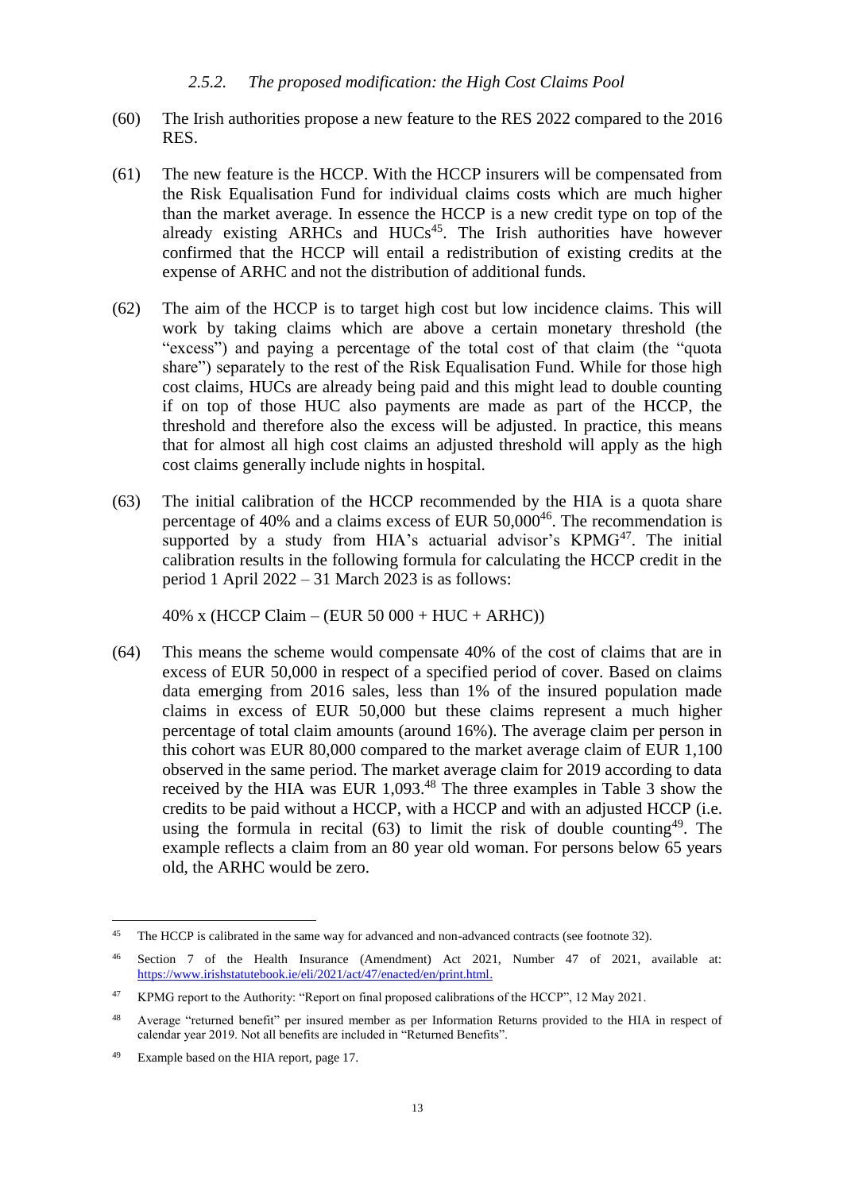### *2.5.2. The proposed modification: the High Cost Claims Pool*

(60) The Irish authorities propose a new feature to the RES 2022 compared to the 2016 RES.

(61) The new feature is the HCCP. With the HCCP insurers will be compensated from the Risk Equalisation Fund for individual claims costs which are much higher than the market average. In essence the HCCP is a new credit type on top of the already existing ARHCs and HUCs[45]. The Irish authorities have however confirmed that the HCCP will entail a redistribution of existing credits at the expense of ARHC and not the distribution of additional funds.

(62) The aim of the HCCP is to target high cost but low incidence claims. This will work by taking claims which are above a certain monetary threshold (the "excess") and paying a percentage of the total cost of that claim (the "quota share") separately to the rest of the Risk Equalisation Fund. While for those high cost claims, HUCs are already being paid and this might lead to double counting if on top of those HUC also payments are made as part of the HCCP, the threshold and therefore also the excess will be adjusted. In practice, this means that for almost all high cost claims an adjusted threshold will apply as the high cost claims generally include nights in hospital.

(63) The initial calibration of the HCCP recommended by the HIA is a quota share percentage of 40% and a claims excess of EUR 50,000[46]. The recommendation is supported by a study from HIA's actuarial advisor's KPMG[47]. The initial calibration results in the following formula for calculating the HCCP credit in the period 1 April 2022 – 31 March 2023 is as follows:

40% x (HCCP Claim – (EUR 50 000 + HUC + ARHC))

(64) This means the scheme would compensate 40% of the cost of claims that are in excess of EUR 50,000 in respect of a specified period of cover. Based on claims data emerging from 2016 sales, less than 1% of the insured population made claims in excess of EUR 50,000 but these claims represent a much higher percentage of total claim amounts (around 16%). The average claim per person in this cohort was EUR 80,000 compared to the market average claim of EUR 1,100 observed in the same period. The market average claim for 2019 according to data received by the HIA was EUR 1,093.[48] The three examples in Table 3 show the credits to be paid without a HCCP, with a HCCP and with an adjusted HCCP (i.e. using the formula in recital (63) to limit the risk of double counting[49]. The example reflects a claim from an 80 year old woman. For persons below 65 years old, the ARHC would be zero.

---

[45] The HCCP is calibrated in the same way for advanced and non-advanced contracts (see footnote 32).

[46] Section 7 of the Health Insurance (Amendment) Act 2021, Number 47 of 2021, available at: https://www.irishstatutebook.ie/eli/2021/act/47/enacted/en/print.html.

[47] KPMG report to the Authority: "Report on final proposed calibrations of the HCCP", 12 May 2021.

[48] Average "returned benefit" per insured member as per Information Returns provided to the HIA in respect of calendar year 2019. Not all benefits are included in "Returned Benefits".

[49] Example based on the HIA report, page 17.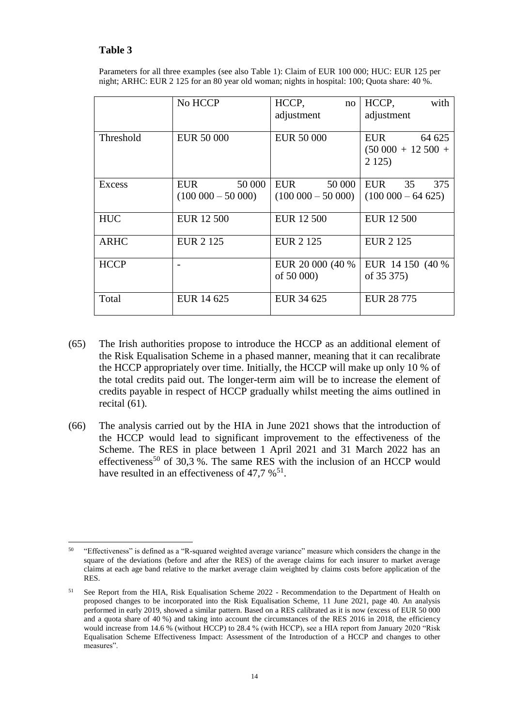**Table 3**

Parameters for all three examples (see also Table 1): Claim of EUR 100 000; HUC: EUR 125 per night; ARHC: EUR 2 125 for an 80 year old woman; nights in hospital: 100; Quota share: 40 %.

| | No HCCP | HCCP, no adjustment | HCCP, with adjustment |
|---|---|---|---|
| Threshold | EUR 50 000 | EUR 50 000 | EUR 64 625 (50 000 + 12 500 + 2 125) |
| Excess | EUR 50 000 (100 000 – 50 000) | EUR 50 000 (100 000 – 50 000) | EUR 35 375 (100 000 – 64 625) |
| HUC | EUR 12 500 | EUR 12 500 | EUR 12 500 |
| ARHC | EUR 2 125 | EUR 2 125 | EUR 2 125 |
| HCCP | - | EUR 20 000 (40 % of 50 000) | EUR 14 150 (40 % of 35 375) |
| Total | EUR 14 625 | EUR 34 625 | EUR 28 775 |

(65) The Irish authorities propose to introduce the HCCP as an additional element of the Risk Equalisation Scheme in a phased manner, meaning that it can recalibrate the HCCP appropriately over time. Initially, the HCCP will make up only 10 % of the total credits paid out. The longer-term aim will be to increase the element of credits payable in respect of HCCP gradually whilst meeting the aims outlined in recital (61).

(66) The analysis carried out by the HIA in June 2021 shows that the introduction of the HCCP would lead to significant improvement to the effectiveness of the Scheme. The RES in place between 1 April 2021 and 31 March 2022 has an effectiveness[50] of 30,3 %. The same RES with the inclusion of an HCCP would have resulted in an effectiveness of 47,7 %[51].

[50] "Effectiveness" is defined as a "R-squared weighted average variance" measure which considers the change in the square of the deviations (before and after the RES) of the average claims for each insurer to market average claims at each age band relative to the market average claim weighted by claims costs before application of the RES.

[51] See Report from the HIA, Risk Equalisation Scheme 2022 - Recommendation to the Department of Health on proposed changes to be incorporated into the Risk Equalisation Scheme, 11 June 2021, page 40. An analysis performed in early 2019, showed a similar pattern. Based on a RES calibrated as it is now (excess of EUR 50 000 and a quota share of 40 %) and taking into account the circumstances of the RES 2016 in 2018, the efficiency would increase from 14.6 % (without HCCP) to 28.4 % (with HCCP), see a HIA report from January 2020 "Risk Equalisation Scheme Effectiveness Impact: Assessment of the Introduction of a HCCP and changes to other measures".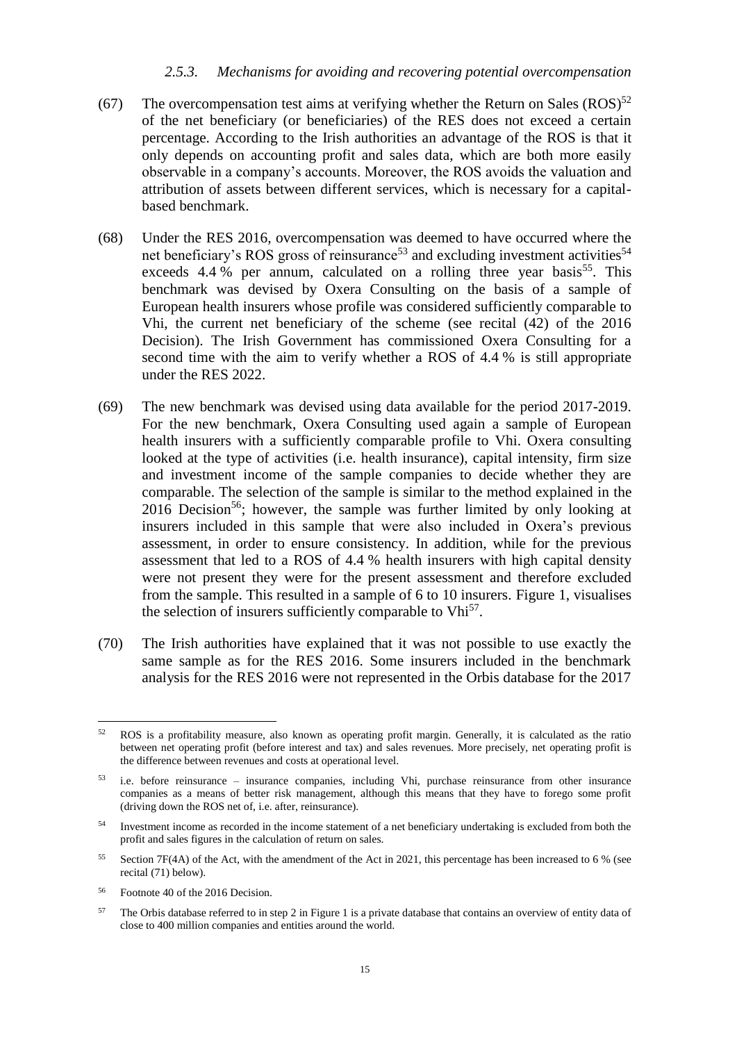### *2.5.3. Mechanisms for avoiding and recovering potential overcompensation*

(67) The overcompensation test aims at verifying whether the Return on Sales (ROS)[52] of the net beneficiary (or beneficiaries) of the RES does not exceed a certain percentage. According to the Irish authorities an advantage of the ROS is that it only depends on accounting profit and sales data, which are both more easily observable in a company's accounts. Moreover, the ROS avoids the valuation and attribution of assets between different services, which is necessary for a capital-based benchmark.

(68) Under the RES 2016, overcompensation was deemed to have occurred where the net beneficiary's ROS gross of reinsurance[53] and excluding investment activities[54] exceeds 4.4 % per annum, calculated on a rolling three year basis[55]. This benchmark was devised by Oxera Consulting on the basis of a sample of European health insurers whose profile was considered sufficiently comparable to Vhi, the current net beneficiary of the scheme (see recital (42) of the 2016 Decision). The Irish Government has commissioned Oxera Consulting for a second time with the aim to verify whether a ROS of 4.4 % is still appropriate under the RES 2022.

(69) The new benchmark was devised using data available for the period 2017-2019. For the new benchmark, Oxera Consulting used again a sample of European health insurers with a sufficiently comparable profile to Vhi. Oxera consulting looked at the type of activities (i.e. health insurance), capital intensity, firm size and investment income of the sample companies to decide whether they are comparable. The selection of the sample is similar to the method explained in the 2016 Decision[56]; however, the sample was further limited by only looking at insurers included in this sample that were also included in Oxera's previous assessment, in order to ensure consistency. In addition, while for the previous assessment that led to a ROS of 4.4 % health insurers with high capital density were not present they were for the present assessment and therefore excluded from the sample. This resulted in a sample of 6 to 10 insurers. Figure 1, visualises the selection of insurers sufficiently comparable to Vhi[57].

(70) The Irish authorities have explained that it was not possible to use exactly the same sample as for the RES 2016. Some insurers included in the benchmark analysis for the RES 2016 were not represented in the Orbis database for the 2017

---

[52] ROS is a profitability measure, also known as operating profit margin. Generally, it is calculated as the ratio between net operating profit (before interest and tax) and sales revenues. More precisely, net operating profit is the difference between revenues and costs at operational level.

[53] i.e. before reinsurance – insurance companies, including Vhi, purchase reinsurance from other insurance companies as a means of better risk management, although this means that they have to forego some profit (driving down the ROS net of, i.e. after, reinsurance).

[54] Investment income as recorded in the income statement of a net beneficiary undertaking is excluded from both the profit and sales figures in the calculation of return on sales.

[55] Section 7F(4A) of the Act, with the amendment of the Act in 2021, this percentage has been increased to 6 % (see recital (71) below).

[56] Footnote 40 of the 2016 Decision.

[57] The Orbis database referred to in step 2 in Figure 1 is a private database that contains an overview of entity data of close to 400 million companies and entities around the world.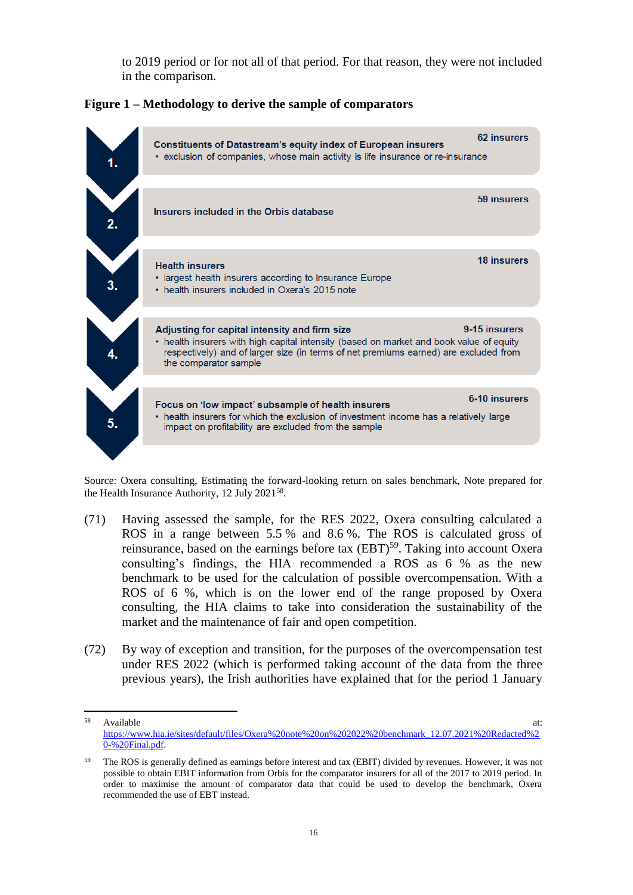to 2019 period or for not all of that period. For that reason, they were not included in the comparison.

**Figure 1 – Methodology to derive the sample of comparators**

1. **Constituents of Datastream's equity index of European insurers** — 62 insurers
   - exclusion of companies, whose main activity is life insurance or re-insurance

2. **Insurers included in the Orbis database** — 59 insurers

3. **Health insurers** — 18 insurers
   - largest health insurers according to Insurance Europe
   - health insurers included in Oxera's 2015 note

4. **Adjusting for capital intensity and firm size** — 9-15 insurers
   - health insurers with high capital intensity (based on market and book value of equity respectively) and of larger size (in terms of net premiums earned) are excluded from the comparator sample

5. **Focus on 'low impact' subsample of health insurers** — 6-10 insurers
   - health insurers for which the exclusion of investment income has a relatively large impact on profitability are excluded from the sample

Source: Oxera consulting, Estimating the forward-looking return on sales benchmark, Note prepared for the Health Insurance Authority, 12 July 2021[58].

(71) Having assessed the sample, for the RES 2022, Oxera consulting calculated a ROS in a range between 5.5 % and 8.6 %. The ROS is calculated gross of reinsurance, based on the earnings before tax (EBT)[59]. Taking into account Oxera consulting's findings, the HIA recommended a ROS as 6 % as the new benchmark to be used for the calculation of possible overcompensation. With a ROS of 6 %, which is on the lower end of the range proposed by Oxera consulting, the HIA claims to take into consideration the sustainability of the market and the maintenance of fair and open competition.

(72) By way of exception and transition, for the purposes of the overcompensation test under RES 2022 (which is performed taking account of the data from the three previous years), the Irish authorities have explained that for the period 1 January

---

[58] Available at: https://www.hia.ie/sites/default/files/Oxera%20note%20on%202022%20benchmark_12.07.2021%20Redacted%20-%20Final.pdf.

[59] The ROS is generally defined as earnings before interest and tax (EBIT) divided by revenues. However, it was not possible to obtain EBIT information from Orbis for the comparator insurers for all of the 2017 to 2019 period. In order to maximise the amount of comparator data that could be used to develop the benchmark, Oxera recommended the use of EBT instead.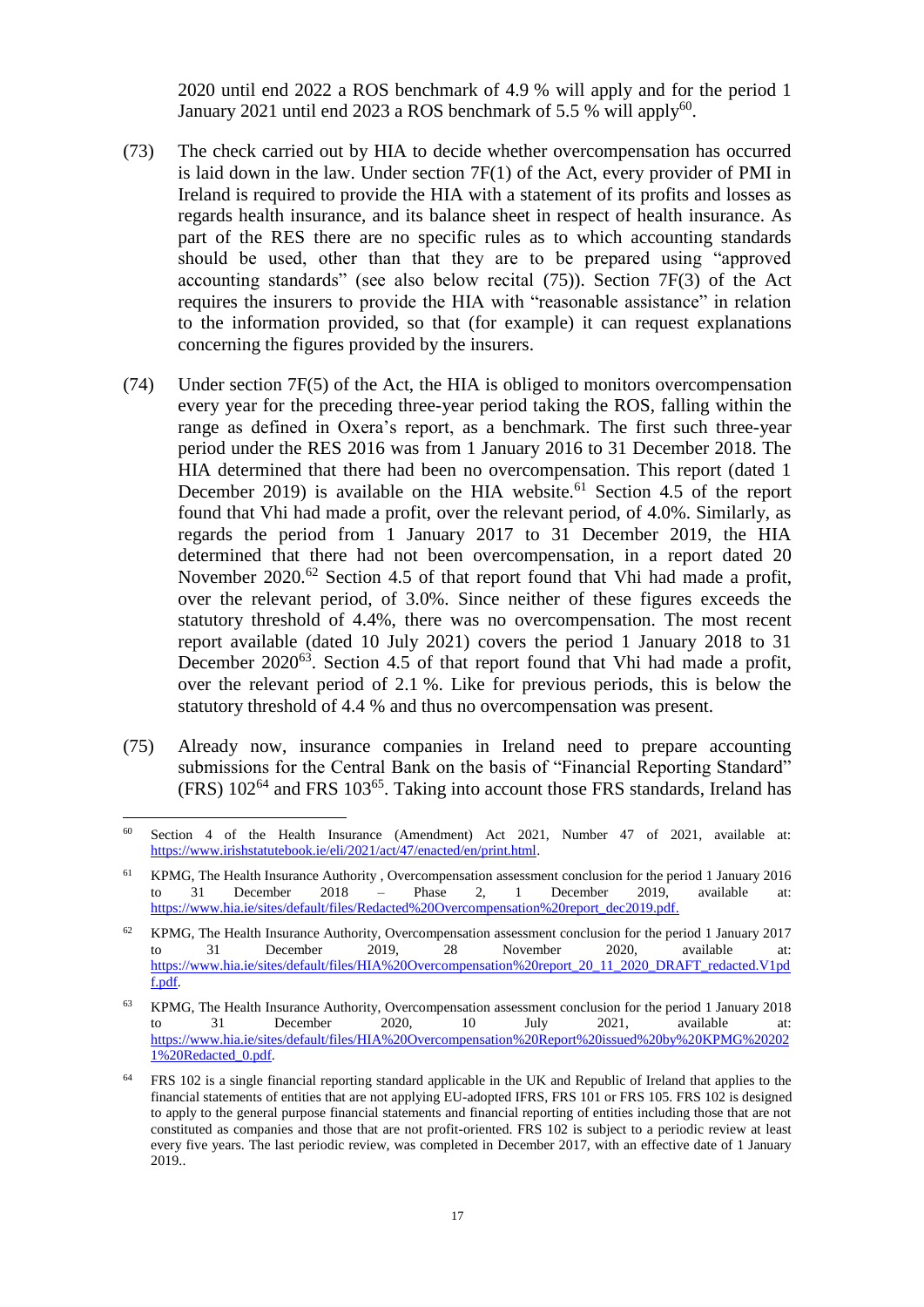2020 until end 2022 a ROS benchmark of 4.9 % will apply and for the period 1 January 2021 until end 2023 a ROS benchmark of 5.5 % will apply[60].

(73) The check carried out by HIA to decide whether overcompensation has occurred is laid down in the law. Under section 7F(1) of the Act, every provider of PMI in Ireland is required to provide the HIA with a statement of its profits and losses as regards health insurance, and its balance sheet in respect of health insurance. As part of the RES there are no specific rules as to which accounting standards should be used, other than that they are to be prepared using "approved accounting standards" (see also below recital (75)). Section 7F(3) of the Act requires the insurers to provide the HIA with "reasonable assistance" in relation to the information provided, so that (for example) it can request explanations concerning the figures provided by the insurers.

(74) Under section 7F(5) of the Act, the HIA is obliged to monitors overcompensation every year for the preceding three-year period taking the ROS, falling within the range as defined in Oxera's report, as a benchmark. The first such three-year period under the RES 2016 was from 1 January 2016 to 31 December 2018. The HIA determined that there had been no overcompensation. This report (dated 1 December 2019) is available on the HIA website.[61] Section 4.5 of the report found that Vhi had made a profit, over the relevant period, of 4.0%. Similarly, as regards the period from 1 January 2017 to 31 December 2019, the HIA determined that there had not been overcompensation, in a report dated 20 November 2020.[62] Section 4.5 of that report found that Vhi had made a profit, over the relevant period, of 3.0%. Since neither of these figures exceeds the statutory threshold of 4.4%, there was no overcompensation. The most recent report available (dated 10 July 2021) covers the period 1 January 2018 to 31 December 2020[63]. Section 4.5 of that report found that Vhi had made a profit, over the relevant period of 2.1 %. Like for previous periods, this is below the statutory threshold of 4.4 % and thus no overcompensation was present.

(75) Already now, insurance companies in Ireland need to prepare accounting submissions for the Central Bank on the basis of "Financial Reporting Standard" (FRS) 102[64] and FRS 103[65]. Taking into account those FRS standards, Ireland has

---

[60] Section 4 of the Health Insurance (Amendment) Act 2021, Number 47 of 2021, available at: https://www.irishstatutebook.ie/eli/2021/act/47/enacted/en/print.html.

[61] KPMG, The Health Insurance Authority , Overcompensation assessment conclusion for the period 1 January 2016 to 31 December 2018 – Phase 2, 1 December 2019, available at: https://www.hia.ie/sites/default/files/Redacted%20Overcompensation%20report_dec2019.pdf.

[62] KPMG, The Health Insurance Authority, Overcompensation assessment conclusion for the period 1 January 2017 to 31 December 2019, 28 November 2020, available at: https://www.hia.ie/sites/default/files/HIA%20Overcompensation%20report_20_11_2020_DRAFT_redacted.V1pdf.pdf.

[63] KPMG, The Health Insurance Authority, Overcompensation assessment conclusion for the period 1 January 2018 to 31 December 2020, 10 July 2021, available at: https://www.hia.ie/sites/default/files/HIA%20Overcompensation%20Report%20issued%20by%20KPMG%202021%20Redacted_0.pdf.

[64] FRS 102 is a single financial reporting standard applicable in the UK and Republic of Ireland that applies to the financial statements of entities that are not applying EU-adopted IFRS, FRS 101 or FRS 105. FRS 102 is designed to apply to the general purpose financial statements and financial reporting of entities including those that are not constituted as companies and those that are not profit-oriented. FRS 102 is subject to a periodic review at least every five years. The last periodic review, was completed in December 2017, with an effective date of 1 January 2019..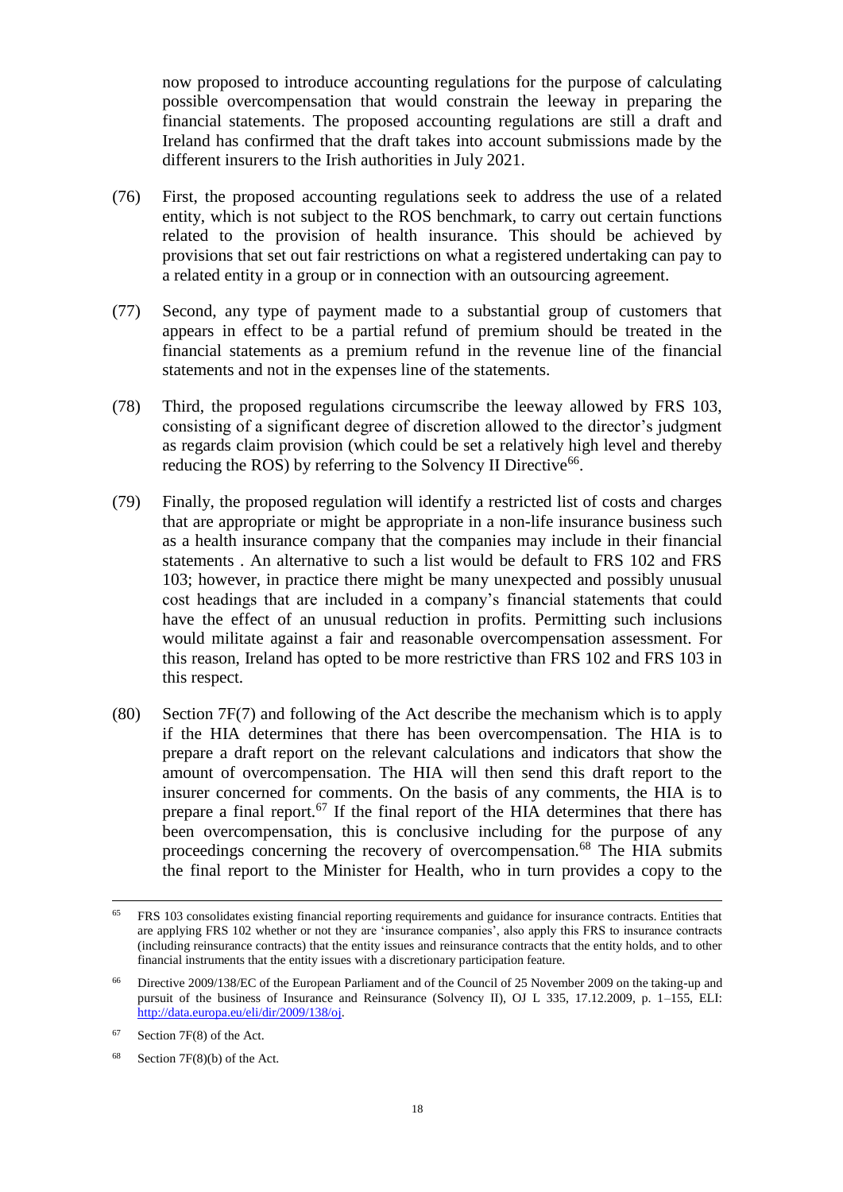now proposed to introduce accounting regulations for the purpose of calculating possible overcompensation that would constrain the leeway in preparing the financial statements. The proposed accounting regulations are still a draft and Ireland has confirmed that the draft takes into account submissions made by the different insurers to the Irish authorities in July 2021.

(76) First, the proposed accounting regulations seek to address the use of a related entity, which is not subject to the ROS benchmark, to carry out certain functions related to the provision of health insurance. This should be achieved by provisions that set out fair restrictions on what a registered undertaking can pay to a related entity in a group or in connection with an outsourcing agreement.

(77) Second, any type of payment made to a substantial group of customers that appears in effect to be a partial refund of premium should be treated in the financial statements as a premium refund in the revenue line of the financial statements and not in the expenses line of the statements.

(78) Third, the proposed regulations circumscribe the leeway allowed by FRS 103, consisting of a significant degree of discretion allowed to the director's judgment as regards claim provision (which could be set a relatively high level and thereby reducing the ROS) by referring to the Solvency II Directive[66].

(79) Finally, the proposed regulation will identify a restricted list of costs and charges that are appropriate or might be appropriate in a non-life insurance business such as a health insurance company that the companies may include in their financial statements . An alternative to such a list would be default to FRS 102 and FRS 103; however, in practice there might be many unexpected and possibly unusual cost headings that are included in a company's financial statements that could have the effect of an unusual reduction in profits. Permitting such inclusions would militate against a fair and reasonable overcompensation assessment. For this reason, Ireland has opted to be more restrictive than FRS 102 and FRS 103 in this respect.

(80) Section 7F(7) and following of the Act describe the mechanism which is to apply if the HIA determines that there has been overcompensation. The HIA is to prepare a draft report on the relevant calculations and indicators that show the amount of overcompensation. The HIA will then send this draft report to the insurer concerned for comments. On the basis of any comments, the HIA is to prepare a final report.[67] If the final report of the HIA determines that there has been overcompensation, this is conclusive including for the purpose of any proceedings concerning the recovery of overcompensation.[68] The HIA submits the final report to the Minister for Health, who in turn provides a copy to the

---

[65] FRS 103 consolidates existing financial reporting requirements and guidance for insurance contracts. Entities that are applying FRS 102 whether or not they are 'insurance companies', also apply this FRS to insurance contracts (including reinsurance contracts) that the entity issues and reinsurance contracts that the entity holds, and to other financial instruments that the entity issues with a discretionary participation feature.

[66] Directive 2009/138/EC of the European Parliament and of the Council of 25 November 2009 on the taking-up and pursuit of the business of Insurance and Reinsurance (Solvency II), OJ L 335, 17.12.2009, p. 1–155, ELI: http://data.europa.eu/eli/dir/2009/138/oj.

[67] Section 7F(8) of the Act.

[68] Section 7F(8)(b) of the Act.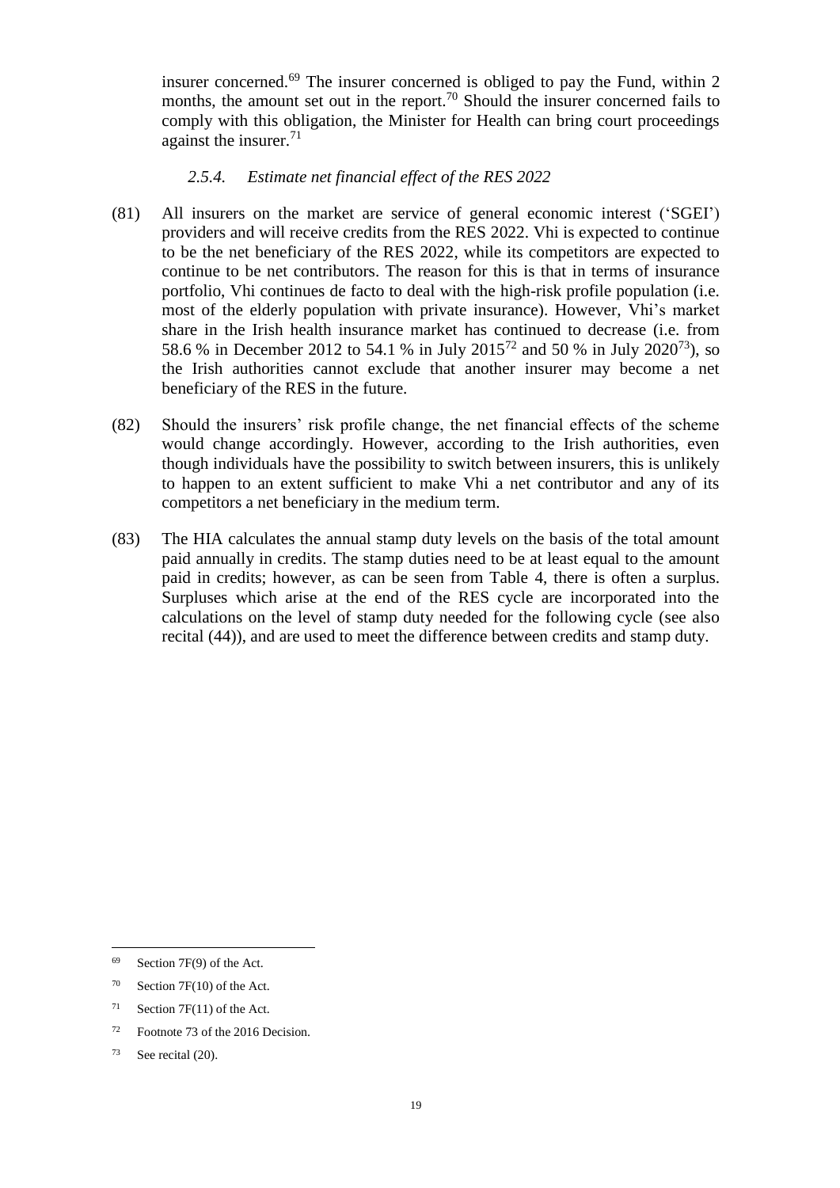insurer concerned.[69] The insurer concerned is obliged to pay the Fund, within 2 months, the amount set out in the report.[70] Should the insurer concerned fails to comply with this obligation, the Minister for Health can bring court proceedings against the insurer.[71]

#### *2.5.4. Estimate net financial effect of the RES 2022*

(81) All insurers on the market are service of general economic interest ('SGEI') providers and will receive credits from the RES 2022. Vhi is expected to continue to be the net beneficiary of the RES 2022, while its competitors are expected to continue to be net contributors. The reason for this is that in terms of insurance portfolio, Vhi continues de facto to deal with the high-risk profile population (i.e. most of the elderly population with private insurance). However, Vhi's market share in the Irish health insurance market has continued to decrease (i.e. from 58.6 % in December 2012 to 54.1 % in July 2015[72] and 50 % in July 2020[73]), so the Irish authorities cannot exclude that another insurer may become a net beneficiary of the RES in the future.

(82) Should the insurers' risk profile change, the net financial effects of the scheme would change accordingly. However, according to the Irish authorities, even though individuals have the possibility to switch between insurers, this is unlikely to happen to an extent sufficient to make Vhi a net contributor and any of its competitors a net beneficiary in the medium term.

(83) The HIA calculates the annual stamp duty levels on the basis of the total amount paid annually in credits. The stamp duties need to be at least equal to the amount paid in credits; however, as can be seen from Table 4, there is often a surplus. Surpluses which arise at the end of the RES cycle are incorporated into the calculations on the level of stamp duty needed for the following cycle (see also recital (44)), and are used to meet the difference between credits and stamp duty.

---

[69] Section 7F(9) of the Act.

[70] Section 7F(10) of the Act.

[71] Section 7F(11) of the Act.

[72] Footnote 73 of the 2016 Decision.

[73] See recital (20).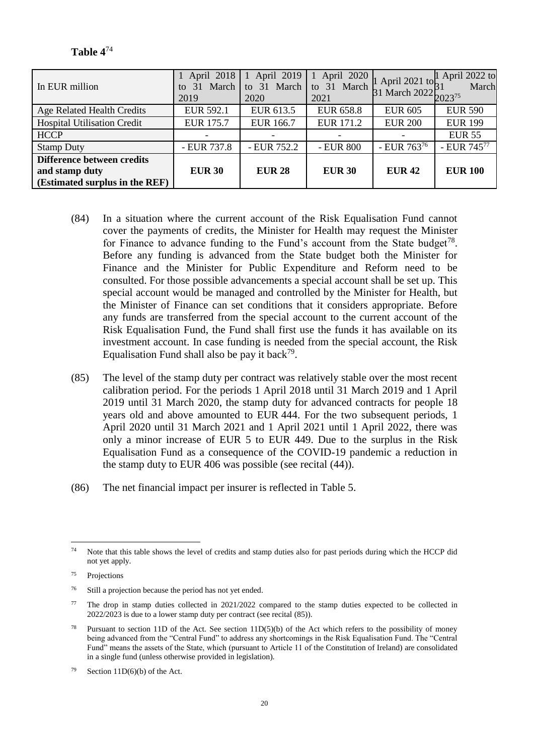**Table 4**[74]

| In EUR million | 1 April 2018 to 31 March 2019 | 1 April 2019 to 31 March 2020 | 1 April 2020 to 31 March 2021 | 1 April 2021 to 31 March 2022 | 1 April 2022 to 31 March 2023[75] |
|---|---|---|---|---|---|
| Age Related Health Credits | EUR 592.1 | EUR 613.5 | EUR 658.8 | EUR 605 | EUR 590 |
| Hospital Utilisation Credit | EUR 175.7 | EUR 166.7 | EUR 171.2 | EUR 200 | EUR 199 |
| HCCP | - | - | - | - | EUR 55 |
| Stamp Duty | - EUR 737.8 | - EUR 752.2 | - EUR 800 | - EUR 763[76] | - EUR 745[77] |
| **Difference between credits and stamp duty (Estimated surplus in the REF)** | **EUR 30** | **EUR 28** | **EUR 30** | **EUR 42** | **EUR 100** |

(84) In a situation where the current account of the Risk Equalisation Fund cannot cover the payments of credits, the Minister for Health may request the Minister for Finance to advance funding to the Fund's account from the State budget[78]. Before any funding is advanced from the State budget both the Minister for Finance and the Minister for Public Expenditure and Reform need to be consulted. For those possible advancements a special account shall be set up. This special account would be managed and controlled by the Minister for Health, but the Minister of Finance can set conditions that it considers appropriate. Before any funds are transferred from the special account to the current account of the Risk Equalisation Fund, the Fund shall first use the funds it has available on its investment account. In case funding is needed from the special account, the Risk Equalisation Fund shall also be pay it back[79].

(85) The level of the stamp duty per contract was relatively stable over the most recent calibration period. For the periods 1 April 2018 until 31 March 2019 and 1 April 2019 until 31 March 2020, the stamp duty for advanced contracts for people 18 years old and above amounted to EUR 444. For the two subsequent periods, 1 April 2020 until 31 March 2021 and 1 April 2021 until 1 April 2022, there was only a minor increase of EUR 5 to EUR 449. Due to the surplus in the Risk Equalisation Fund as a consequence of the COVID-19 pandemic a reduction in the stamp duty to EUR 406 was possible (see recital (44)).

(86) The net financial impact per insurer is reflected in Table 5.

---

[74] Note that this table shows the level of credits and stamp duties also for past periods during which the HCCP did not yet apply.

[75] Projections

[76] Still a projection because the period has not yet ended.

[77] The drop in stamp duties collected in 2021/2022 compared to the stamp duties expected to be collected in 2022/2023 is due to a lower stamp duty per contract (see recital (85)).

[78] Pursuant to section 11D of the Act. See section 11D(5)(b) of the Act which refers to the possibility of money being advanced from the "Central Fund" to address any shortcomings in the Risk Equalisation Fund. The "Central Fund" means the assets of the State, which (pursuant to Article 11 of the Constitution of Ireland) are consolidated in a single fund (unless otherwise provided in legislation).

[79] Section 11D(6)(b) of the Act.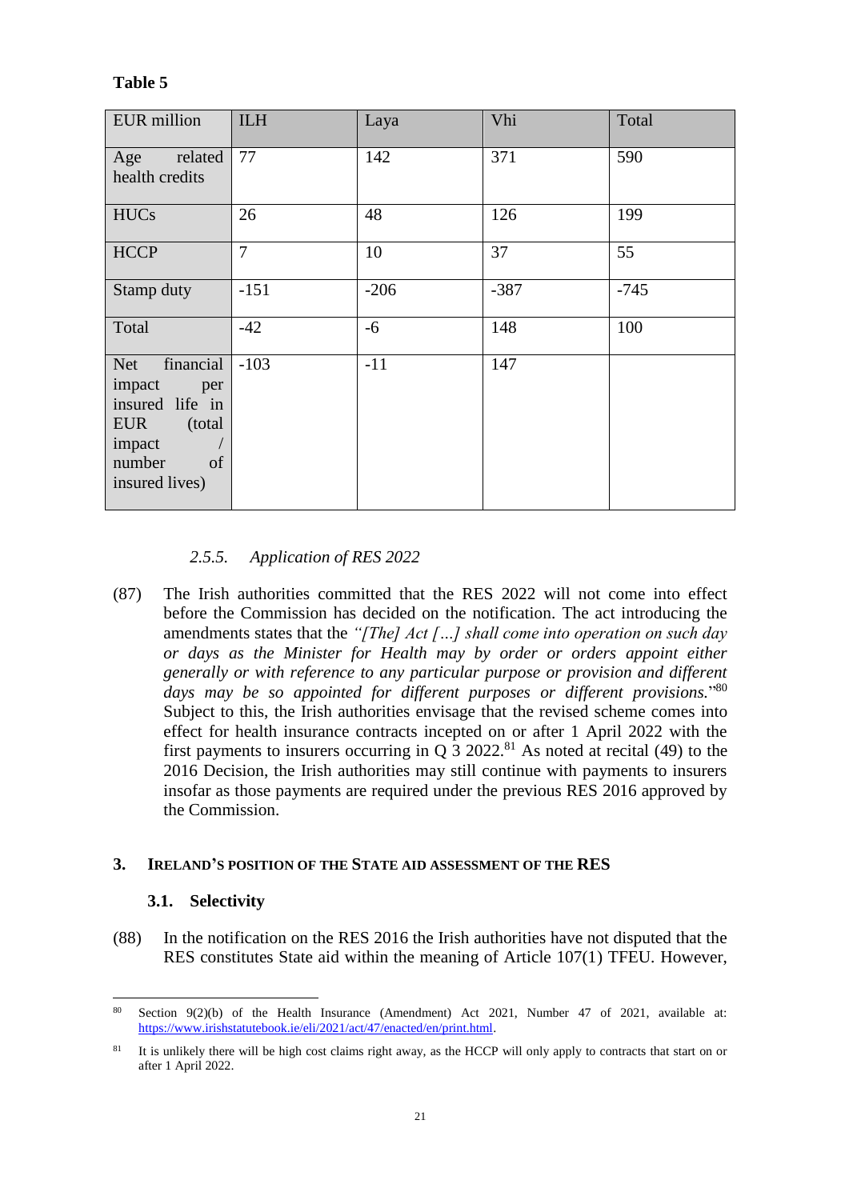**Table 5**

| EUR million | ILH | Laya | Vhi | Total |
|---|---|---|---|---|
| Age related health credits | 77 | 142 | 371 | 590 |
| HUCs | 26 | 48 | 126 | 199 |
| HCCP | 7 | 10 | 37 | 55 |
| Stamp duty | -151 | -206 | -387 | -745 |
| Total | -42 | -6 | 148 | 100 |
| Net financial impact per insured life in EUR (total impact / number of insured lives) | -103 | -11 | 147 | |

#### *2.5.5. Application of RES 2022*

(87) The Irish authorities committed that the RES 2022 will not come into effect before the Commission has decided on the notification. The act introducing the amendments states that the *"[The] Act […] shall come into operation on such day or days as the Minister for Health may by order or orders appoint either generally or with reference to any particular purpose or provision and different days may be so appointed for different purposes or different provisions."*[80] Subject to this, the Irish authorities envisage that the revised scheme comes into effect for health insurance contracts incepted on or after 1 April 2022 with the first payments to insurers occurring in Q 3 2022.[81] As noted at recital (49) to the 2016 Decision, the Irish authorities may still continue with payments to insurers insofar as those payments are required under the previous RES 2016 approved by the Commission.

## 3. IRELAND'S POSITION OF THE STATE AID ASSESSMENT OF THE RES

### 3.1. Selectivity

(88) In the notification on the RES 2016 the Irish authorities have not disputed that the RES constitutes State aid within the meaning of Article 107(1) TFEU. However,

---

[80] Section 9(2)(b) of the Health Insurance (Amendment) Act 2021, Number 47 of 2021, available at: https://www.irishstatutebook.ie/eli/2021/act/47/enacted/en/print.html.

[81] It is unlikely there will be high cost claims right away, as the HCCP will only apply to contracts that start on or after 1 April 2022.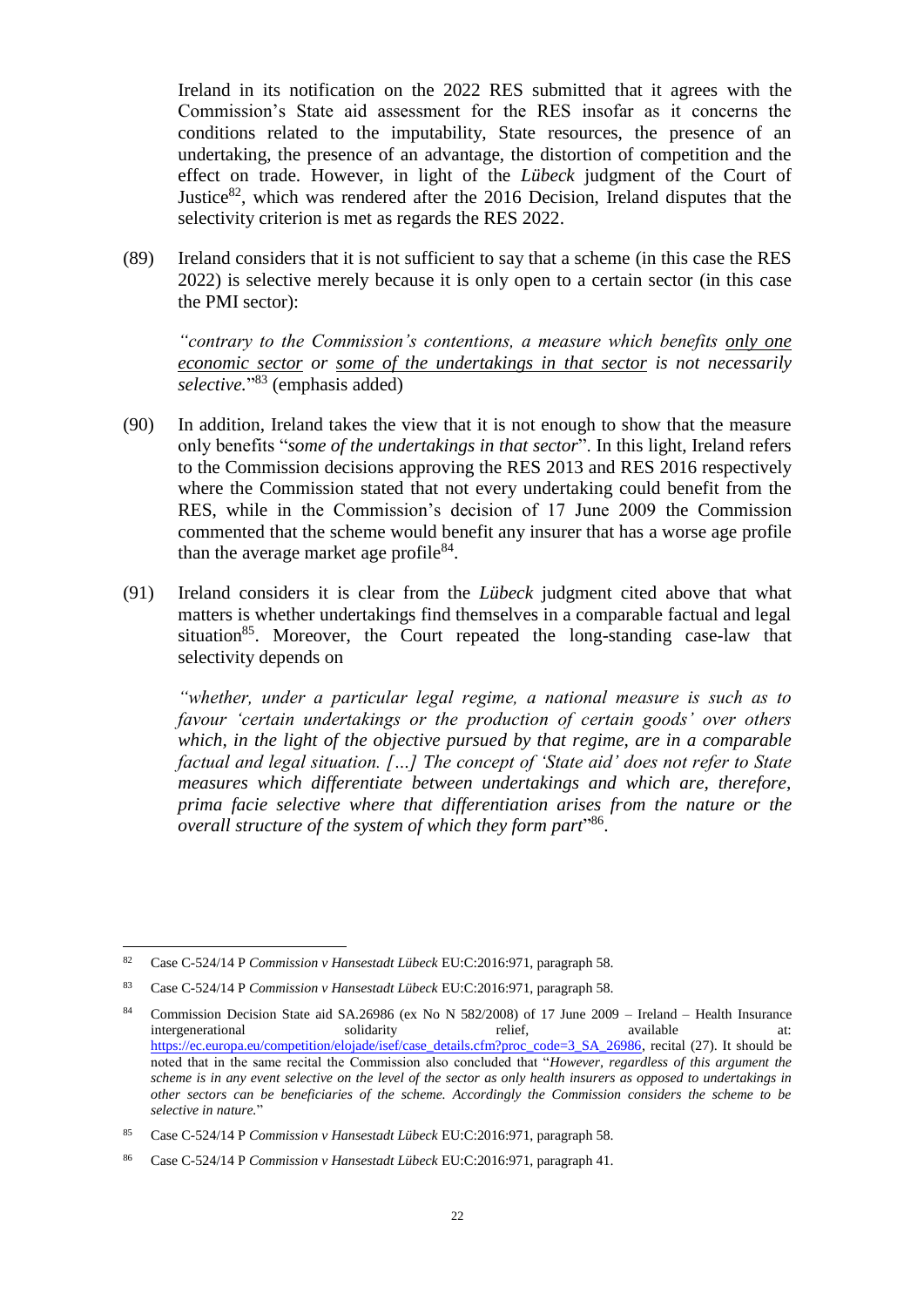Ireland in its notification on the 2022 RES submitted that it agrees with the Commission's State aid assessment for the RES insofar as it concerns the conditions related to the imputability, State resources, the presence of an undertaking, the presence of an advantage, the distortion of competition and the effect on trade. However, in light of the *Lübeck* judgment of the Court of Justice[82], which was rendered after the 2016 Decision, Ireland disputes that the selectivity criterion is met as regards the RES 2022.

(89) Ireland considers that it is not sufficient to say that a scheme (in this case the RES 2022) is selective merely because it is only open to a certain sector (in this case the PMI sector):

> *"contrary to the Commission's contentions, a measure which benefits <u>only one economic sector</u> or <u>some of the undertakings in that sector</u> is not necessarily selective."*[83] (emphasis added)

(90) In addition, Ireland takes the view that it is not enough to show that the measure only benefits "*some of the undertakings in that sector*". In this light, Ireland refers to the Commission decisions approving the RES 2013 and RES 2016 respectively where the Commission stated that not every undertaking could benefit from the RES, while in the Commission's decision of 17 June 2009 the Commission commented that the scheme would benefit any insurer that has a worse age profile than the average market age profile[84].

(91) Ireland considers it is clear from the *Lübeck* judgment cited above that what matters is whether undertakings find themselves in a comparable factual and legal situation[85]. Moreover, the Court repeated the long-standing case-law that selectivity depends on

> *"whether, under a particular legal regime, a national measure is such as to favour 'certain undertakings or the production of certain goods' over others which, in the light of the objective pursued by that regime, are in a comparable factual and legal situation. […] The concept of 'State aid' does not refer to State measures which differentiate between undertakings and which are, therefore, prima facie selective where that differentiation arises from the nature or the overall structure of the system of which they form part*"[86].

---

[82] Case C-524/14 P *Commission v Hansestadt Lübeck* EU:C:2016:971, paragraph 58.

[83] Case C-524/14 P *Commission v Hansestadt Lübeck* EU:C:2016:971, paragraph 58.

[84] Commission Decision State aid SA.26986 (ex No N 582/2008) of 17 June 2009 – Ireland – Health Insurance intergenerational solidarity relief, available at: https://ec.europa.eu/competition/elojade/isef/case_details.cfm?proc_code=3_SA_26986, recital (27). It should be noted that in the same recital the Commission also concluded that "*However, regardless of this argument the scheme is in any event selective on the level of the sector as only health insurers as opposed to undertakings in other sectors can be beneficiaries of the scheme. Accordingly the Commission considers the scheme to be selective in nature.*"

[85] Case C-524/14 P *Commission v Hansestadt Lübeck* EU:C:2016:971, paragraph 58.

[86] Case C-524/14 P *Commission v Hansestadt Lübeck* EU:C:2016:971, paragraph 41.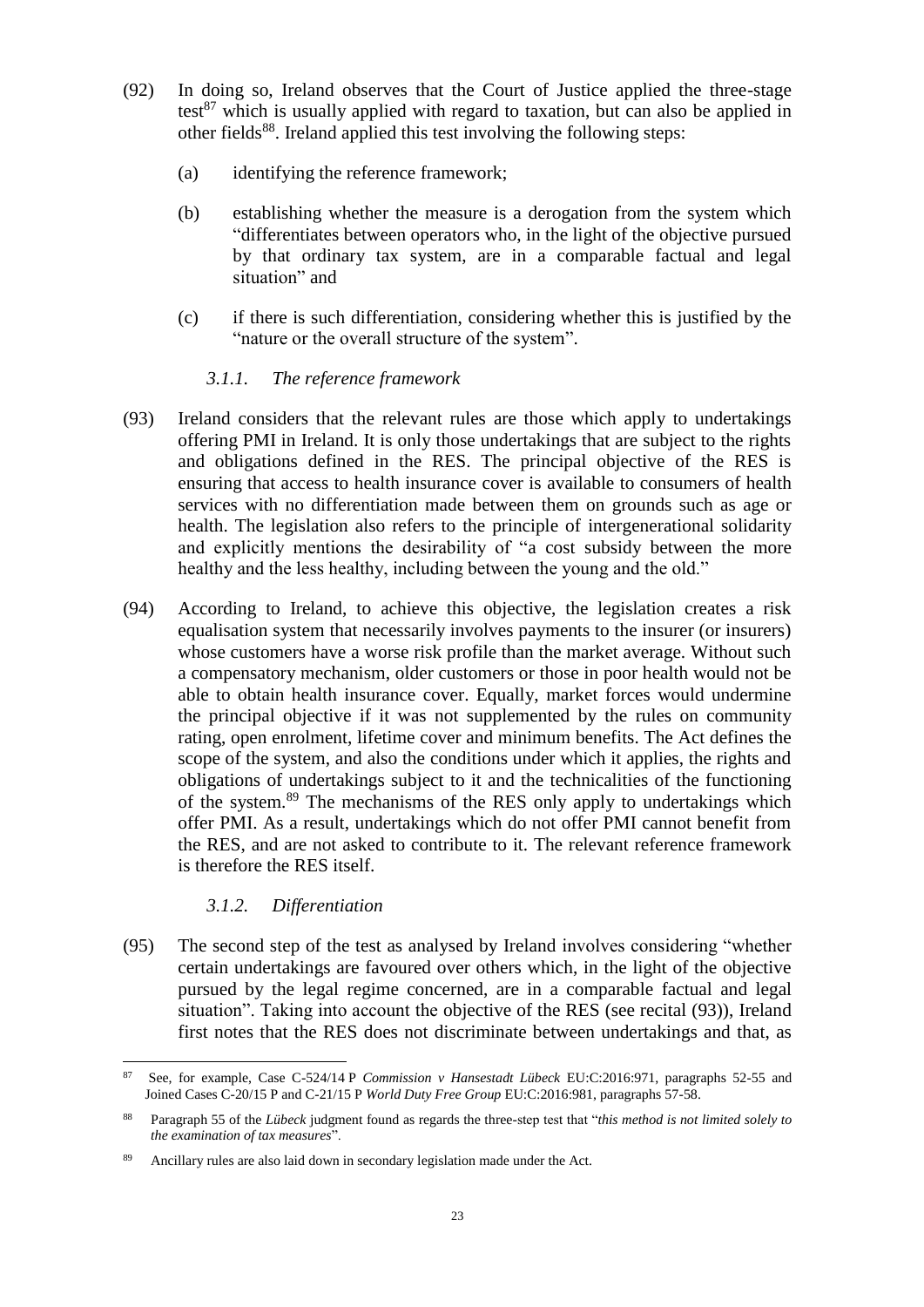(92) In doing so, Ireland observes that the Court of Justice applied the three-stage test[87] which is usually applied with regard to taxation, but can also be applied in other fields[88]. Ireland applied this test involving the following steps:

- (a) identifying the reference framework;
- (b) establishing whether the measure is a derogation from the system which "differentiates between operators who, in the light of the objective pursued by that ordinary tax system, are in a comparable factual and legal situation" and
- (c) if there is such differentiation, considering whether this is justified by the "nature or the overall structure of the system".

#### *3.1.1. The reference framework*

(93) Ireland considers that the relevant rules are those which apply to undertakings offering PMI in Ireland. It is only those undertakings that are subject to the rights and obligations defined in the RES. The principal objective of the RES is ensuring that access to health insurance cover is available to consumers of health services with no differentiation made between them on grounds such as age or health. The legislation also refers to the principle of intergenerational solidarity and explicitly mentions the desirability of "a cost subsidy between the more healthy and the less healthy, including between the young and the old."

(94) According to Ireland, to achieve this objective, the legislation creates a risk equalisation system that necessarily involves payments to the insurer (or insurers) whose customers have a worse risk profile than the market average. Without such a compensatory mechanism, older customers or those in poor health would not be able to obtain health insurance cover. Equally, market forces would undermine the principal objective if it was not supplemented by the rules on community rating, open enrolment, lifetime cover and minimum benefits. The Act defines the scope of the system, and also the conditions under which it applies, the rights and obligations of undertakings subject to it and the technicalities of the functioning of the system.[89] The mechanisms of the RES only apply to undertakings which offer PMI. As a result, undertakings which do not offer PMI cannot benefit from the RES, and are not asked to contribute to it. The relevant reference framework is therefore the RES itself.

#### *3.1.2. Differentiation*

(95) The second step of the test as analysed by Ireland involves considering "whether certain undertakings are favoured over others which, in the light of the objective pursued by the legal regime concerned, are in a comparable factual and legal situation". Taking into account the objective of the RES (see recital (93)), Ireland first notes that the RES does not discriminate between undertakings and that, as

---

[87] See, for example, Case C-524/14 P *Commission v Hansestadt Lübeck* EU:C:2016:971, paragraphs 52-55 and Joined Cases C-20/15 P and C-21/15 P *World Duty Free Group* EU:C:2016:981, paragraphs 57-58.

[88] Paragraph 55 of the *Lübeck* judgment found as regards the three-step test that "*this method is not limited solely to the examination of tax measures*".

[89] Ancillary rules are also laid down in secondary legislation made under the Act.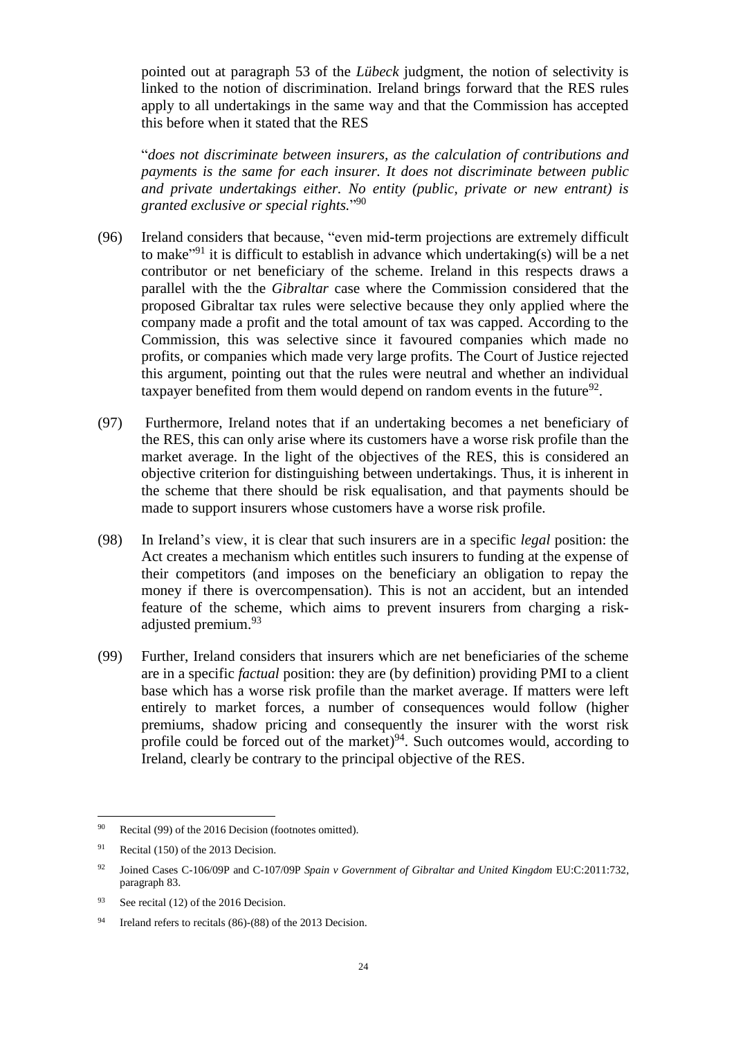pointed out at paragraph 53 of the *Lübeck* judgment, the notion of selectivity is linked to the notion of discrimination. Ireland brings forward that the RES rules apply to all undertakings in the same way and that the Commission has accepted this before when it stated that the RES

"*does not discriminate between insurers, as the calculation of contributions and payments is the same for each insurer. It does not discriminate between public and private undertakings either. No entity (public, private or new entrant) is granted exclusive or special rights.*"[90]

(96) Ireland considers that because, "even mid-term projections are extremely difficult to make"[91] it is difficult to establish in advance which undertaking(s) will be a net contributor or net beneficiary of the scheme. Ireland in this respects draws a parallel with the the *Gibraltar* case where the Commission considered that the proposed Gibraltar tax rules were selective because they only applied where the company made a profit and the total amount of tax was capped. According to the Commission, this was selective since it favoured companies which made no profits, or companies which made very large profits. The Court of Justice rejected this argument, pointing out that the rules were neutral and whether an individual taxpayer benefited from them would depend on random events in the future[92].

(97) Furthermore, Ireland notes that if an undertaking becomes a net beneficiary of the RES, this can only arise where its customers have a worse risk profile than the market average. In the light of the objectives of the RES, this is considered an objective criterion for distinguishing between undertakings. Thus, it is inherent in the scheme that there should be risk equalisation, and that payments should be made to support insurers whose customers have a worse risk profile.

(98) In Ireland's view, it is clear that such insurers are in a specific *legal* position: the Act creates a mechanism which entitles such insurers to funding at the expense of their competitors (and imposes on the beneficiary an obligation to repay the money if there is overcompensation). This is not an accident, but an intended feature of the scheme, which aims to prevent insurers from charging a risk-adjusted premium.[93]

(99) Further, Ireland considers that insurers which are net beneficiaries of the scheme are in a specific *factual* position: they are (by definition) providing PMI to a client base which has a worse risk profile than the market average. If matters were left entirely to market forces, a number of consequences would follow (higher premiums, shadow pricing and consequently the insurer with the worst risk profile could be forced out of the market)[94]. Such outcomes would, according to Ireland, clearly be contrary to the principal objective of the RES.

---

[90] Recital (99) of the 2016 Decision (footnotes omitted).

[91] Recital (150) of the 2013 Decision.

[92] Joined Cases C-106/09P and C-107/09P *Spain v Government of Gibraltar and United Kingdom* EU:C:2011:732, paragraph 83.

[93] See recital (12) of the 2016 Decision.

[94] Ireland refers to recitals (86)-(88) of the 2013 Decision.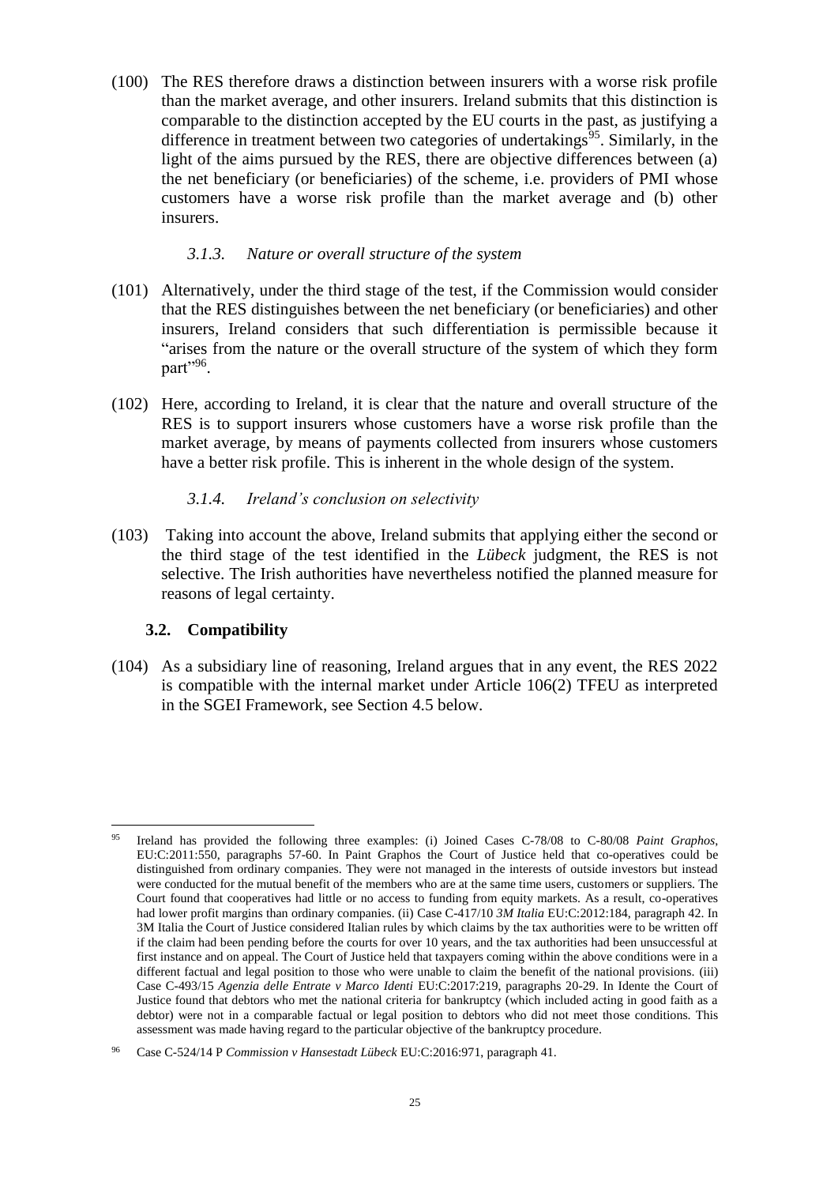(100) The RES therefore draws a distinction between insurers with a worse risk profile than the market average, and other insurers. Ireland submits that this distinction is comparable to the distinction accepted by the EU courts in the past, as justifying a difference in treatment between two categories of undertakings[95]. Similarly, in the light of the aims pursued by the RES, there are objective differences between (a) the net beneficiary (or beneficiaries) of the scheme, i.e. providers of PMI whose customers have a worse risk profile than the market average and (b) other insurers.

#### *3.1.3. Nature or overall structure of the system*

(101) Alternatively, under the third stage of the test, if the Commission would consider that the RES distinguishes between the net beneficiary (or beneficiaries) and other insurers, Ireland considers that such differentiation is permissible because it "arises from the nature or the overall structure of the system of which they form part"[96].

(102) Here, according to Ireland, it is clear that the nature and overall structure of the RES is to support insurers whose customers have a worse risk profile than the market average, by means of payments collected from insurers whose customers have a better risk profile. This is inherent in the whole design of the system.

#### *3.1.4. Ireland's conclusion on selectivity*

(103) Taking into account the above, Ireland submits that applying either the second or the third stage of the test identified in the *Lübeck* judgment, the RES is not selective. The Irish authorities have nevertheless notified the planned measure for reasons of legal certainty.

### **3.2. Compatibility**

(104) As a subsidiary line of reasoning, Ireland argues that in any event, the RES 2022 is compatible with the internal market under Article 106(2) TFEU as interpreted in the SGEI Framework, see Section 4.5 below.

---

[95] Ireland has provided the following three examples: (i) Joined Cases C-78/08 to C-80/08 *Paint Graphos*, EU:C:2011:550, paragraphs 57-60. In Paint Graphos the Court of Justice held that co-operatives could be distinguished from ordinary companies. They were not managed in the interests of outside investors but instead were conducted for the mutual benefit of the members who are at the same time users, customers or suppliers. The Court found that cooperatives had little or no access to funding from equity markets. As a result, co-operatives had lower profit margins than ordinary companies. (ii) Case C-417/10 *3M Italia* EU:C:2012:184, paragraph 42. In 3M Italia the Court of Justice considered Italian rules by which claims by the tax authorities were to be written off if the claim had been pending before the courts for over 10 years, and the tax authorities had been unsuccessful at first instance and on appeal. The Court of Justice held that taxpayers coming within the above conditions were in a different factual and legal position to those who were unable to claim the benefit of the national provisions. (iii) Case C-493/15 *Agenzia delle Entrate v Marco Identi* EU:C:2017:219, paragraphs 20-29. In Idente the Court of Justice found that debtors who met the national criteria for bankruptcy (which included acting in good faith as a debtor) were not in a comparable factual or legal position to debtors who did not meet those conditions. This assessment was made having regard to the particular objective of the bankruptcy procedure.

[96] Case C-524/14 P *Commission v Hansestadt Lübeck* EU:C:2016:971, paragraph 41.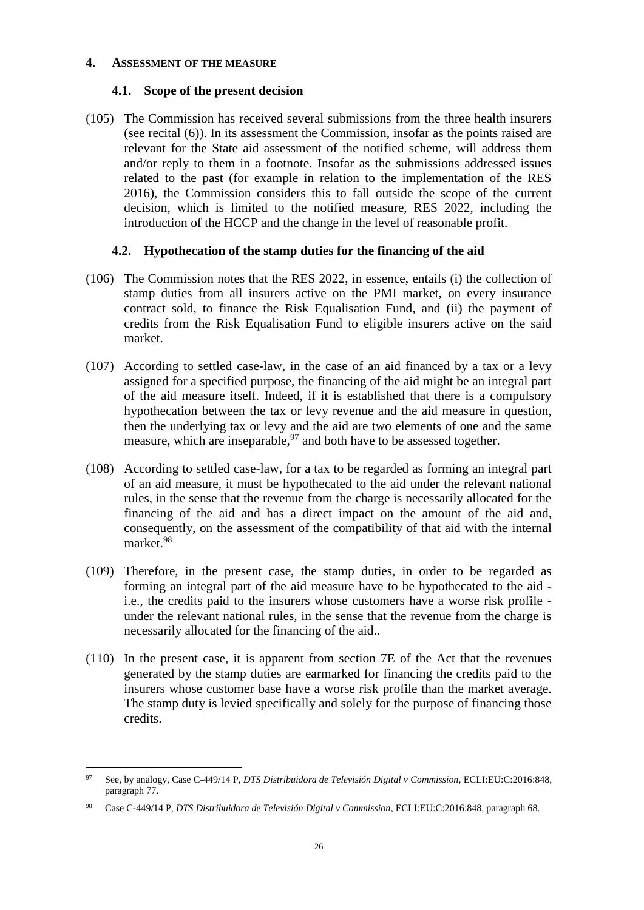## 4. ASSESSMENT OF THE MEASURE

### 4.1. Scope of the present decision

(105) The Commission has received several submissions from the three health insurers (see recital (6)). In its assessment the Commission, insofar as the points raised are relevant for the State aid assessment of the notified scheme, will address them and/or reply to them in a footnote. Insofar as the submissions addressed issues related to the past (for example in relation to the implementation of the RES 2016), the Commission considers this to fall outside the scope of the current decision, which is limited to the notified measure, RES 2022, including the introduction of the HCCP and the change in the level of reasonable profit.

### 4.2. Hypothecation of the stamp duties for the financing of the aid

(106) The Commission notes that the RES 2022, in essence, entails (i) the collection of stamp duties from all insurers active on the PMI market, on every insurance contract sold, to finance the Risk Equalisation Fund, and (ii) the payment of credits from the Risk Equalisation Fund to eligible insurers active on the said market.

(107) According to settled case-law, in the case of an aid financed by a tax or a levy assigned for a specified purpose, the financing of the aid might be an integral part of the aid measure itself. Indeed, if it is established that there is a compulsory hypothecation between the tax or levy revenue and the aid measure in question, then the underlying tax or levy and the aid are two elements of one and the same measure, which are inseparable,[97] and both have to be assessed together.

(108) According to settled case-law, for a tax to be regarded as forming an integral part of an aid measure, it must be hypothecated to the aid under the relevant national rules, in the sense that the revenue from the charge is necessarily allocated for the financing of the aid and has a direct impact on the amount of the aid and, consequently, on the assessment of the compatibility of that aid with the internal market.[98]

(109) Therefore, in the present case, the stamp duties, in order to be regarded as forming an integral part of the aid measure have to be hypothecated to the aid - i.e., the credits paid to the insurers whose customers have a worse risk profile - under the relevant national rules, in the sense that the revenue from the charge is necessarily allocated for the financing of the aid..

(110) In the present case, it is apparent from section 7E of the Act that the revenues generated by the stamp duties are earmarked for financing the credits paid to the insurers whose customer base have a worse risk profile than the market average. The stamp duty is levied specifically and solely for the purpose of financing those credits.

---

[97] See, by analogy, Case C-449/14 P, *DTS Distribuidora de Televisión Digital v Commission*, ECLI:EU:C:2016:848, paragraph 77.

[98] Case C-449/14 P, *DTS Distribuidora de Televisión Digital v Commission*, ECLI:EU:C:2016:848, paragraph 68.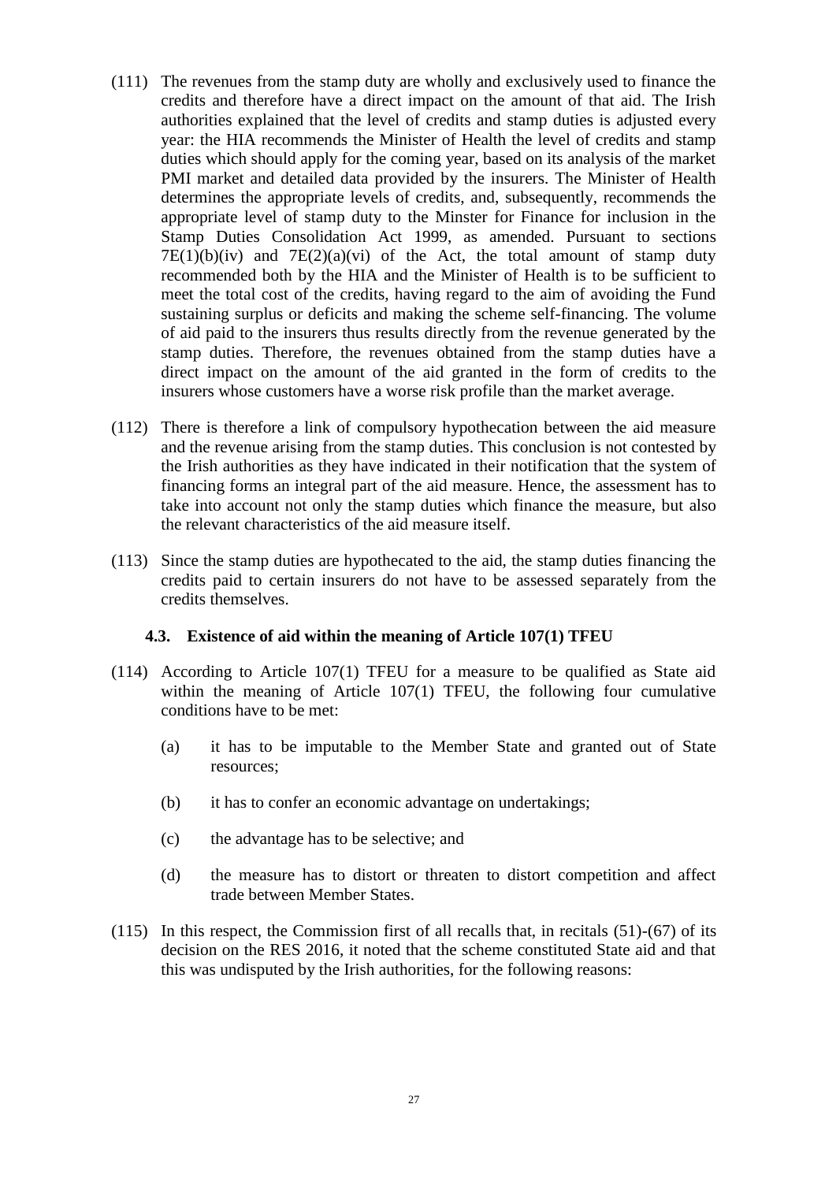(111) The revenues from the stamp duty are wholly and exclusively used to finance the credits and therefore have a direct impact on the amount of that aid. The Irish authorities explained that the level of credits and stamp duties is adjusted every year: the HIA recommends the Minister of Health the level of credits and stamp duties which should apply for the coming year, based on its analysis of the market PMI market and detailed data provided by the insurers. The Minister of Health determines the appropriate levels of credits, and, subsequently, recommends the appropriate level of stamp duty to the Minster for Finance for inclusion in the Stamp Duties Consolidation Act 1999, as amended. Pursuant to sections 7E(1)(b)(iv) and 7E(2)(a)(vi) of the Act, the total amount of stamp duty recommended both by the HIA and the Minister of Health is to be sufficient to meet the total cost of the credits, having regard to the aim of avoiding the Fund sustaining surplus or deficits and making the scheme self-financing. The volume of aid paid to the insurers thus results directly from the revenue generated by the stamp duties. Therefore, the revenues obtained from the stamp duties have a direct impact on the amount of the aid granted in the form of credits to the insurers whose customers have a worse risk profile than the market average.

(112) There is therefore a link of compulsory hypothecation between the aid measure and the revenue arising from the stamp duties. This conclusion is not contested by the Irish authorities as they have indicated in their notification that the system of financing forms an integral part of the aid measure. Hence, the assessment has to take into account not only the stamp duties which finance the measure, but also the relevant characteristics of the aid measure itself.

(113) Since the stamp duties are hypothecated to the aid, the stamp duties financing the credits paid to certain insurers do not have to be assessed separately from the credits themselves.

### 4.3. Existence of aid within the meaning of Article 107(1) TFEU

(114) According to Article 107(1) TFEU for a measure to be qualified as State aid within the meaning of Article 107(1) TFEU, the following four cumulative conditions have to be met:

(a) it has to be imputable to the Member State and granted out of State resources;

(b) it has to confer an economic advantage on undertakings;

(c) the advantage has to be selective; and

(d) the measure has to distort or threaten to distort competition and affect trade between Member States.

(115) In this respect, the Commission first of all recalls that, in recitals (51)-(67) of its decision on the RES 2016, it noted that the scheme constituted State aid and that this was undisputed by the Irish authorities, for the following reasons: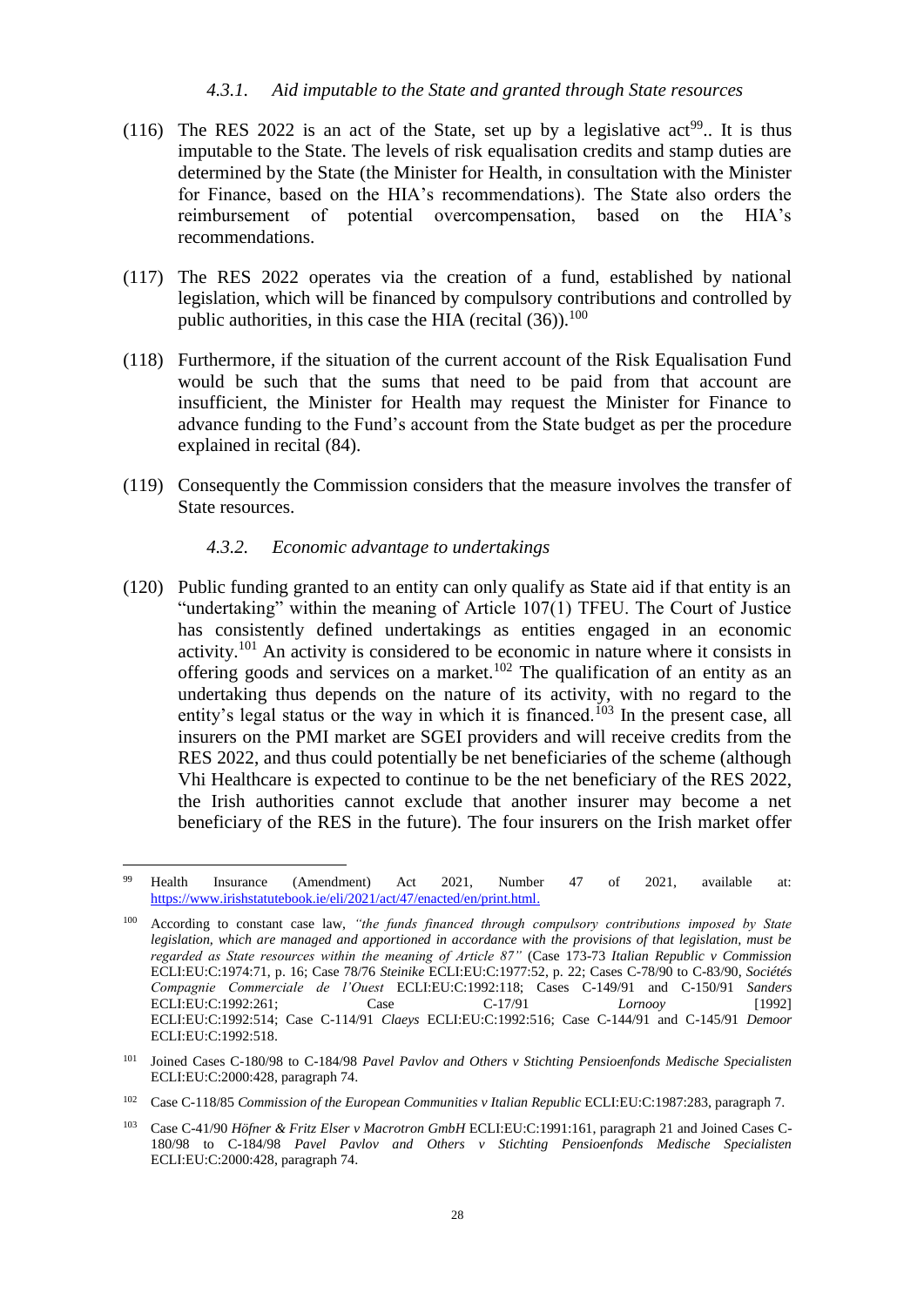#### 4.3.1. *Aid imputable to the State and granted through State resources*

(116) The RES 2022 is an act of the State, set up by a legislative act[99].. It is thus imputable to the State. The levels of risk equalisation credits and stamp duties are determined by the State (the Minister for Health, in consultation with the Minister for Finance, based on the HIA's recommendations). The State also orders the reimbursement of potential overcompensation, based on the HIA's recommendations.

(117) The RES 2022 operates via the creation of a fund, established by national legislation, which will be financed by compulsory contributions and controlled by public authorities, in this case the HIA (recital (36)).[100]

(118) Furthermore, if the situation of the current account of the Risk Equalisation Fund would be such that the sums that need to be paid from that account are insufficient, the Minister for Health may request the Minister for Finance to advance funding to the Fund's account from the State budget as per the procedure explained in recital (84).

(119) Consequently the Commission considers that the measure involves the transfer of State resources.

#### 4.3.2. *Economic advantage to undertakings*

(120) Public funding granted to an entity can only qualify as State aid if that entity is an "undertaking" within the meaning of Article 107(1) TFEU. The Court of Justice has consistently defined undertakings as entities engaged in an economic activity.[101] An activity is considered to be economic in nature where it consists in offering goods and services on a market.[102] The qualification of an entity as an undertaking thus depends on the nature of its activity, with no regard to the entity's legal status or the way in which it is financed.[103] In the present case, all insurers on the PMI market are SGEI providers and will receive credits from the RES 2022, and thus could potentially be net beneficiaries of the scheme (although Vhi Healthcare is expected to continue to be the net beneficiary of the RES 2022, the Irish authorities cannot exclude that another insurer may become a net beneficiary of the RES in the future). The four insurers on the Irish market offer

---

[99] Health Insurance (Amendment) Act 2021, Number 47 of 2021, available at: https://www.irishstatutebook.ie/eli/2021/act/47/enacted/en/print.html.

[100] According to constant case law, *"the funds financed through compulsory contributions imposed by State legislation, which are managed and apportioned in accordance with the provisions of that legislation, must be regarded as State resources within the meaning of Article 87"* (Case 173-73 *Italian Republic v Commission* ECLI:EU:C:1974:71, p. 16; Case 78/76 *Steinike* ECLI:EU:C:1977:52, p. 22; Cases C-78/90 to C-83/90, *Sociétés Compagnie Commerciale de l'Ouest* ECLI:EU:C:1992:118; Cases C-149/91 and C-150/91 *Sanders* ECLI:EU:C:1992:261; Case C-17/91 *Lornooy* [1992] ECLI:EU:C:1992:514; Case C-114/91 *Claeys* ECLI:EU:C:1992:516; Case C-144/91 and C-145/91 *Demoor* ECLI:EU:C:1992:518.

[101] Joined Cases C-180/98 to C-184/98 *Pavel Pavlov and Others v Stichting Pensioenfonds Medische Specialisten* ECLI:EU:C:2000:428, paragraph 74.

[102] Case C-118/85 *Commission of the European Communities v Italian Republic* ECLI:EU:C:1987:283, paragraph 7.

[103] Case C-41/90 *Höfner & Fritz Elser v Macrotron GmbH* ECLI:EU:C:1991:161, paragraph 21 and Joined Cases C-180/98 to C-184/98 *Pavel Pavlov and Others v Stichting Pensioenfonds Medische Specialisten* ECLI:EU:C:2000:428, paragraph 74.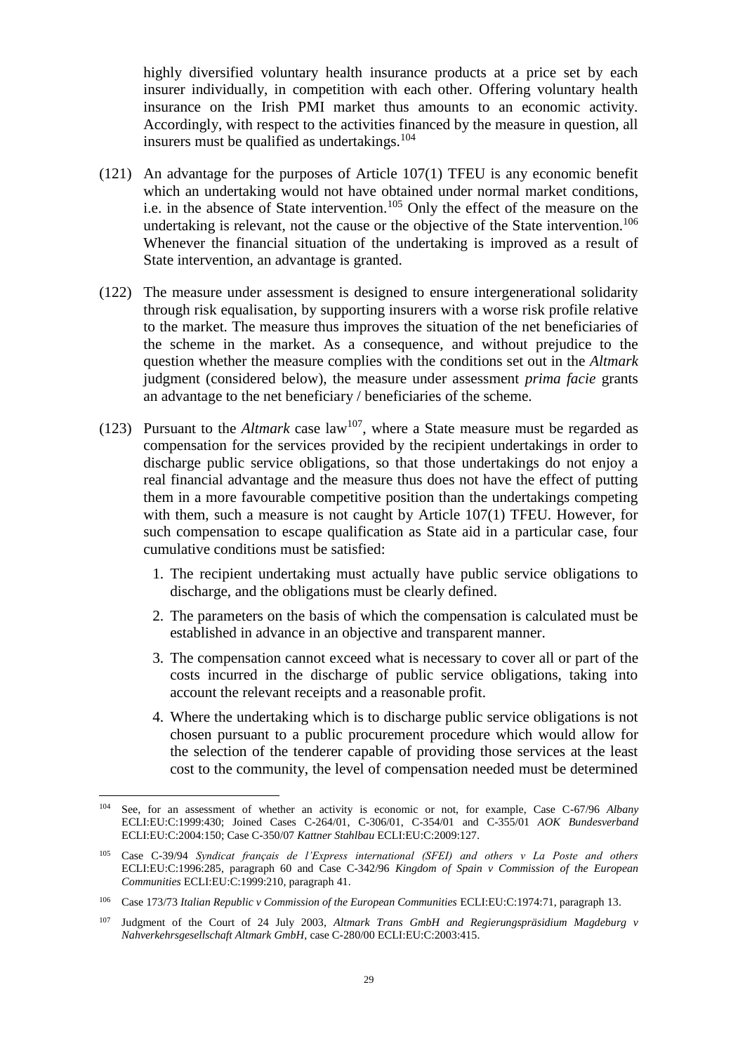highly diversified voluntary health insurance products at a price set by each insurer individually, in competition with each other. Offering voluntary health insurance on the Irish PMI market thus amounts to an economic activity. Accordingly, with respect to the activities financed by the measure in question, all insurers must be qualified as undertakings.[104]

(121) An advantage for the purposes of Article 107(1) TFEU is any economic benefit which an undertaking would not have obtained under normal market conditions, i.e. in the absence of State intervention.[105] Only the effect of the measure on the undertaking is relevant, not the cause or the objective of the State intervention.[106] Whenever the financial situation of the undertaking is improved as a result of State intervention, an advantage is granted.

(122) The measure under assessment is designed to ensure intergenerational solidarity through risk equalisation, by supporting insurers with a worse risk profile relative to the market. The measure thus improves the situation of the net beneficiaries of the scheme in the market. As a consequence, and without prejudice to the question whether the measure complies with the conditions set out in the *Altmark* judgment (considered below), the measure under assessment *prima facie* grants an advantage to the net beneficiary / beneficiaries of the scheme.

(123) Pursuant to the *Altmark* case law[107], where a State measure must be regarded as compensation for the services provided by the recipient undertakings in order to discharge public service obligations, so that those undertakings do not enjoy a real financial advantage and the measure thus does not have the effect of putting them in a more favourable competitive position than the undertakings competing with them, such a measure is not caught by Article 107(1) TFEU. However, for such compensation to escape qualification as State aid in a particular case, four cumulative conditions must be satisfied:

1. The recipient undertaking must actually have public service obligations to discharge, and the obligations must be clearly defined.
2. The parameters on the basis of which the compensation is calculated must be established in advance in an objective and transparent manner.
3. The compensation cannot exceed what is necessary to cover all or part of the costs incurred in the discharge of public service obligations, taking into account the relevant receipts and a reasonable profit.
4. Where the undertaking which is to discharge public service obligations is not chosen pursuant to a public procurement procedure which would allow for the selection of the tenderer capable of providing those services at the least cost to the community, the level of compensation needed must be determined

---

[104] See, for an assessment of whether an activity is economic or not, for example, Case C-67/96 *Albany* ECLI:EU:C:1999:430; Joined Cases C-264/01, C-306/01, C-354/01 and C-355/01 *AOK Bundesverband* ECLI:EU:C:2004:150; Case C-350/07 *Kattner Stahlbau* ECLI:EU:C:2009:127.

[105] Case C-39/94 *Syndicat français de l'Express international (SFEI) and others v La Poste and others* ECLI:EU:C:1996:285, paragraph 60 and Case C-342/96 *Kingdom of Spain v Commission of the European Communities* ECLI:EU:C:1999:210, paragraph 41.

[106] Case 173/73 *Italian Republic v Commission of the European Communities* ECLI:EU:C:1974:71, paragraph 13.

[107] Judgment of the Court of 24 July 2003, *Altmark Trans GmbH and Regierungspräsidium Magdeburg v Nahverkehrsgesellschaft Altmark GmbH*, case C-280/00 ECLI:EU:C:2003:415.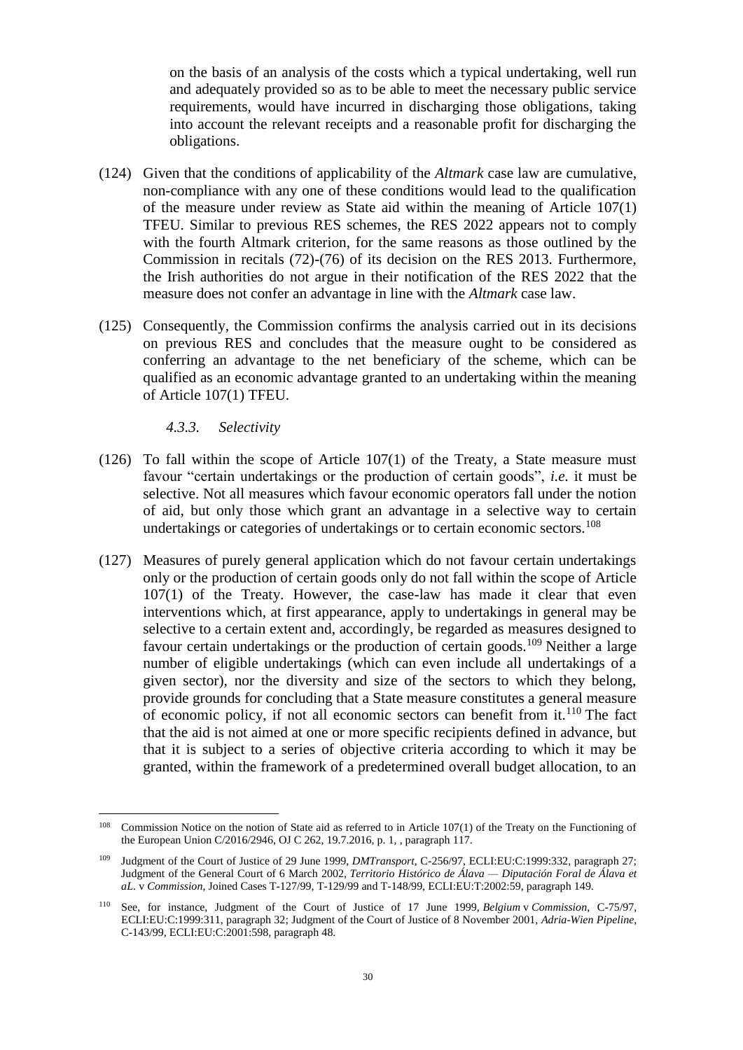on the basis of an analysis of the costs which a typical undertaking, well run and adequately provided so as to be able to meet the necessary public service requirements, would have incurred in discharging those obligations, taking into account the relevant receipts and a reasonable profit for discharging the obligations.

(124) Given that the conditions of applicability of the *Altmark* case law are cumulative, non-compliance with any one of these conditions would lead to the qualification of the measure under review as State aid within the meaning of Article 107(1) TFEU. Similar to previous RES schemes, the RES 2022 appears not to comply with the fourth Altmark criterion, for the same reasons as those outlined by the Commission in recitals (72)-(76) of its decision on the RES 2013. Furthermore, the Irish authorities do not argue in their notification of the RES 2022 that the measure does not confer an advantage in line with the *Altmark* case law.

(125) Consequently, the Commission confirms the analysis carried out in its decisions on previous RES and concludes that the measure ought to be considered as conferring an advantage to the net beneficiary of the scheme, which can be qualified as an economic advantage granted to an undertaking within the meaning of Article 107(1) TFEU.

### *4.3.3. Selectivity*

(126) To fall within the scope of Article 107(1) of the Treaty, a State measure must favour "certain undertakings or the production of certain goods", *i.e.* it must be selective. Not all measures which favour economic operators fall under the notion of aid, but only those which grant an advantage in a selective way to certain undertakings or categories of undertakings or to certain economic sectors.[108]

(127) Measures of purely general application which do not favour certain undertakings only or the production of certain goods only do not fall within the scope of Article 107(1) of the Treaty. However, the case-law has made it clear that even interventions which, at first appearance, apply to undertakings in general may be selective to a certain extent and, accordingly, be regarded as measures designed to favour certain undertakings or the production of certain goods.[109] Neither a large number of eligible undertakings (which can even include all undertakings of a given sector), nor the diversity and size of the sectors to which they belong, provide grounds for concluding that a State measure constitutes a general measure of economic policy, if not all economic sectors can benefit from it.[110] The fact that the aid is not aimed at one or more specific recipients defined in advance, but that it is subject to a series of objective criteria according to which it may be granted, within the framework of a predetermined overall budget allocation, to an

---

[108] Commission Notice on the notion of State aid as referred to in Article 107(1) of the Treaty on the Functioning of the European Union C/2016/2946, OJ C 262, 19.7.2016, p. 1, , paragraph 117.

[109] Judgment of the Court of Justice of 29 June 1999, *DMTransport*, C-256/97, ECLI:EU:C:1999:332, paragraph 27; Judgment of the General Court of 6 March 2002, *Territorio Histórico de Álava — Diputación Foral de Álava et aL*. v *Commission*, Joined Cases T-127/99, T-129/99 and T-148/99, ECLI:EU:T:2002:59, paragraph 149.

[110] See, for instance, Judgment of the Court of Justice of 17 June 1999, *Belgium* v *Commission*, C-75/97, ECLI:EU:C:1999:311, paragraph 32; Judgment of the Court of Justice of 8 November 2001, *Adria-Wien Pipeline*, C-143/99, ECLI:EU:C:2001:598, paragraph 48.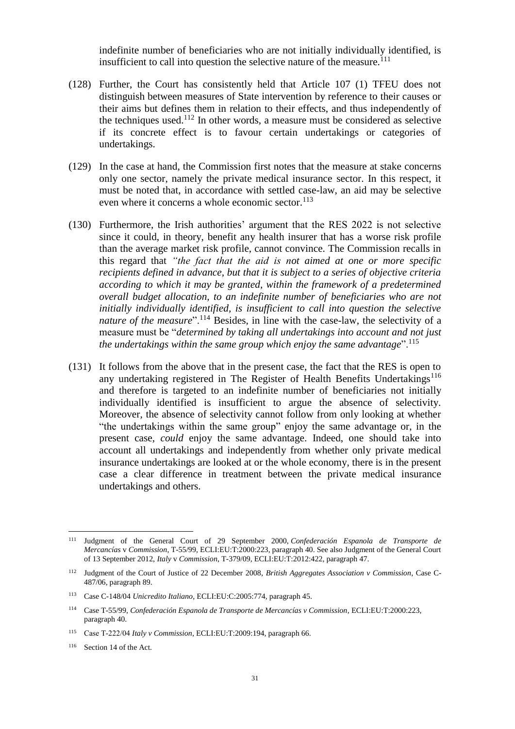indefinite number of beneficiaries who are not initially individually identified, is insufficient to call into question the selective nature of the measure.[111]

(128) Further, the Court has consistently held that Article 107 (1) TFEU does not distinguish between measures of State intervention by reference to their causes or their aims but defines them in relation to their effects, and thus independently of the techniques used.[112] In other words, a measure must be considered as selective if its concrete effect is to favour certain undertakings or categories of undertakings.

(129) In the case at hand, the Commission first notes that the measure at stake concerns only one sector, namely the private medical insurance sector. In this respect, it must be noted that, in accordance with settled case-law, an aid may be selective even where it concerns a whole economic sector.[113]

(130) Furthermore, the Irish authorities' argument that the RES 2022 is not selective since it could, in theory, benefit any health insurer that has a worse risk profile than the average market risk profile, cannot convince. The Commission recalls in this regard that *"the fact that the aid is not aimed at one or more specific recipients defined in advance, but that it is subject to a series of objective criteria according to which it may be granted, within the framework of a predetermined overall budget allocation, to an indefinite number of beneficiaries who are not initially individually identified, is insufficient to call into question the selective nature of the measure*".[114] Besides, in line with the case-law, the selectivity of a measure must be "*determined by taking all undertakings into account and not just the undertakings within the same group which enjoy the same advantage*".[115]

(131) It follows from the above that in the present case, the fact that the RES is open to any undertaking registered in The Register of Health Benefits Undertakings[116] and therefore is targeted to an indefinite number of beneficiaries not initially individually identified is insufficient to argue the absence of selectivity. Moreover, the absence of selectivity cannot follow from only looking at whether "the undertakings within the same group" enjoy the same advantage or, in the present case, *could* enjoy the same advantage. Indeed, one should take into account all undertakings and independently from whether only private medical insurance undertakings are looked at or the whole economy, there is in the present case a clear difference in treatment between the private medical insurance undertakings and others.

---

[111] Judgment of the General Court of 29 September 2000, *Confederación Espanola de Transporte de Mercancías* v *Commission*, T-55/99, ECLI:EU:T:2000:223, paragraph 40. See also Judgment of the General Court of 13 September 2012, *Italy* v *Commission*, T-379/09, ECLI:EU:T:2012:422, paragraph 47.

[112] Judgment of the Court of Justice of 22 December 2008, *British Aggregates Association v Commission*, Case C-487/06, paragraph 89.

[113] Case C-148/04 *Unicredito Italiano*, ECLI:EU:C:2005:774, paragraph 45.

[114] Case T-55/99, *Confederación Espanola de Transporte de Mercancías v Commission*, ECLI:EU:T:2000:223, paragraph 40.

[115] Case T-222/04 *Italy v Commission*, ECLI:EU:T:2009:194, paragraph 66.

[116] Section 14 of the Act.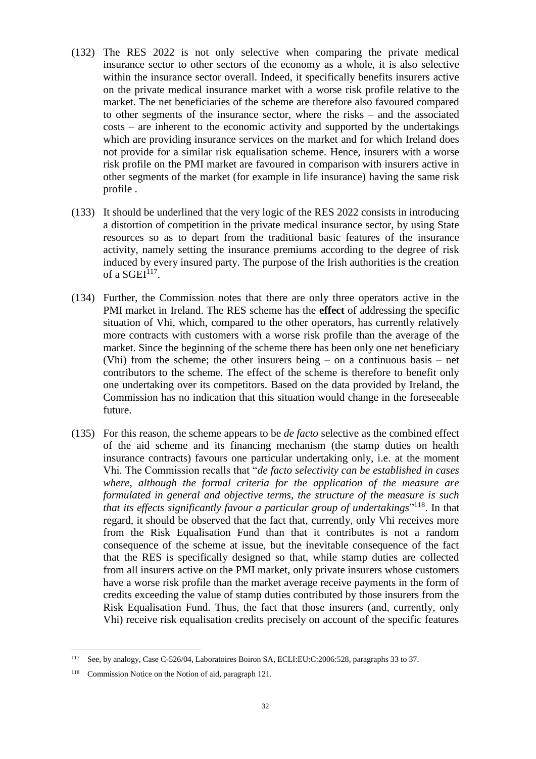(132) The RES 2022 is not only selective when comparing the private medical insurance sector to other sectors of the economy as a whole, it is also selective within the insurance sector overall. Indeed, it specifically benefits insurers active on the private medical insurance market with a worse risk profile relative to the market. The net beneficiaries of the scheme are therefore also favoured compared to other segments of the insurance sector, where the risks – and the associated costs – are inherent to the economic activity and supported by the undertakings which are providing insurance services on the market and for which Ireland does not provide for a similar risk equalisation scheme. Hence, insurers with a worse risk profile on the PMI market are favoured in comparison with insurers active in other segments of the market (for example in life insurance) having the same risk profile .

(133) It should be underlined that the very logic of the RES 2022 consists in introducing a distortion of competition in the private medical insurance sector, by using State resources so as to depart from the traditional basic features of the insurance activity, namely setting the insurance premiums according to the degree of risk induced by every insured party. The purpose of the Irish authorities is the creation of a SGEI[117].

(134) Further, the Commission notes that there are only three operators active in the PMI market in Ireland. The RES scheme has the **effect** of addressing the specific situation of Vhi, which, compared to the other operators, has currently relatively more contracts with customers with a worse risk profile than the average of the market. Since the beginning of the scheme there has been only one net beneficiary (Vhi) from the scheme; the other insurers being – on a continuous basis – net contributors to the scheme. The effect of the scheme is therefore to benefit only one undertaking over its competitors. Based on the data provided by Ireland, the Commission has no indication that this situation would change in the foreseeable future.

(135) For this reason, the scheme appears to be *de facto* selective as the combined effect of the aid scheme and its financing mechanism (the stamp duties on health insurance contracts) favours one particular undertaking only, i.e. at the moment Vhi. The Commission recalls that "*de facto selectivity can be established in cases where, although the formal criteria for the application of the measure are formulated in general and objective terms, the structure of the measure is such that its effects significantly favour a particular group of undertakings*"[118]. In that regard, it should be observed that the fact that, currently, only Vhi receives more from the Risk Equalisation Fund than that it contributes is not a random consequence of the scheme at issue, but the inevitable consequence of the fact that the RES is specifically designed so that, while stamp duties are collected from all insurers active on the PMI market, only private insurers whose customers have a worse risk profile than the market average receive payments in the form of credits exceeding the value of stamp duties contributed by those insurers from the Risk Equalisation Fund. Thus, the fact that those insurers (and, currently, only Vhi) receive risk equalisation credits precisely on account of the specific features

---

[117] See, by analogy, Case C-526/04, Laboratoires Boiron SA, ECLI:EU:C:2006:528, paragraphs 33 to 37.

[118] Commission Notice on the Notion of aid, paragraph 121.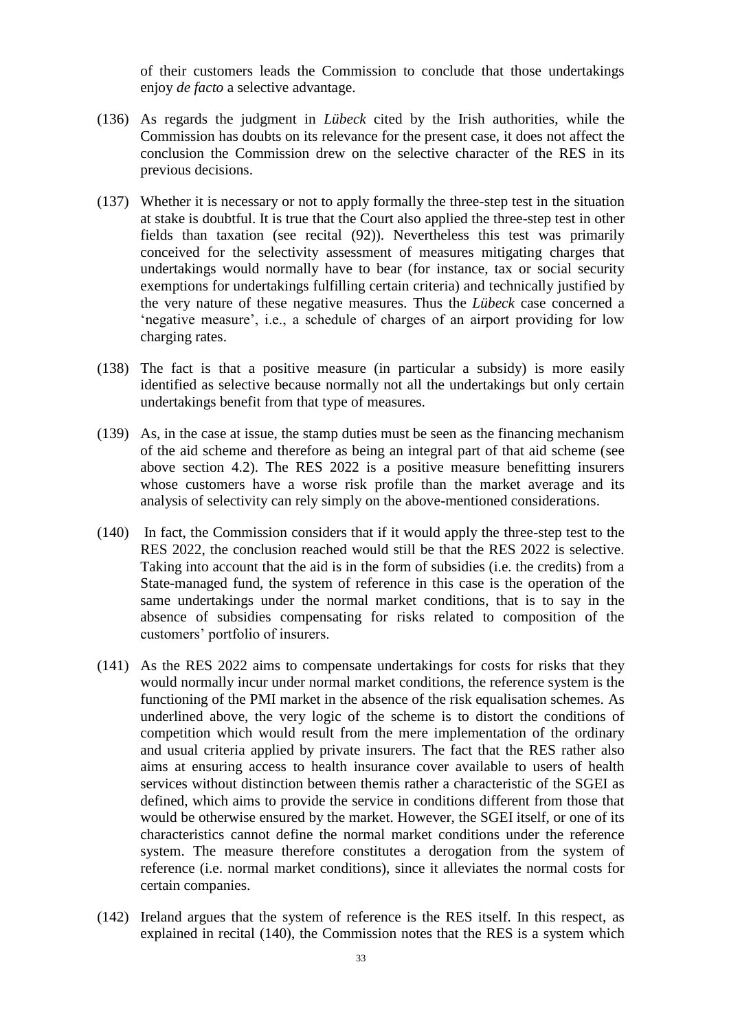of their customers leads the Commission to conclude that those undertakings enjoy *de facto* a selective advantage.

(136) As regards the judgment in *Lübeck* cited by the Irish authorities, while the Commission has doubts on its relevance for the present case, it does not affect the conclusion the Commission drew on the selective character of the RES in its previous decisions.

(137) Whether it is necessary or not to apply formally the three-step test in the situation at stake is doubtful. It is true that the Court also applied the three-step test in other fields than taxation (see recital (92)). Nevertheless this test was primarily conceived for the selectivity assessment of measures mitigating charges that undertakings would normally have to bear (for instance, tax or social security exemptions for undertakings fulfilling certain criteria) and technically justified by the very nature of these negative measures. Thus the *Lübeck* case concerned a 'negative measure', i.e., a schedule of charges of an airport providing for low charging rates.

(138) The fact is that a positive measure (in particular a subsidy) is more easily identified as selective because normally not all the undertakings but only certain undertakings benefit from that type of measures.

(139) As, in the case at issue, the stamp duties must be seen as the financing mechanism of the aid scheme and therefore as being an integral part of that aid scheme (see above section 4.2). The RES 2022 is a positive measure benefitting insurers whose customers have a worse risk profile than the market average and its analysis of selectivity can rely simply on the above-mentioned considerations.

(140) In fact, the Commission considers that if it would apply the three-step test to the RES 2022, the conclusion reached would still be that the RES 2022 is selective. Taking into account that the aid is in the form of subsidies (i.e. the credits) from a State-managed fund, the system of reference in this case is the operation of the same undertakings under the normal market conditions, that is to say in the absence of subsidies compensating for risks related to composition of the customers' portfolio of insurers.

(141) As the RES 2022 aims to compensate undertakings for costs for risks that they would normally incur under normal market conditions, the reference system is the functioning of the PMI market in the absence of the risk equalisation schemes. As underlined above, the very logic of the scheme is to distort the conditions of competition which would result from the mere implementation of the ordinary and usual criteria applied by private insurers. The fact that the RES rather also aims at ensuring access to health insurance cover available to users of health services without distinction between themis rather a characteristic of the SGEI as defined, which aims to provide the service in conditions different from those that would be otherwise ensured by the market. However, the SGEI itself, or one of its characteristics cannot define the normal market conditions under the reference system. The measure therefore constitutes a derogation from the system of reference (i.e. normal market conditions), since it alleviates the normal costs for certain companies.

(142) Ireland argues that the system of reference is the RES itself. In this respect, as explained in recital (140), the Commission notes that the RES is a system which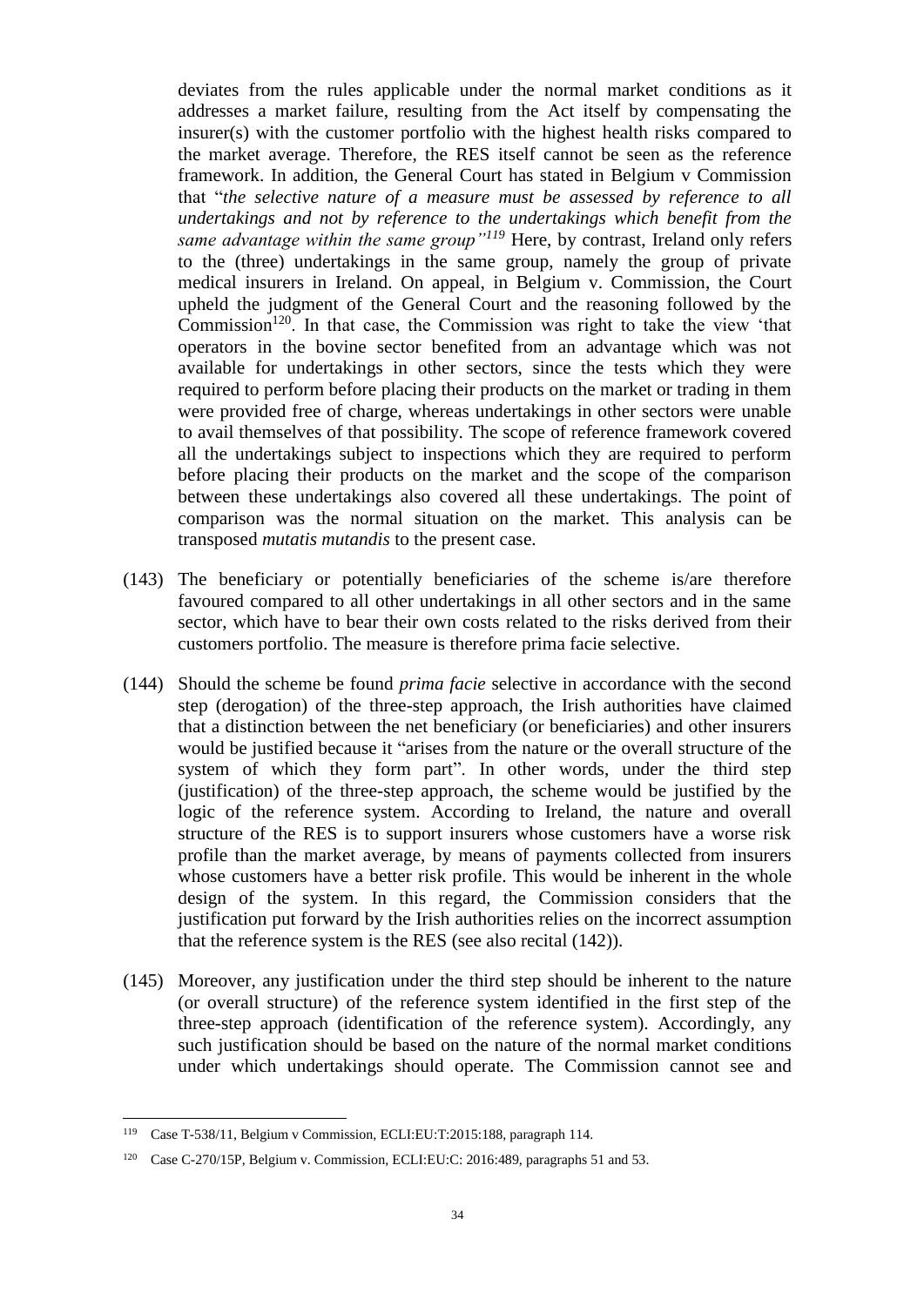deviates from the rules applicable under the normal market conditions as it addresses a market failure, resulting from the Act itself by compensating the insurer(s) with the customer portfolio with the highest health risks compared to the market average. Therefore, the RES itself cannot be seen as the reference framework. In addition, the General Court has stated in Belgium v Commission that "*the selective nature of a measure must be assessed by reference to all undertakings and not by reference to the undertakings which benefit from the same advantage within the same group"*[119] Here, by contrast, Ireland only refers to the (three) undertakings in the same group, namely the group of private medical insurers in Ireland. On appeal, in Belgium v. Commission, the Court upheld the judgment of the General Court and the reasoning followed by the Commission[120]. In that case, the Commission was right to take the view 'that operators in the bovine sector benefited from an advantage which was not available for undertakings in other sectors, since the tests which they were required to perform before placing their products on the market or trading in them were provided free of charge, whereas undertakings in other sectors were unable to avail themselves of that possibility. The scope of reference framework covered all the undertakings subject to inspections which they are required to perform before placing their products on the market and the scope of the comparison between these undertakings also covered all these undertakings. The point of comparison was the normal situation on the market. This analysis can be transposed *mutatis mutandis* to the present case.

(143) The beneficiary or potentially beneficiaries of the scheme is/are therefore favoured compared to all other undertakings in all other sectors and in the same sector, which have to bear their own costs related to the risks derived from their customers portfolio. The measure is therefore prima facie selective.

(144) Should the scheme be found *prima facie* selective in accordance with the second step (derogation) of the three-step approach, the Irish authorities have claimed that a distinction between the net beneficiary (or beneficiaries) and other insurers would be justified because it "arises from the nature or the overall structure of the system of which they form part". In other words, under the third step (justification) of the three-step approach, the scheme would be justified by the logic of the reference system. According to Ireland, the nature and overall structure of the RES is to support insurers whose customers have a worse risk profile than the market average, by means of payments collected from insurers whose customers have a better risk profile. This would be inherent in the whole design of the system. In this regard, the Commission considers that the justification put forward by the Irish authorities relies on the incorrect assumption that the reference system is the RES (see also recital (142)).

(145) Moreover, any justification under the third step should be inherent to the nature (or overall structure) of the reference system identified in the first step of the three-step approach (identification of the reference system). Accordingly, any such justification should be based on the nature of the normal market conditions under which undertakings should operate. The Commission cannot see and

---

[119] Case T-538/11, Belgium v Commission, ECLI:EU:T:2015:188, paragraph 114.

[120] Case C-270/15P, Belgium v. Commission, ECLI:EU:C: 2016:489, paragraphs 51 and 53.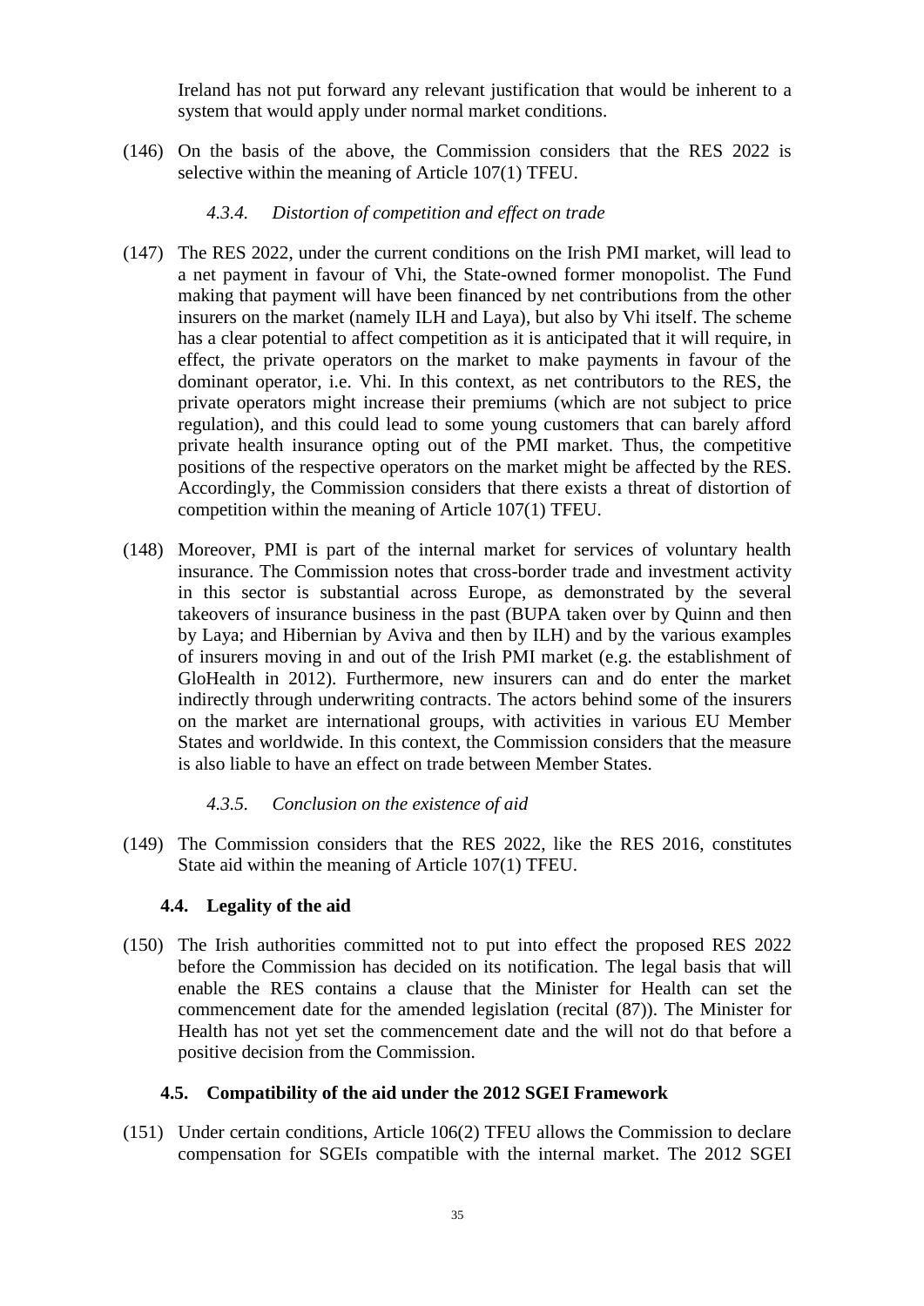Ireland has not put forward any relevant justification that would be inherent to a system that would apply under normal market conditions.

(146) On the basis of the above, the Commission considers that the RES 2022 is selective within the meaning of Article 107(1) TFEU.

#### *4.3.4. Distortion of competition and effect on trade*

(147) The RES 2022, under the current conditions on the Irish PMI market, will lead to a net payment in favour of Vhi, the State-owned former monopolist. The Fund making that payment will have been financed by net contributions from the other insurers on the market (namely ILH and Laya), but also by Vhi itself. The scheme has a clear potential to affect competition as it is anticipated that it will require, in effect, the private operators on the market to make payments in favour of the dominant operator, i.e. Vhi. In this context, as net contributors to the RES, the private operators might increase their premiums (which are not subject to price regulation), and this could lead to some young customers that can barely afford private health insurance opting out of the PMI market. Thus, the competitive positions of the respective operators on the market might be affected by the RES. Accordingly, the Commission considers that there exists a threat of distortion of competition within the meaning of Article 107(1) TFEU.

(148) Moreover, PMI is part of the internal market for services of voluntary health insurance. The Commission notes that cross-border trade and investment activity in this sector is substantial across Europe, as demonstrated by the several takeovers of insurance business in the past (BUPA taken over by Quinn and then by Laya; and Hibernian by Aviva and then by ILH) and by the various examples of insurers moving in and out of the Irish PMI market (e.g. the establishment of GloHealth in 2012). Furthermore, new insurers can and do enter the market indirectly through underwriting contracts. The actors behind some of the insurers on the market are international groups, with activities in various EU Member States and worldwide. In this context, the Commission considers that the measure is also liable to have an effect on trade between Member States.

#### *4.3.5. Conclusion on the existence of aid*

(149) The Commission considers that the RES 2022, like the RES 2016, constitutes State aid within the meaning of Article 107(1) TFEU.

### **4.4. Legality of the aid**

(150) The Irish authorities committed not to put into effect the proposed RES 2022 before the Commission has decided on its notification. The legal basis that will enable the RES contains a clause that the Minister for Health can set the commencement date for the amended legislation (recital (87)). The Minister for Health has not yet set the commencement date and the will not do that before a positive decision from the Commission.

### **4.5. Compatibility of the aid under the 2012 SGEI Framework**

(151) Under certain conditions, Article 106(2) TFEU allows the Commission to declare compensation for SGEIs compatible with the internal market. The 2012 SGEI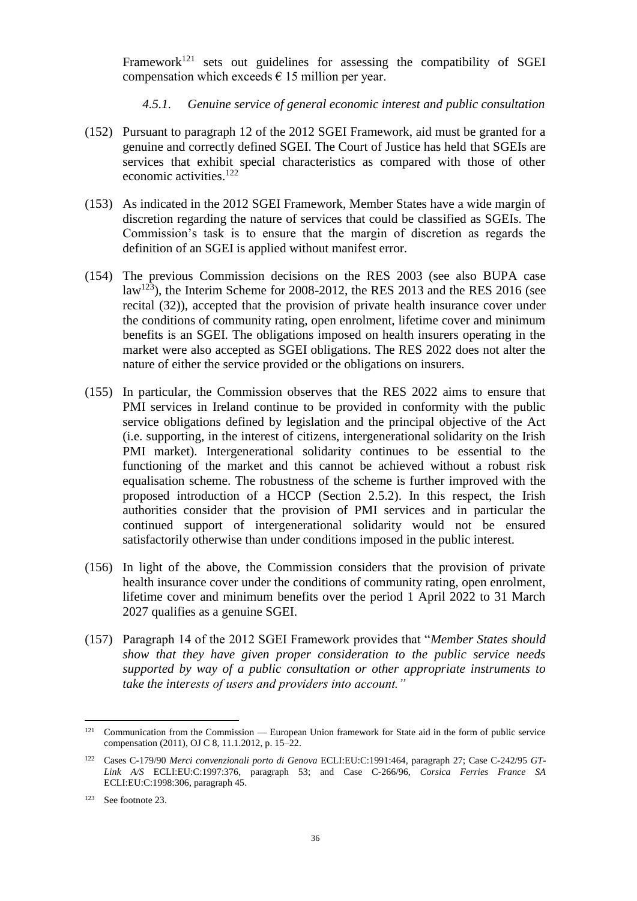Framework[121] sets out guidelines for assessing the compatibility of SGEI compensation which exceeds € 15 million per year.

#### *4.5.1. Genuine service of general economic interest and public consultation*

(152) Pursuant to paragraph 12 of the 2012 SGEI Framework, aid must be granted for a genuine and correctly defined SGEI. The Court of Justice has held that SGEIs are services that exhibit special characteristics as compared with those of other economic activities.[122]

(153) As indicated in the 2012 SGEI Framework, Member States have a wide margin of discretion regarding the nature of services that could be classified as SGEIs. The Commission's task is to ensure that the margin of discretion as regards the definition of an SGEI is applied without manifest error.

(154) The previous Commission decisions on the RES 2003 (see also BUPA case law[123]), the Interim Scheme for 2008-2012, the RES 2013 and the RES 2016 (see recital (32)), accepted that the provision of private health insurance cover under the conditions of community rating, open enrolment, lifetime cover and minimum benefits is an SGEI. The obligations imposed on health insurers operating in the market were also accepted as SGEI obligations. The RES 2022 does not alter the nature of either the service provided or the obligations on insurers.

(155) In particular, the Commission observes that the RES 2022 aims to ensure that PMI services in Ireland continue to be provided in conformity with the public service obligations defined by legislation and the principal objective of the Act (i.e. supporting, in the interest of citizens, intergenerational solidarity on the Irish PMI market). Intergenerational solidarity continues to be essential to the functioning of the market and this cannot be achieved without a robust risk equalisation scheme. The robustness of the scheme is further improved with the proposed introduction of a HCCP (Section 2.5.2). In this respect, the Irish authorities consider that the provision of PMI services and in particular the continued support of intergenerational solidarity would not be ensured satisfactorily otherwise than under conditions imposed in the public interest.

(156) In light of the above, the Commission considers that the provision of private health insurance cover under the conditions of community rating, open enrolment, lifetime cover and minimum benefits over the period 1 April 2022 to 31 March 2027 qualifies as a genuine SGEI.

(157) Paragraph 14 of the 2012 SGEI Framework provides that "*Member States should show that they have given proper consideration to the public service needs supported by way of a public consultation or other appropriate instruments to take the interests of users and providers into account.*"

---

[121] Communication from the Commission — European Union framework for State aid in the form of public service compensation (2011), OJ C 8, 11.1.2012, p. 15–22.

[122] Cases C-179/90 *Merci convenzionali porto di Genova* ECLI:EU:C:1991:464, paragraph 27; Case C-242/95 *GT-Link A/S* ECLI:EU:C:1997:376, paragraph 53; and Case C-266/96, *Corsica Ferries France SA* ECLI:EU:C:1998:306, paragraph 45.

[123] See footnote 23.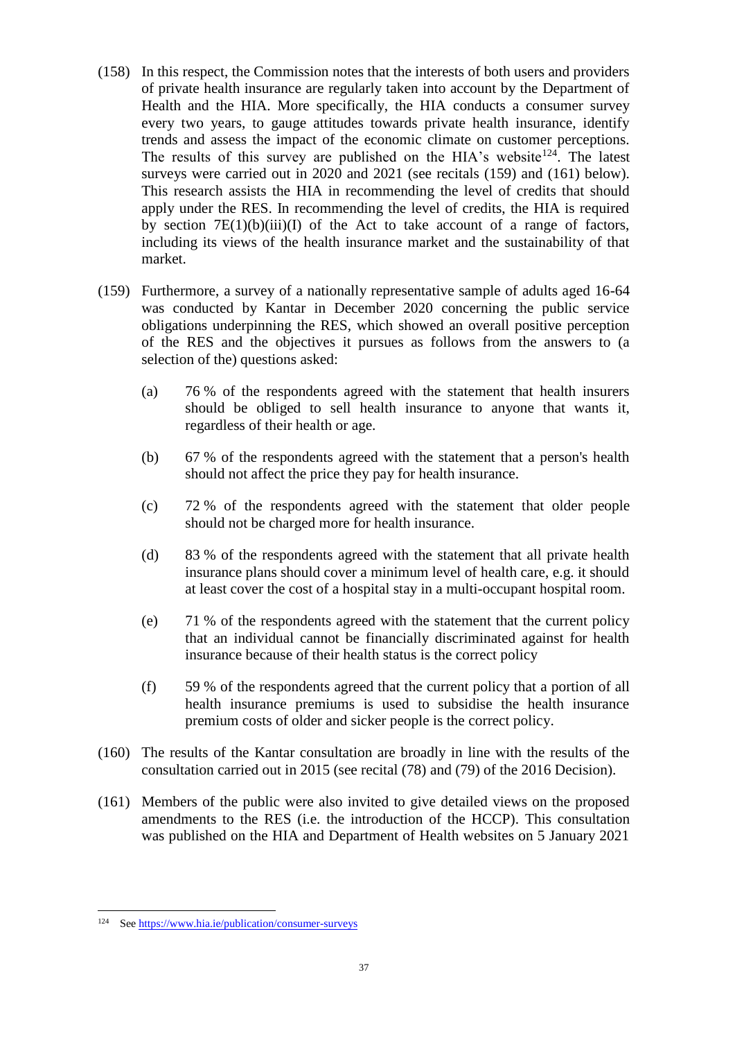(158) In this respect, the Commission notes that the interests of both users and providers of private health insurance are regularly taken into account by the Department of Health and the HIA. More specifically, the HIA conducts a consumer survey every two years, to gauge attitudes towards private health insurance, identify trends and assess the impact of the economic climate on customer perceptions. The results of this survey are published on the HIA's website[124]. The latest surveys were carried out in 2020 and 2021 (see recitals (159) and (161) below). This research assists the HIA in recommending the level of credits that should apply under the RES. In recommending the level of credits, the HIA is required by section 7E(1)(b)(iii)(I) of the Act to take account of a range of factors, including its views of the health insurance market and the sustainability of that market.

(159) Furthermore, a survey of a nationally representative sample of adults aged 16-64 was conducted by Kantar in December 2020 concerning the public service obligations underpinning the RES, which showed an overall positive perception of the RES and the objectives it pursues as follows from the answers to (a selection of the) questions asked:

(a) 76 % of the respondents agreed with the statement that health insurers should be obliged to sell health insurance to anyone that wants it, regardless of their health or age.

(b) 67 % of the respondents agreed with the statement that a person's health should not affect the price they pay for health insurance.

(c) 72 % of the respondents agreed with the statement that older people should not be charged more for health insurance.

(d) 83 % of the respondents agreed with the statement that all private health insurance plans should cover a minimum level of health care, e.g. it should at least cover the cost of a hospital stay in a multi-occupant hospital room.

(e) 71 % of the respondents agreed with the statement that the current policy that an individual cannot be financially discriminated against for health insurance because of their health status is the correct policy

(f) 59 % of the respondents agreed that the current policy that a portion of all health insurance premiums is used to subsidise the health insurance premium costs of older and sicker people is the correct policy.

(160) The results of the Kantar consultation are broadly in line with the results of the consultation carried out in 2015 (see recital (78) and (79) of the 2016 Decision).

(161) Members of the public were also invited to give detailed views on the proposed amendments to the RES (i.e. the introduction of the HCCP). This consultation was published on the HIA and Department of Health websites on 5 January 2021

---

[124] See https://www.hia.ie/publication/consumer-surveys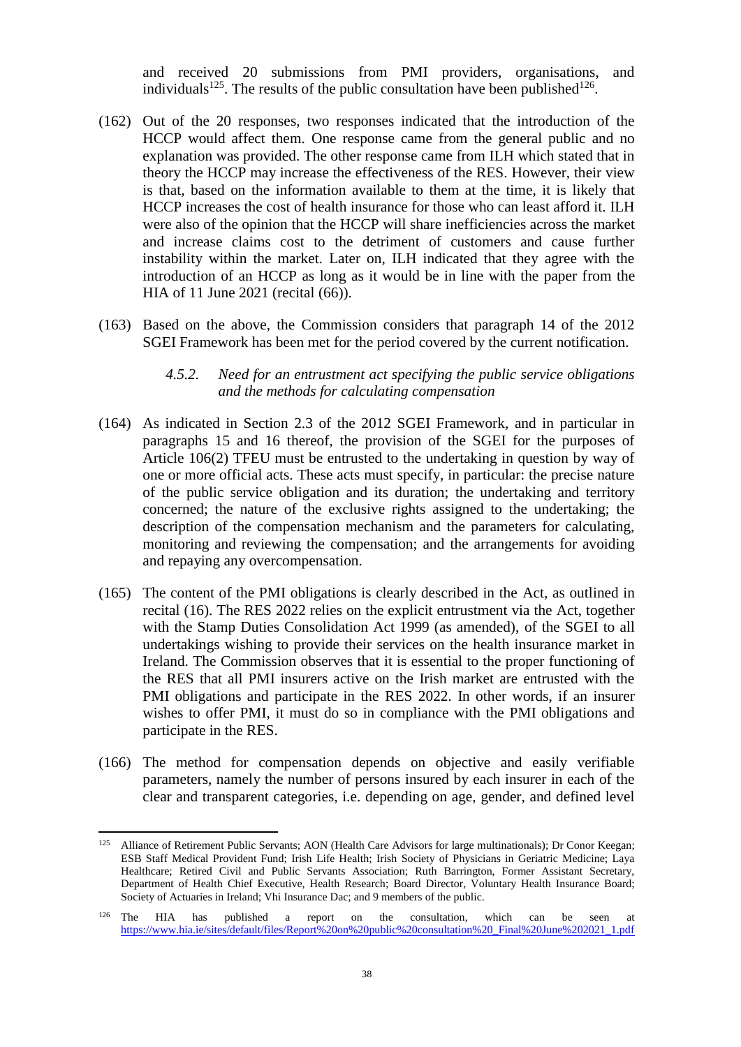and received 20 submissions from PMI providers, organisations, and individuals[125]. The results of the public consultation have been published[126].

(162) Out of the 20 responses, two responses indicated that the introduction of the HCCP would affect them. One response came from the general public and no explanation was provided. The other response came from ILH which stated that in theory the HCCP may increase the effectiveness of the RES. However, their view is that, based on the information available to them at the time, it is likely that HCCP increases the cost of health insurance for those who can least afford it. ILH were also of the opinion that the HCCP will share inefficiencies across the market and increase claims cost to the detriment of customers and cause further instability within the market. Later on, ILH indicated that they agree with the introduction of an HCCP as long as it would be in line with the paper from the HIA of 11 June 2021 (recital (66)).

(163) Based on the above, the Commission considers that paragraph 14 of the 2012 SGEI Framework has been met for the period covered by the current notification.

#### *4.5.2. Need for an entrustment act specifying the public service obligations and the methods for calculating compensation*

(164) As indicated in Section 2.3 of the 2012 SGEI Framework, and in particular in paragraphs 15 and 16 thereof, the provision of the SGEI for the purposes of Article 106(2) TFEU must be entrusted to the undertaking in question by way of one or more official acts. These acts must specify, in particular: the precise nature of the public service obligation and its duration; the undertaking and territory concerned; the nature of the exclusive rights assigned to the undertaking; the description of the compensation mechanism and the parameters for calculating, monitoring and reviewing the compensation; and the arrangements for avoiding and repaying any overcompensation.

(165) The content of the PMI obligations is clearly described in the Act, as outlined in recital (16). The RES 2022 relies on the explicit entrustment via the Act, together with the Stamp Duties Consolidation Act 1999 (as amended), of the SGEI to all undertakings wishing to provide their services on the health insurance market in Ireland. The Commission observes that it is essential to the proper functioning of the RES that all PMI insurers active on the Irish market are entrusted with the PMI obligations and participate in the RES 2022. In other words, if an insurer wishes to offer PMI, it must do so in compliance with the PMI obligations and participate in the RES.

(166) The method for compensation depends on objective and easily verifiable parameters, namely the number of persons insured by each insurer in each of the clear and transparent categories, i.e. depending on age, gender, and defined level

---

[125] Alliance of Retirement Public Servants; AON (Health Care Advisors for large multinationals); Dr Conor Keegan; ESB Staff Medical Provident Fund; Irish Life Health; Irish Society of Physicians in Geriatric Medicine; Laya Healthcare; Retired Civil and Public Servants Association; Ruth Barrington, Former Assistant Secretary, Department of Health Chief Executive, Health Research; Board Director, Voluntary Health Insurance Board; Society of Actuaries in Ireland; Vhi Insurance Dac; and 9 members of the public.

[126] The HIA has published a report on the consultation, which can be seen at https://www.hia.ie/sites/default/files/Report%20on%20public%20consultation%20_Final%20June%202021_1.pdf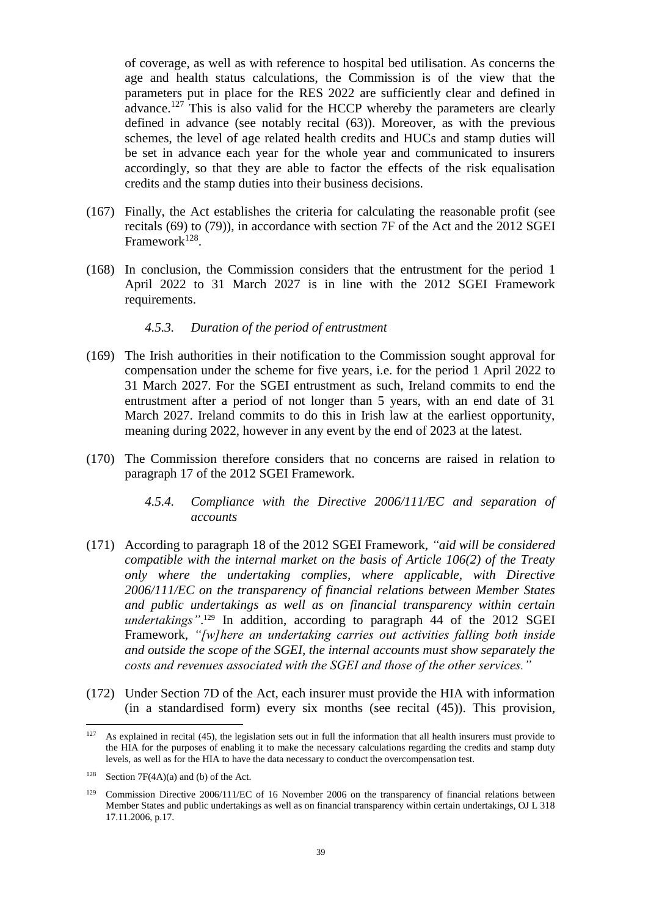of coverage, as well as with reference to hospital bed utilisation. As concerns the age and health status calculations, the Commission is of the view that the parameters put in place for the RES 2022 are sufficiently clear and defined in advance.[127] This is also valid for the HCCP whereby the parameters are clearly defined in advance (see notably recital (63)). Moreover, as with the previous schemes, the level of age related health credits and HUCs and stamp duties will be set in advance each year for the whole year and communicated to insurers accordingly, so that they are able to factor the effects of the risk equalisation credits and the stamp duties into their business decisions.

(167) Finally, the Act establishes the criteria for calculating the reasonable profit (see recitals (69) to (79)), in accordance with section 7F of the Act and the 2012 SGEI Framework[128].

(168) In conclusion, the Commission considers that the entrustment for the period 1 April 2022 to 31 March 2027 is in line with the 2012 SGEI Framework requirements.

#### *4.5.3. Duration of the period of entrustment*

(169) The Irish authorities in their notification to the Commission sought approval for compensation under the scheme for five years, i.e. for the period 1 April 2022 to 31 March 2027. For the SGEI entrustment as such, Ireland commits to end the entrustment after a period of not longer than 5 years, with an end date of 31 March 2027. Ireland commits to do this in Irish law at the earliest opportunity, meaning during 2022, however in any event by the end of 2023 at the latest.

(170) The Commission therefore considers that no concerns are raised in relation to paragraph 17 of the 2012 SGEI Framework.

#### *4.5.4. Compliance with the Directive 2006/111/EC and separation of accounts*

(171) According to paragraph 18 of the 2012 SGEI Framework, *"aid will be considered compatible with the internal market on the basis of Article 106(2) of the Treaty only where the undertaking complies, where applicable, with Directive 2006/111/EC on the transparency of financial relations between Member States and public undertakings as well as on financial transparency within certain undertakings"*.[129] In addition, according to paragraph 44 of the 2012 SGEI Framework, *"[w]here an undertaking carries out activities falling both inside and outside the scope of the SGEI, the internal accounts must show separately the costs and revenues associated with the SGEI and those of the other services."*

(172) Under Section 7D of the Act, each insurer must provide the HIA with information (in a standardised form) every six months (see recital (45)). This provision,

---

[127] As explained in recital (45), the legislation sets out in full the information that all health insurers must provide to the HIA for the purposes of enabling it to make the necessary calculations regarding the credits and stamp duty levels, as well as for the HIA to have the data necessary to conduct the overcompensation test.

[128] Section 7F(4A)(a) and (b) of the Act.

[129] Commission Directive 2006/111/EC of 16 November 2006 on the transparency of financial relations between Member States and public undertakings as well as on financial transparency within certain undertakings, OJ L 318 17.11.2006, p.17.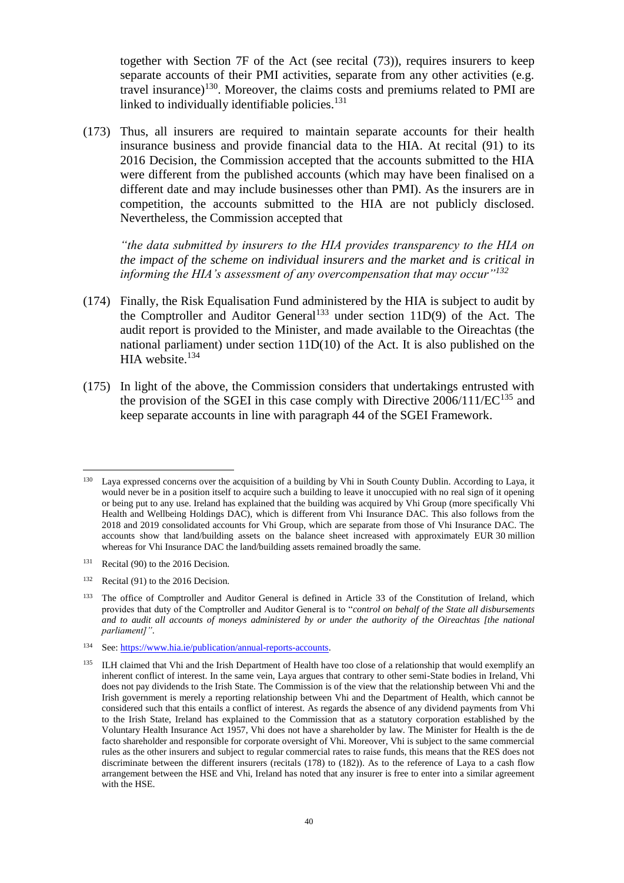together with Section 7F of the Act (see recital (73)), requires insurers to keep separate accounts of their PMI activities, separate from any other activities (e.g. travel insurance)[130]. Moreover, the claims costs and premiums related to PMI are linked to individually identifiable policies.[131]

(173) Thus, all insurers are required to maintain separate accounts for their health insurance business and provide financial data to the HIA. At recital (91) to its 2016 Decision, the Commission accepted that the accounts submitted to the HIA were different from the published accounts (which may have been finalised on a different date and may include businesses other than PMI). As the insurers are in competition, the accounts submitted to the HIA are not publicly disclosed. Nevertheless, the Commission accepted that

> *"the data submitted by insurers to the HIA provides transparency to the HIA on the impact of the scheme on individual insurers and the market and is critical in informing the HIA's assessment of any overcompensation that may occur"*[132]

(174) Finally, the Risk Equalisation Fund administered by the HIA is subject to audit by the Comptroller and Auditor General[133] under section 11D(9) of the Act. The audit report is provided to the Minister, and made available to the Oireachtas (the national parliament) under section 11D(10) of the Act. It is also published on the HIA website.[134]

(175) In light of the above, the Commission considers that undertakings entrusted with the provision of the SGEI in this case comply with Directive 2006/111/EC[135] and keep separate accounts in line with paragraph 44 of the SGEI Framework.

---

[130] Laya expressed concerns over the acquisition of a building by Vhi in South County Dublin. According to Laya, it would never be in a position itself to acquire such a building to leave it unoccupied with no real sign of it opening or being put to any use. Ireland has explained that the building was acquired by Vhi Group (more specifically Vhi Health and Wellbeing Holdings DAC), which is different from Vhi Insurance DAC. This also follows from the 2018 and 2019 consolidated accounts for Vhi Group, which are separate from those of Vhi Insurance DAC. The accounts show that land/building assets on the balance sheet increased with approximately EUR 30 million whereas for Vhi Insurance DAC the land/building assets remained broadly the same.

[131] Recital (90) to the 2016 Decision.

[132] Recital (91) to the 2016 Decision.

[133] The office of Comptroller and Auditor General is defined in Article 33 of the Constitution of Ireland, which provides that duty of the Comptroller and Auditor General is to "*control on behalf of the State all disbursements and to audit all accounts of moneys administered by or under the authority of the Oireachtas [the national parliament]"*.

[134] See: https://www.hia.ie/publication/annual-reports-accounts.

[135] ILH claimed that Vhi and the Irish Department of Health have too close of a relationship that would exemplify an inherent conflict of interest. In the same vein, Laya argues that contrary to other semi-State bodies in Ireland, Vhi does not pay dividends to the Irish State. The Commission is of the view that the relationship between Vhi and the Irish government is merely a reporting relationship between Vhi and the Department of Health, which cannot be considered such that this entails a conflict of interest. As regards the absence of any dividend payments from Vhi to the Irish State, Ireland has explained to the Commission that as a statutory corporation established by the Voluntary Health Insurance Act 1957, Vhi does not have a shareholder by law. The Minister for Health is the de facto shareholder and responsible for corporate oversight of Vhi. Moreover, Vhi is subject to the same commercial rules as the other insurers and subject to regular commercial rates to raise funds, this means that the RES does not discriminate between the different insurers (recitals (178) to (182)). As to the reference of Laya to a cash flow arrangement between the HSE and Vhi, Ireland has noted that any insurer is free to enter into a similar agreement with the HSE.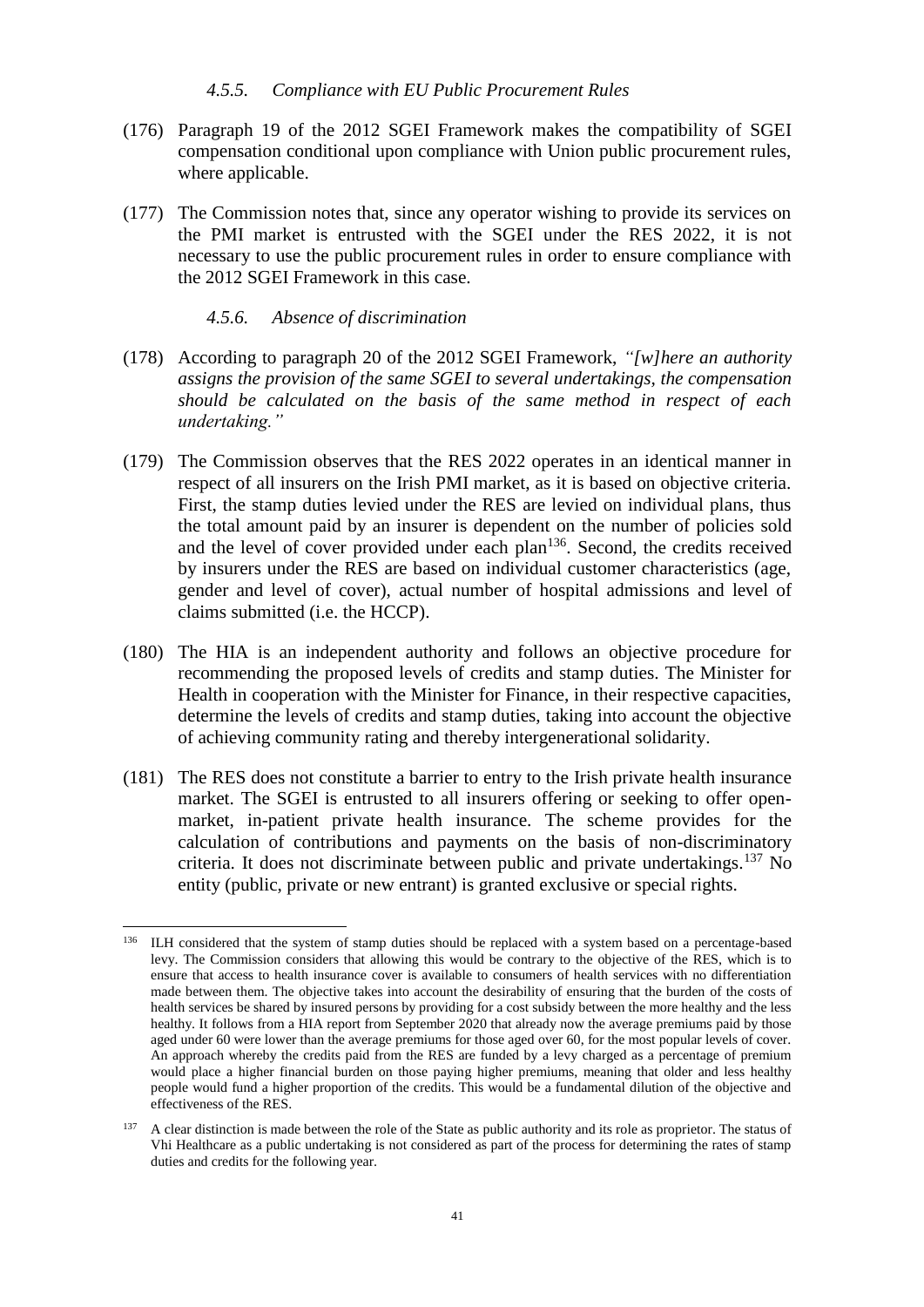#### *4.5.5. Compliance with EU Public Procurement Rules*

(176) Paragraph 19 of the 2012 SGEI Framework makes the compatibility of SGEI compensation conditional upon compliance with Union public procurement rules, where applicable.

(177) The Commission notes that, since any operator wishing to provide its services on the PMI market is entrusted with the SGEI under the RES 2022, it is not necessary to use the public procurement rules in order to ensure compliance with the 2012 SGEI Framework in this case.

#### *4.5.6. Absence of discrimination*

(178) According to paragraph 20 of the 2012 SGEI Framework, *"[w]here an authority assigns the provision of the same SGEI to several undertakings, the compensation should be calculated on the basis of the same method in respect of each undertaking."*

(179) The Commission observes that the RES 2022 operates in an identical manner in respect of all insurers on the Irish PMI market, as it is based on objective criteria. First, the stamp duties levied under the RES are levied on individual plans, thus the total amount paid by an insurer is dependent on the number of policies sold and the level of cover provided under each plan[136]. Second, the credits received by insurers under the RES are based on individual customer characteristics (age, gender and level of cover), actual number of hospital admissions and level of claims submitted (i.e. the HCCP).

(180) The HIA is an independent authority and follows an objective procedure for recommending the proposed levels of credits and stamp duties. The Minister for Health in cooperation with the Minister for Finance, in their respective capacities, determine the levels of credits and stamp duties, taking into account the objective of achieving community rating and thereby intergenerational solidarity.

(181) The RES does not constitute a barrier to entry to the Irish private health insurance market. The SGEI is entrusted to all insurers offering or seeking to offer open-market, in-patient private health insurance. The scheme provides for the calculation of contributions and payments on the basis of non-discriminatory criteria. It does not discriminate between public and private undertakings.[137] No entity (public, private or new entrant) is granted exclusive or special rights.

---

[136] ILH considered that the system of stamp duties should be replaced with a system based on a percentage-based levy. The Commission considers that allowing this would be contrary to the objective of the RES, which is to ensure that access to health insurance cover is available to consumers of health services with no differentiation made between them. The objective takes into account the desirability of ensuring that the burden of the costs of health services be shared by insured persons by providing for a cost subsidy between the more healthy and the less healthy. It follows from a HIA report from September 2020 that already now the average premiums paid by those aged under 60 were lower than the average premiums for those aged over 60, for the most popular levels of cover. An approach whereby the credits paid from the RES are funded by a levy charged as a percentage of premium would place a higher financial burden on those paying higher premiums, meaning that older and less healthy people would fund a higher proportion of the credits. This would be a fundamental dilution of the objective and effectiveness of the RES.

[137] A clear distinction is made between the role of the State as public authority and its role as proprietor. The status of Vhi Healthcare as a public undertaking is not considered as part of the process for determining the rates of stamp duties and credits for the following year.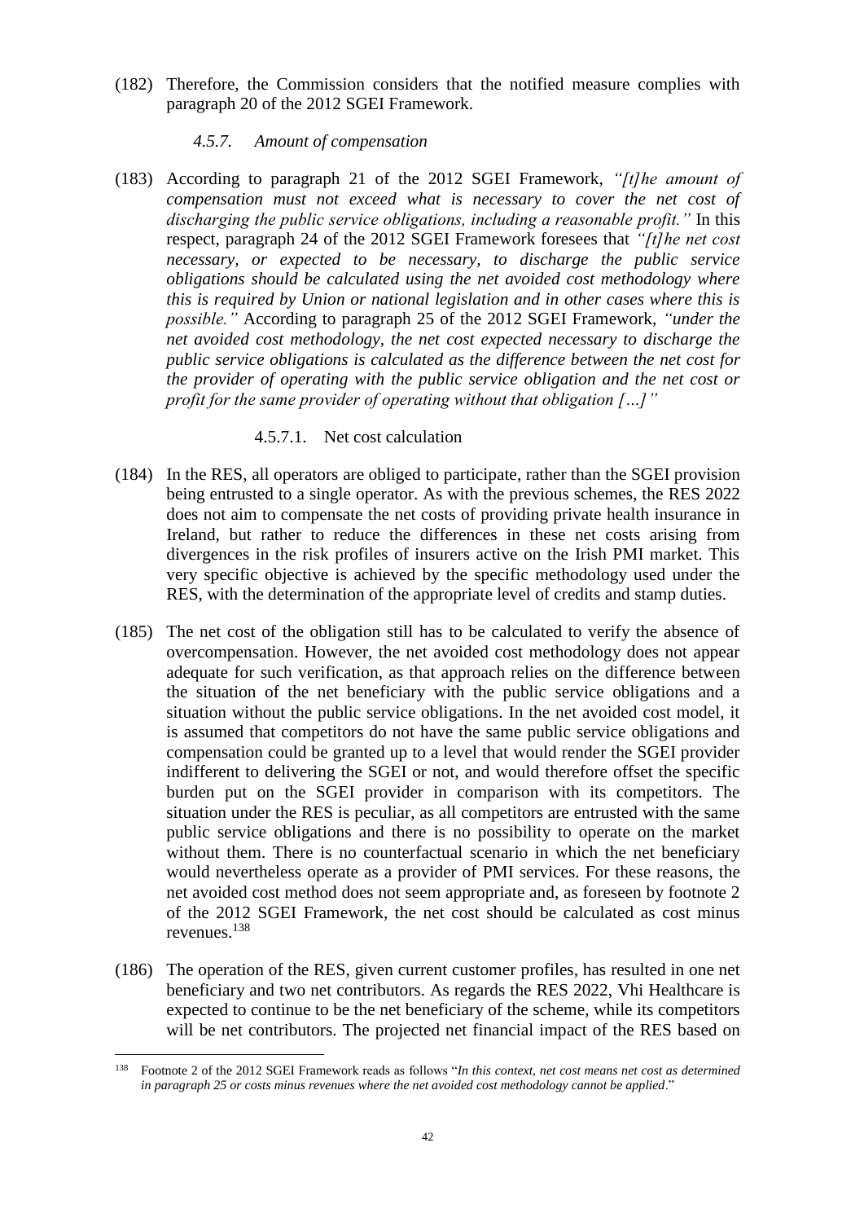(182) Therefore, the Commission considers that the notified measure complies with paragraph 20 of the 2012 SGEI Framework.

#### *4.5.7. Amount of compensation*

(183) According to paragraph 21 of the 2012 SGEI Framework, *"[t]he amount of compensation must not exceed what is necessary to cover the net cost of discharging the public service obligations, including a reasonable profit."* In this respect, paragraph 24 of the 2012 SGEI Framework foresees that *"[t]he net cost necessary, or expected to be necessary, to discharge the public service obligations should be calculated using the net avoided cost methodology where this is required by Union or national legislation and in other cases where this is possible."* According to paragraph 25 of the 2012 SGEI Framework, *"under the net avoided cost methodology, the net cost expected necessary to discharge the public service obligations is calculated as the difference between the net cost for the provider of operating with the public service obligation and the net cost or profit for the same provider of operating without that obligation […]"*

##### 4.5.7.1. Net cost calculation

(184) In the RES, all operators are obliged to participate, rather than the SGEI provision being entrusted to a single operator. As with the previous schemes, the RES 2022 does not aim to compensate the net costs of providing private health insurance in Ireland, but rather to reduce the differences in these net costs arising from divergences in the risk profiles of insurers active on the Irish PMI market. This very specific objective is achieved by the specific methodology used under the RES, with the determination of the appropriate level of credits and stamp duties.

(185) The net cost of the obligation still has to be calculated to verify the absence of overcompensation. However, the net avoided cost methodology does not appear adequate for such verification, as that approach relies on the difference between the situation of the net beneficiary with the public service obligations and a situation without the public service obligations. In the net avoided cost model, it is assumed that competitors do not have the same public service obligations and compensation could be granted up to a level that would render the SGEI provider indifferent to delivering the SGEI or not, and would therefore offset the specific burden put on the SGEI provider in comparison with its competitors. The situation under the RES is peculiar, as all competitors are entrusted with the same public service obligations and there is no possibility to operate on the market without them. There is no counterfactual scenario in which the net beneficiary would nevertheless operate as a provider of PMI services. For these reasons, the net avoided cost method does not seem appropriate and, as foreseen by footnote 2 of the 2012 SGEI Framework, the net cost should be calculated as cost minus revenues.[138]

(186) The operation of the RES, given current customer profiles, has resulted in one net beneficiary and two net contributors. As regards the RES 2022, Vhi Healthcare is expected to continue to be the net beneficiary of the scheme, while its competitors will be net contributors. The projected net financial impact of the RES based on

[138] Footnote 2 of the 2012 SGEI Framework reads as follows "*In this context, net cost means net cost as determined in paragraph 25 or costs minus revenues where the net avoided cost methodology cannot be applied*."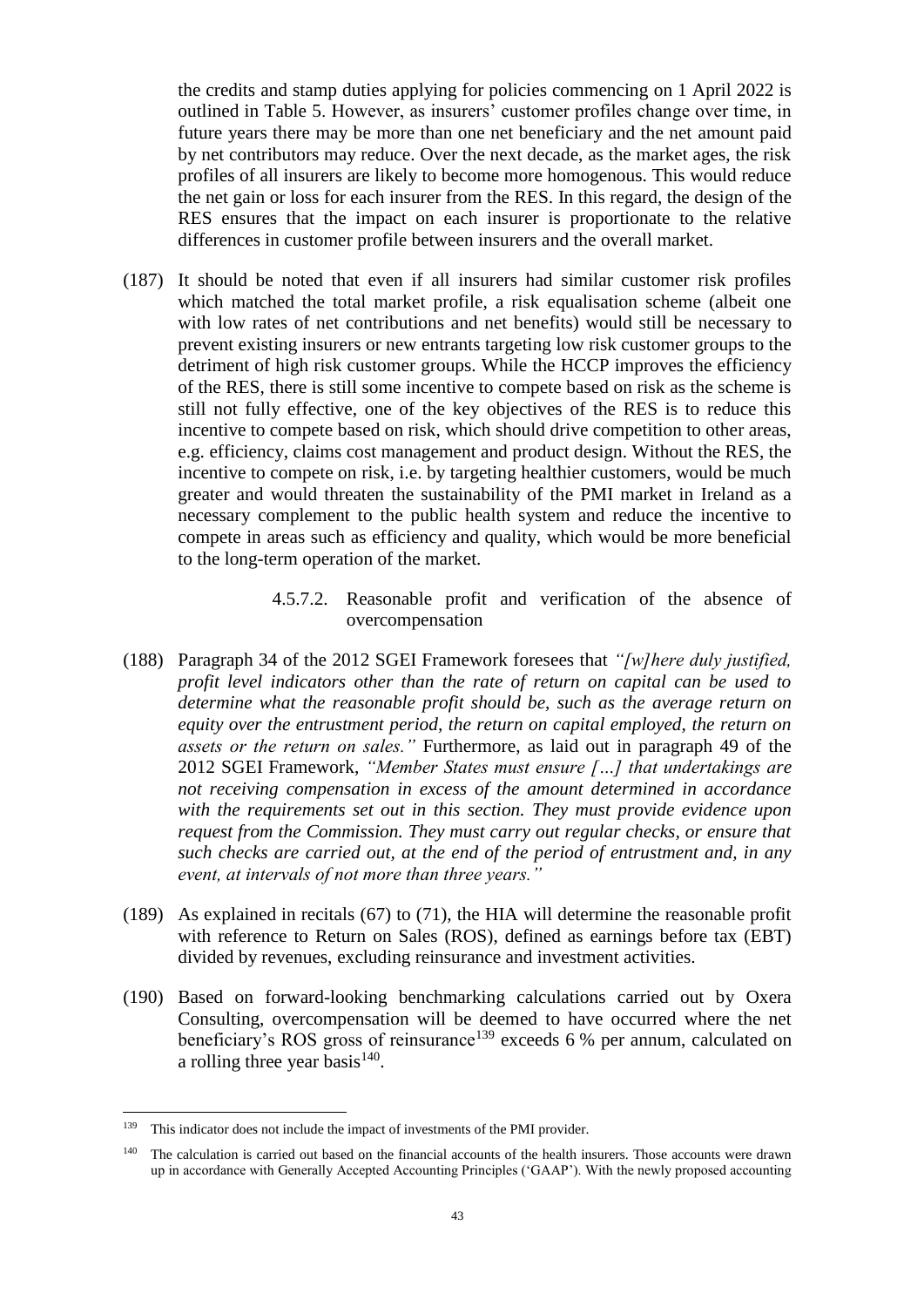the credits and stamp duties applying for policies commencing on 1 April 2022 is outlined in Table 5. However, as insurers' customer profiles change over time, in future years there may be more than one net beneficiary and the net amount paid by net contributors may reduce. Over the next decade, as the market ages, the risk profiles of all insurers are likely to become more homogenous. This would reduce the net gain or loss for each insurer from the RES. In this regard, the design of the RES ensures that the impact on each insurer is proportionate to the relative differences in customer profile between insurers and the overall market.

(187) It should be noted that even if all insurers had similar customer risk profiles which matched the total market profile, a risk equalisation scheme (albeit one with low rates of net contributions and net benefits) would still be necessary to prevent existing insurers or new entrants targeting low risk customer groups to the detriment of high risk customer groups. While the HCCP improves the efficiency of the RES, there is still some incentive to compete based on risk as the scheme is still not fully effective, one of the key objectives of the RES is to reduce this incentive to compete based on risk, which should drive competition to other areas, e.g. efficiency, claims cost management and product design. Without the RES, the incentive to compete on risk, i.e. by targeting healthier customers, would be much greater and would threaten the sustainability of the PMI market in Ireland as a necessary complement to the public health system and reduce the incentive to compete in areas such as efficiency and quality, which would be more beneficial to the long-term operation of the market.

##### 4.5.7.2. Reasonable profit and verification of the absence of overcompensation

(188) Paragraph 34 of the 2012 SGEI Framework foresees that *"[w]here duly justified, profit level indicators other than the rate of return on capital can be used to determine what the reasonable profit should be, such as the average return on equity over the entrustment period, the return on capital employed, the return on assets or the return on sales."* Furthermore, as laid out in paragraph 49 of the 2012 SGEI Framework, *"Member States must ensure […] that undertakings are not receiving compensation in excess of the amount determined in accordance with the requirements set out in this section. They must provide evidence upon request from the Commission. They must carry out regular checks, or ensure that such checks are carried out, at the end of the period of entrustment and, in any event, at intervals of not more than three years."*

(189) As explained in recitals (67) to (71), the HIA will determine the reasonable profit with reference to Return on Sales (ROS), defined as earnings before tax (EBT) divided by revenues, excluding reinsurance and investment activities.

(190) Based on forward-looking benchmarking calculations carried out by Oxera Consulting, overcompensation will be deemed to have occurred where the net beneficiary's ROS gross of reinsurance[139] exceeds 6 % per annum, calculated on a rolling three year basis[140].

---

[139] This indicator does not include the impact of investments of the PMI provider.

[140] The calculation is carried out based on the financial accounts of the health insurers. Those accounts were drawn up in accordance with Generally Accepted Accounting Principles ('GAAP'). With the newly proposed accounting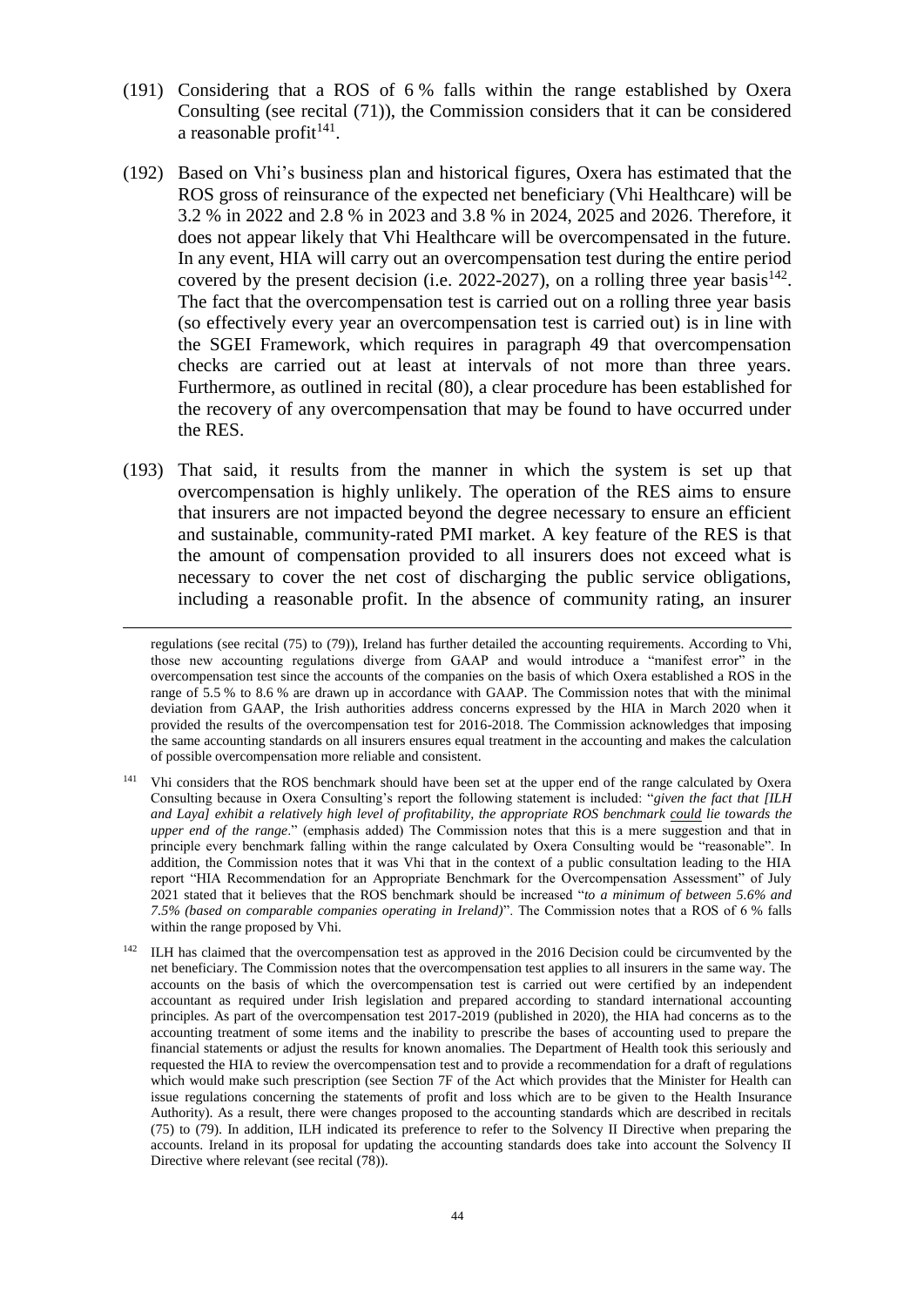(191) Considering that a ROS of 6 % falls within the range established by Oxera Consulting (see recital (71)), the Commission considers that it can be considered a reasonable profit[141].

(192) Based on Vhi's business plan and historical figures, Oxera has estimated that the ROS gross of reinsurance of the expected net beneficiary (Vhi Healthcare) will be 3.2 % in 2022 and 2.8 % in 2023 and 3.8 % in 2024, 2025 and 2026. Therefore, it does not appear likely that Vhi Healthcare will be overcompensated in the future. In any event, HIA will carry out an overcompensation test during the entire period covered by the present decision (i.e. 2022-2027), on a rolling three year basis[142]. The fact that the overcompensation test is carried out on a rolling three year basis (so effectively every year an overcompensation test is carried out) is in line with the SGEI Framework, which requires in paragraph 49 that overcompensation checks are carried out at least at intervals of not more than three years. Furthermore, as outlined in recital (80), a clear procedure has been established for the recovery of any overcompensation that may be found to have occurred under the RES.

(193) That said, it results from the manner in which the system is set up that overcompensation is highly unlikely. The operation of the RES aims to ensure that insurers are not impacted beyond the degree necessary to ensure an efficient and sustainable, community-rated PMI market. A key feature of the RES is that the amount of compensation provided to all insurers does not exceed what is necessary to cover the net cost of discharging the public service obligations, including a reasonable profit. In the absence of community rating, an insurer

---

regulations (see recital (75) to (79)), Ireland has further detailed the accounting requirements. According to Vhi, those new accounting regulations diverge from GAAP and would introduce a "manifest error" in the overcompensation test since the accounts of the companies on the basis of which Oxera established a ROS in the range of 5.5 % to 8.6 % are drawn up in accordance with GAAP. The Commission notes that with the minimal deviation from GAAP, the Irish authorities address concerns expressed by the HIA in March 2020 when it provided the results of the overcompensation test for 2016-2018. The Commission acknowledges that imposing the same accounting standards on all insurers ensures equal treatment in the accounting and makes the calculation of possible overcompensation more reliable and consistent.

[141] Vhi considers that the ROS benchmark should have been set at the upper end of the range calculated by Oxera Consulting because in Oxera Consulting's report the following statement is included: "*given the fact that [ILH and Laya] exhibit a relatively high level of profitability, the appropriate ROS benchmark could lie towards the upper end of the range*." (emphasis added) The Commission notes that this is a mere suggestion and that in principle every benchmark falling within the range calculated by Oxera Consulting would be "reasonable". In addition, the Commission notes that it was Vhi that in the context of a public consultation leading to the HIA report "HIA Recommendation for an Appropriate Benchmark for the Overcompensation Assessment" of July 2021 stated that it believes that the ROS benchmark should be increased "*to a minimum of between 5.6% and 7.5% (based on comparable companies operating in Ireland)*". The Commission notes that a ROS of 6 % falls within the range proposed by Vhi.

[142] ILH has claimed that the overcompensation test as approved in the 2016 Decision could be circumvented by the net beneficiary. The Commission notes that the overcompensation test applies to all insurers in the same way. The accounts on the basis of which the overcompensation test is carried out were certified by an independent accountant as required under Irish legislation and prepared according to standard international accounting principles. As part of the overcompensation test 2017-2019 (published in 2020), the HIA had concerns as to the accounting treatment of some items and the inability to prescribe the bases of accounting used to prepare the financial statements or adjust the results for known anomalies. The Department of Health took this seriously and requested the HIA to review the overcompensation test and to provide a recommendation for a draft of regulations which would make such prescription (see Section 7F of the Act which provides that the Minister for Health can issue regulations concerning the statements of profit and loss which are to be given to the Health Insurance Authority). As a result, there were changes proposed to the accounting standards which are described in recitals (75) to (79). In addition, ILH indicated its preference to refer to the Solvency II Directive when preparing the accounts. Ireland in its proposal for updating the accounting standards does take into account the Solvency II Directive where relevant (see recital (78)).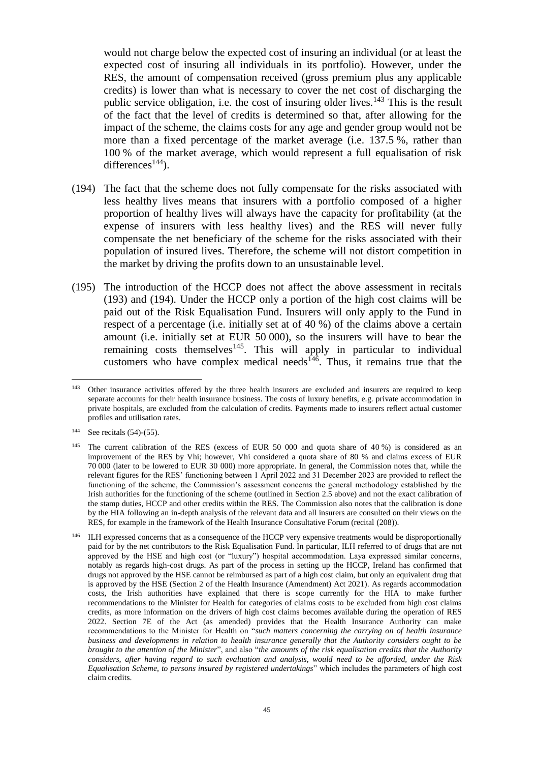would not charge below the expected cost of insuring an individual (or at least the expected cost of insuring all individuals in its portfolio). However, under the RES, the amount of compensation received (gross premium plus any applicable credits) is lower than what is necessary to cover the net cost of discharging the public service obligation, i.e. the cost of insuring older lives.[143] This is the result of the fact that the level of credits is determined so that, after allowing for the impact of the scheme, the claims costs for any age and gender group would not be more than a fixed percentage of the market average (i.e. 137.5 %, rather than 100 % of the market average, which would represent a full equalisation of risk differences[144]).

(194) The fact that the scheme does not fully compensate for the risks associated with less healthy lives means that insurers with a portfolio composed of a higher proportion of healthy lives will always have the capacity for profitability (at the expense of insurers with less healthy lives) and the RES will never fully compensate the net beneficiary of the scheme for the risks associated with their population of insured lives. Therefore, the scheme will not distort competition in the market by driving the profits down to an unsustainable level.

(195) The introduction of the HCCP does not affect the above assessment in recitals (193) and (194). Under the HCCP only a portion of the high cost claims will be paid out of the Risk Equalisation Fund. Insurers will only apply to the Fund in respect of a percentage (i.e. initially set at of 40 %) of the claims above a certain amount (i.e. initially set at EUR 50 000), so the insurers will have to bear the remaining costs themselves[145]. This will apply in particular to individual customers who have complex medical needs[146]. Thus, it remains true that the

---

[143] Other insurance activities offered by the three health insurers are excluded and insurers are required to keep separate accounts for their health insurance business. The costs of luxury benefits, e.g. private accommodation in private hospitals, are excluded from the calculation of credits. Payments made to insurers reflect actual customer profiles and utilisation rates.

[144] See recitals (54)-(55).

[145] The current calibration of the RES (excess of EUR 50 000 and quota share of 40 %) is considered as an improvement of the RES by Vhi; however, Vhi considered a quota share of 80 % and claims excess of EUR 70 000 (later to be lowered to EUR 30 000) more appropriate. In general, the Commission notes that, while the relevant figures for the RES' functioning between 1 April 2022 and 31 December 2023 are provided to reflect the functioning of the scheme, the Commission's assessment concerns the general methodology established by the Irish authorities for the functioning of the scheme (outlined in Section 2.5 above) and not the exact calibration of the stamp duties, HCCP and other credits within the RES. The Commission also notes that the calibration is done by the HIA following an in-depth analysis of the relevant data and all insurers are consulted on their views on the RES, for example in the framework of the Health Insurance Consultative Forum (recital (208)).

[146] ILH expressed concerns that as a consequence of the HCCP very expensive treatments would be disproportionally paid for by the net contributors to the Risk Equalisation Fund. In particular, ILH referred to of drugs that are not approved by the HSE and high cost (or "luxury") hospital accommodation. Laya expressed similar concerns, notably as regards high-cost drugs. As part of the process in setting up the HCCP, Ireland has confirmed that drugs not approved by the HSE cannot be reimbursed as part of a high cost claim, but only an equivalent drug that is approved by the HSE (Section 2 of the Health Insurance (Amendment) Act 2021). As regards accommodation costs, the Irish authorities have explained that there is scope currently for the HIA to make further recommendations to the Minister for Health for categories of claims costs to be excluded from high cost claims credits, as more information on the drivers of high cost claims becomes available during the operation of RES 2022. Section 7E of the Act (as amended) provides that the Health Insurance Authority can make recommendations to the Minister for Health on "*such matters concerning the carrying on of health insurance business and developments in relation to health insurance generally that the Authority considers ought to be brought to the attention of the Minister*", and also "*the amounts of the risk equalisation credits that the Authority considers, after having regard to such evaluation and analysis, would need to be afforded, under the Risk Equalisation Scheme, to persons insured by registered undertakings*" which includes the parameters of high cost claim credits.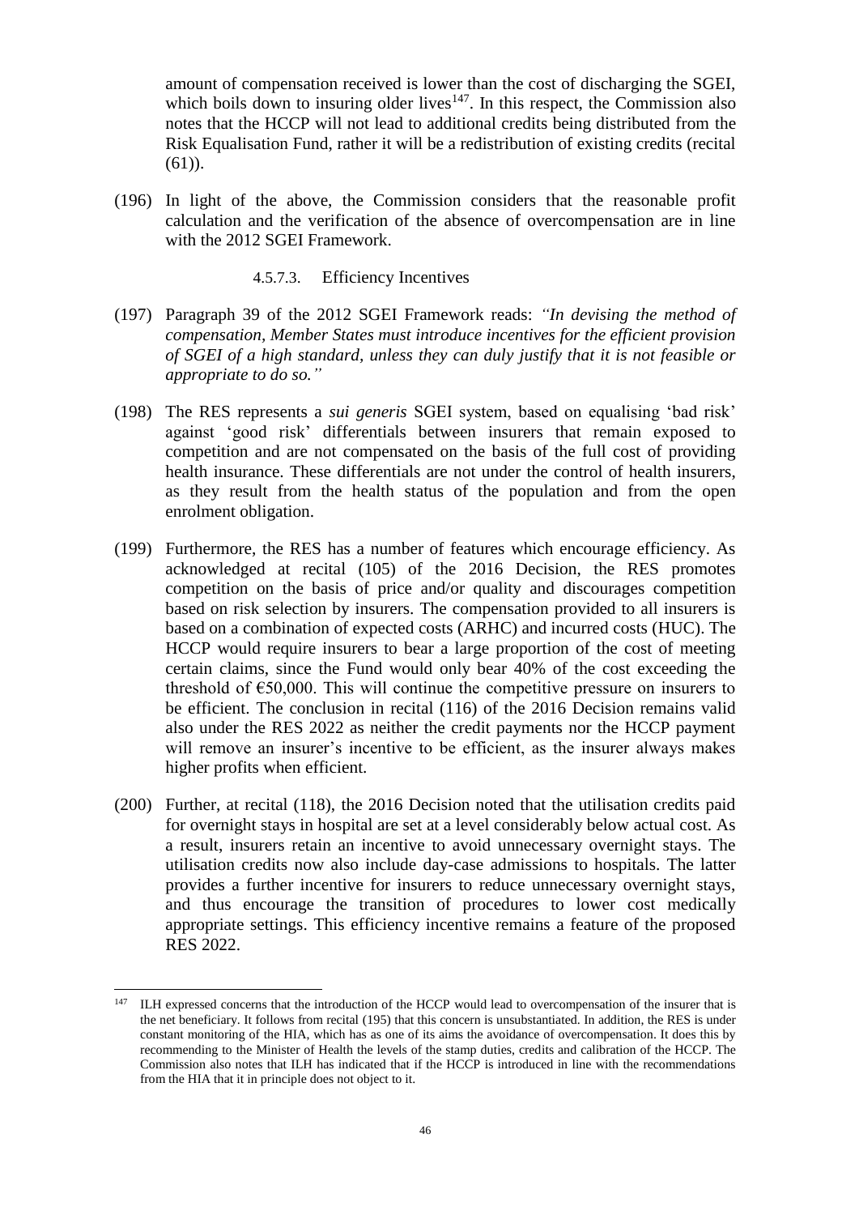amount of compensation received is lower than the cost of discharging the SGEI, which boils down to insuring older lives[147]. In this respect, the Commission also notes that the HCCP will not lead to additional credits being distributed from the Risk Equalisation Fund, rather it will be a redistribution of existing credits (recital (61)).

(196) In light of the above, the Commission considers that the reasonable profit calculation and the verification of the absence of overcompensation are in line with the 2012 SGEI Framework.

#### 4.5.7.3. Efficiency Incentives

(197) Paragraph 39 of the 2012 SGEI Framework reads: *"In devising the method of compensation, Member States must introduce incentives for the efficient provision of SGEI of a high standard, unless they can duly justify that it is not feasible or appropriate to do so."*

(198) The RES represents a *sui generis* SGEI system, based on equalising 'bad risk' against 'good risk' differentials between insurers that remain exposed to competition and are not compensated on the basis of the full cost of providing health insurance. These differentials are not under the control of health insurers, as they result from the health status of the population and from the open enrolment obligation.

(199) Furthermore, the RES has a number of features which encourage efficiency. As acknowledged at recital (105) of the 2016 Decision, the RES promotes competition on the basis of price and/or quality and discourages competition based on risk selection by insurers. The compensation provided to all insurers is based on a combination of expected costs (ARHC) and incurred costs (HUC). The HCCP would require insurers to bear a large proportion of the cost of meeting certain claims, since the Fund would only bear 40% of the cost exceeding the threshold of €50,000. This will continue the competitive pressure on insurers to be efficient. The conclusion in recital (116) of the 2016 Decision remains valid also under the RES 2022 as neither the credit payments nor the HCCP payment will remove an insurer's incentive to be efficient, as the insurer always makes higher profits when efficient.

(200) Further, at recital (118), the 2016 Decision noted that the utilisation credits paid for overnight stays in hospital are set at a level considerably below actual cost. As a result, insurers retain an incentive to avoid unnecessary overnight stays. The utilisation credits now also include day-case admissions to hospitals. The latter provides a further incentive for insurers to reduce unnecessary overnight stays, and thus encourage the transition of procedures to lower cost medically appropriate settings. This efficiency incentive remains a feature of the proposed RES 2022.

---

[147] ILH expressed concerns that the introduction of the HCCP would lead to overcompensation of the insurer that is the net beneficiary. It follows from recital (195) that this concern is unsubstantiated. In addition, the RES is under constant monitoring of the HIA, which has as one of its aims the avoidance of overcompensation. It does this by recommending to the Minister of Health the levels of the stamp duties, credits and calibration of the HCCP. The Commission also notes that ILH has indicated that if the HCCP is introduced in line with the recommendations from the HIA that it in principle does not object to it.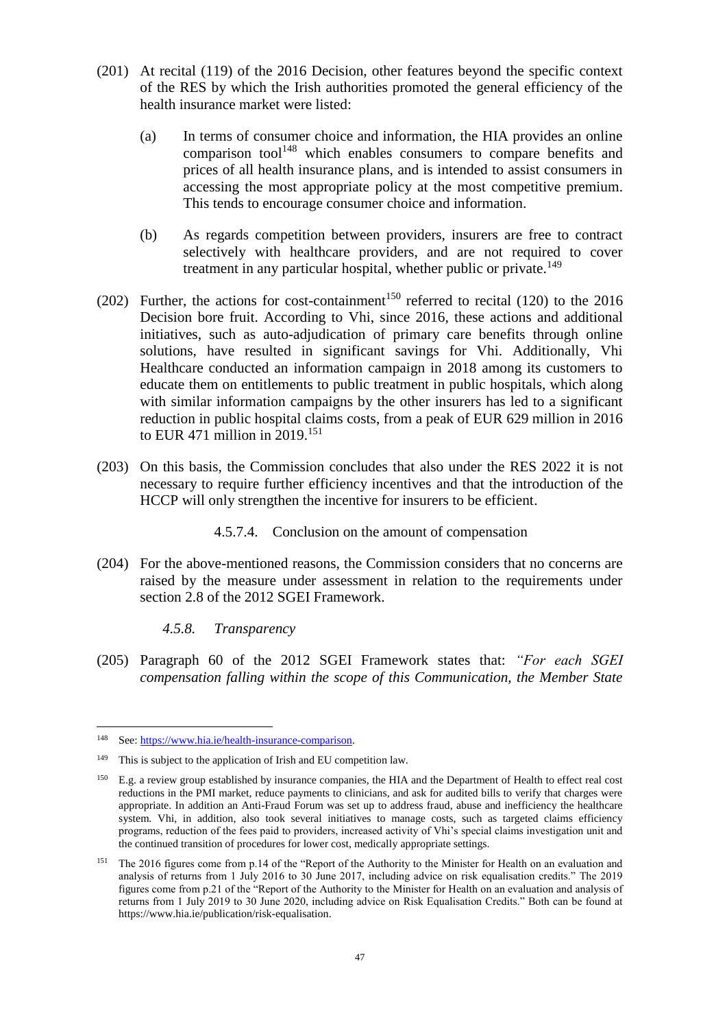(201) At recital (119) of the 2016 Decision, other features beyond the specific context of the RES by which the Irish authorities promoted the general efficiency of the health insurance market were listed:

(a) In terms of consumer choice and information, the HIA provides an online comparison tool[148] which enables consumers to compare benefits and prices of all health insurance plans, and is intended to assist consumers in accessing the most appropriate policy at the most competitive premium. This tends to encourage consumer choice and information.

(b) As regards competition between providers, insurers are free to contract selectively with healthcare providers, and are not required to cover treatment in any particular hospital, whether public or private.[149]

(202) Further, the actions for cost-containment[150] referred to recital (120) to the 2016 Decision bore fruit. According to Vhi, since 2016, these actions and additional initiatives, such as auto-adjudication of primary care benefits through online solutions, have resulted in significant savings for Vhi. Additionally, Vhi Healthcare conducted an information campaign in 2018 among its customers to educate them on entitlements to public treatment in public hospitals, which along with similar information campaigns by the other insurers has led to a significant reduction in public hospital claims costs, from a peak of EUR 629 million in 2016 to EUR 471 million in 2019.[151]

(203) On this basis, the Commission concludes that also under the RES 2022 it is not necessary to require further efficiency incentives and that the introduction of the HCCP will only strengthen the incentive for insurers to be efficient.

##### 4.5.7.4. Conclusion on the amount of compensation

(204) For the above-mentioned reasons, the Commission considers that no concerns are raised by the measure under assessment in relation to the requirements under section 2.8 of the 2012 SGEI Framework.

#### *4.5.8. Transparency*

(205) Paragraph 60 of the 2012 SGEI Framework states that: *"For each SGEI compensation falling within the scope of this Communication, the Member State*

---

[148] See: https://www.hia.ie/health-insurance-comparison.

[149] This is subject to the application of Irish and EU competition law.

[150] E.g. a review group established by insurance companies, the HIA and the Department of Health to effect real cost reductions in the PMI market, reduce payments to clinicians, and ask for audited bills to verify that charges were appropriate. In addition an Anti-Fraud Forum was set up to address fraud, abuse and inefficiency the healthcare system. Vhi, in addition, also took several initiatives to manage costs, such as targeted claims efficiency programs, reduction of the fees paid to providers, increased activity of Vhi's special claims investigation unit and the continued transition of procedures for lower cost, medically appropriate settings.

[151] The 2016 figures come from p.14 of the "Report of the Authority to the Minister for Health on an evaluation and analysis of returns from 1 July 2016 to 30 June 2017, including advice on risk equalisation credits." The 2019 figures come from p.21 of the "Report of the Authority to the Minister for Health on an evaluation and analysis of returns from 1 July 2019 to 30 June 2020, including advice on Risk Equalisation Credits." Both can be found at https://www.hia.ie/publication/risk-equalisation.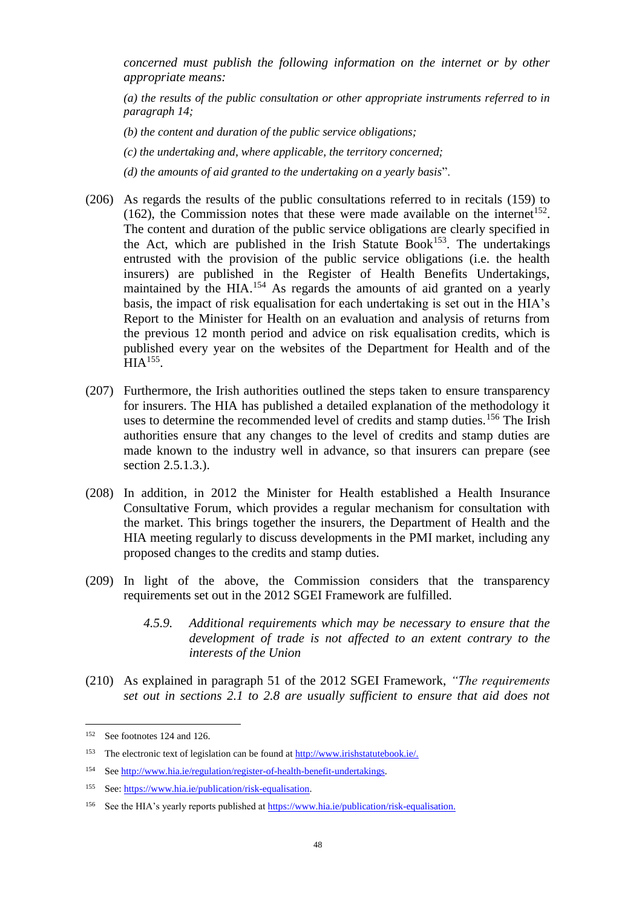*concerned must publish the following information on the internet or by other appropriate means:*

*(a) the results of the public consultation or other appropriate instruments referred to in paragraph 14;*

*(b) the content and duration of the public service obligations;*

*(c) the undertaking and, where applicable, the territory concerned;*

*(d) the amounts of aid granted to the undertaking on a yearly basis*".

(206) As regards the results of the public consultations referred to in recitals (159) to (162), the Commission notes that these were made available on the internet[152]. The content and duration of the public service obligations are clearly specified in the Act, which are published in the Irish Statute Book[153]. The undertakings entrusted with the provision of the public service obligations (i.e. the health insurers) are published in the Register of Health Benefits Undertakings, maintained by the HIA.[154] As regards the amounts of aid granted on a yearly basis, the impact of risk equalisation for each undertaking is set out in the HIA's Report to the Minister for Health on an evaluation and analysis of returns from the previous 12 month period and advice on risk equalisation credits, which is published every year on the websites of the Department for Health and of the HIA[155].

(207) Furthermore, the Irish authorities outlined the steps taken to ensure transparency for insurers. The HIA has published a detailed explanation of the methodology it uses to determine the recommended level of credits and stamp duties.[156] The Irish authorities ensure that any changes to the level of credits and stamp duties are made known to the industry well in advance, so that insurers can prepare (see section 2.5.1.3.).

(208) In addition, in 2012 the Minister for Health established a Health Insurance Consultative Forum, which provides a regular mechanism for consultation with the market. This brings together the insurers, the Department of Health and the HIA meeting regularly to discuss developments in the PMI market, including any proposed changes to the credits and stamp duties.

(209) In light of the above, the Commission considers that the transparency requirements set out in the 2012 SGEI Framework are fulfilled.

#### *4.5.9. Additional requirements which may be necessary to ensure that the development of trade is not affected to an extent contrary to the interests of the Union*

(210) As explained in paragraph 51 of the 2012 SGEI Framework, *"The requirements set out in sections 2.1 to 2.8 are usually sufficient to ensure that aid does not*

---

[152] See footnotes 124 and 126.

[153] The electronic text of legislation can be found at http://www.irishstatutebook.ie/.

[154] See http://www.hia.ie/regulation/register-of-health-benefit-undertakings.

[155] See: https://www.hia.ie/publication/risk-equalisation.

[156] See the HIA's yearly reports published at https://www.hia.ie/publication/risk-equalisation.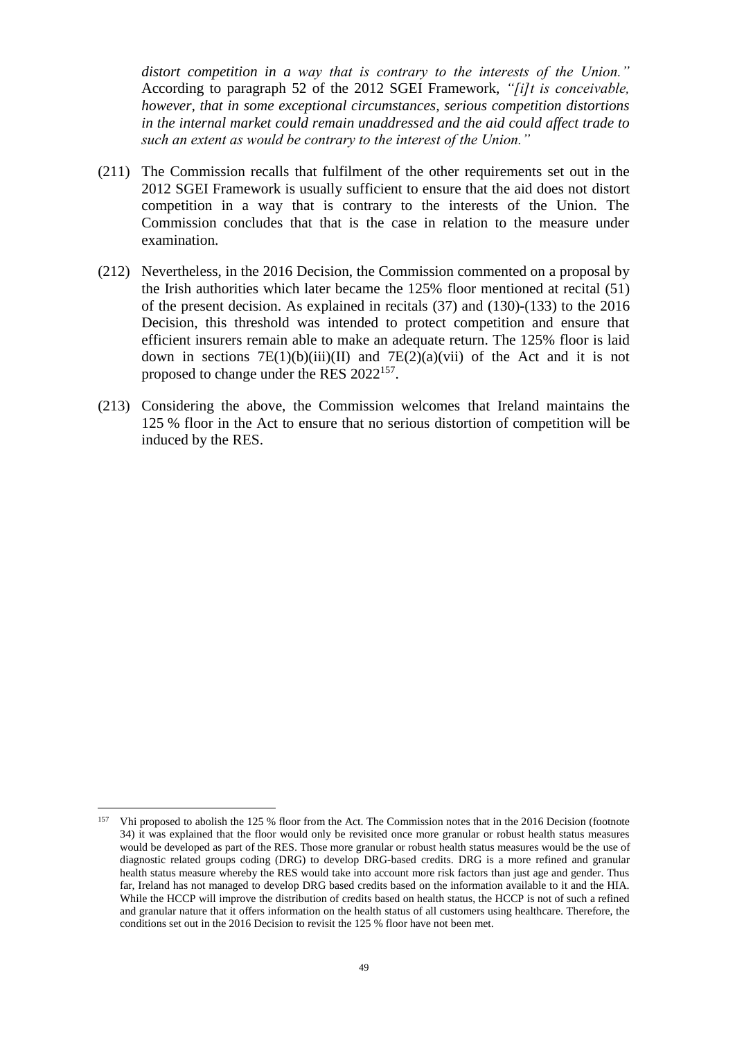*distort competition in a way that is contrary to the interests of the Union."* According to paragraph 52 of the 2012 SGEI Framework, *"[i]t is conceivable, however, that in some exceptional circumstances, serious competition distortions in the internal market could remain unaddressed and the aid could affect trade to such an extent as would be contrary to the interest of the Union."*

(211) The Commission recalls that fulfilment of the other requirements set out in the 2012 SGEI Framework is usually sufficient to ensure that the aid does not distort competition in a way that is contrary to the interests of the Union. The Commission concludes that that is the case in relation to the measure under examination.

(212) Nevertheless, in the 2016 Decision, the Commission commented on a proposal by the Irish authorities which later became the 125% floor mentioned at recital (51) of the present decision. As explained in recitals (37) and (130)-(133) to the 2016 Decision, this threshold was intended to protect competition and ensure that efficient insurers remain able to make an adequate return. The 125% floor is laid down in sections 7E(1)(b)(iii)(II) and 7E(2)(a)(vii) of the Act and it is not proposed to change under the RES 2022[157].

(213) Considering the above, the Commission welcomes that Ireland maintains the 125 % floor in the Act to ensure that no serious distortion of competition will be induced by the RES.

---

[157] Vhi proposed to abolish the 125 % floor from the Act. The Commission notes that in the 2016 Decision (footnote 34) it was explained that the floor would only be revisited once more granular or robust health status measures would be developed as part of the RES. Those more granular or robust health status measures would be the use of diagnostic related groups coding (DRG) to develop DRG-based credits. DRG is a more refined and granular health status measure whereby the RES would take into account more risk factors than just age and gender. Thus far, Ireland has not managed to develop DRG based credits based on the information available to it and the HIA. While the HCCP will improve the distribution of credits based on health status, the HCCP is not of such a refined and granular nature that it offers information on the health status of all customers using healthcare. Therefore, the conditions set out in the 2016 Decision to revisit the 125 % floor have not been met.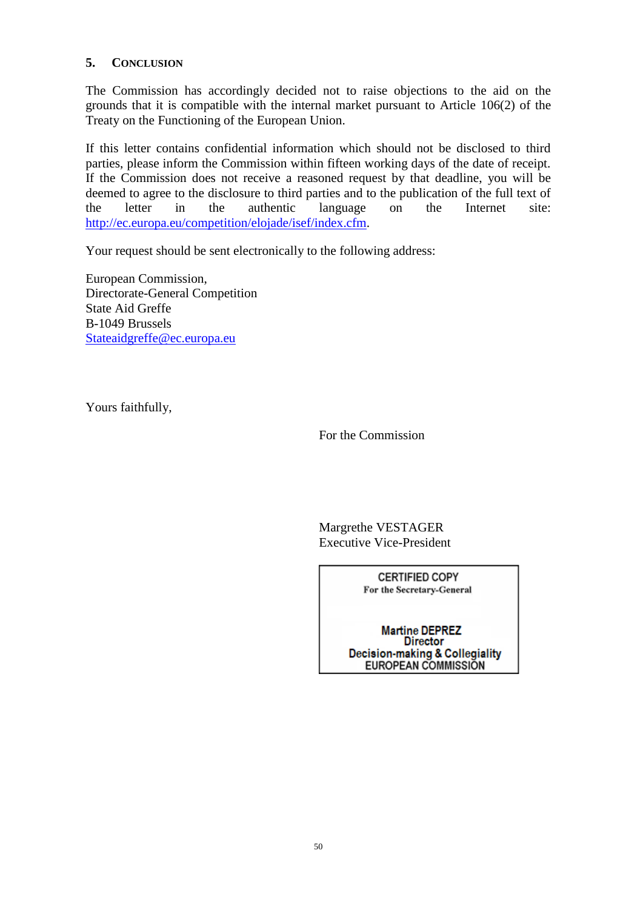## 5. CONCLUSION

The Commission has accordingly decided not to raise objections to the aid on the grounds that it is compatible with the internal market pursuant to Article 106(2) of the Treaty on the Functioning of the European Union.

If this letter contains confidential information which should not be disclosed to third parties, please inform the Commission within fifteen working days of the date of receipt. If the Commission does not receive a reasoned request by that deadline, you will be deemed to agree to the disclosure to third parties and to the publication of the full text of the letter in the authentic language on the Internet site: http://ec.europa.eu/competition/elojade/isef/index.cfm.

Your request should be sent electronically to the following address:

European Commission,  
Directorate-General Competition  
State Aid Greffe  
B-1049 Brussels  
Stateaidgreffe@ec.europa.eu

Yours faithfully,

For the Commission

Margrethe VESTAGER  
Executive Vice-President

CERTIFIED COPY  
For the Secretary-General

Martine DEPREZ  
Director  
Decision-making & Collegiality  
EUROPEAN COMMISSION